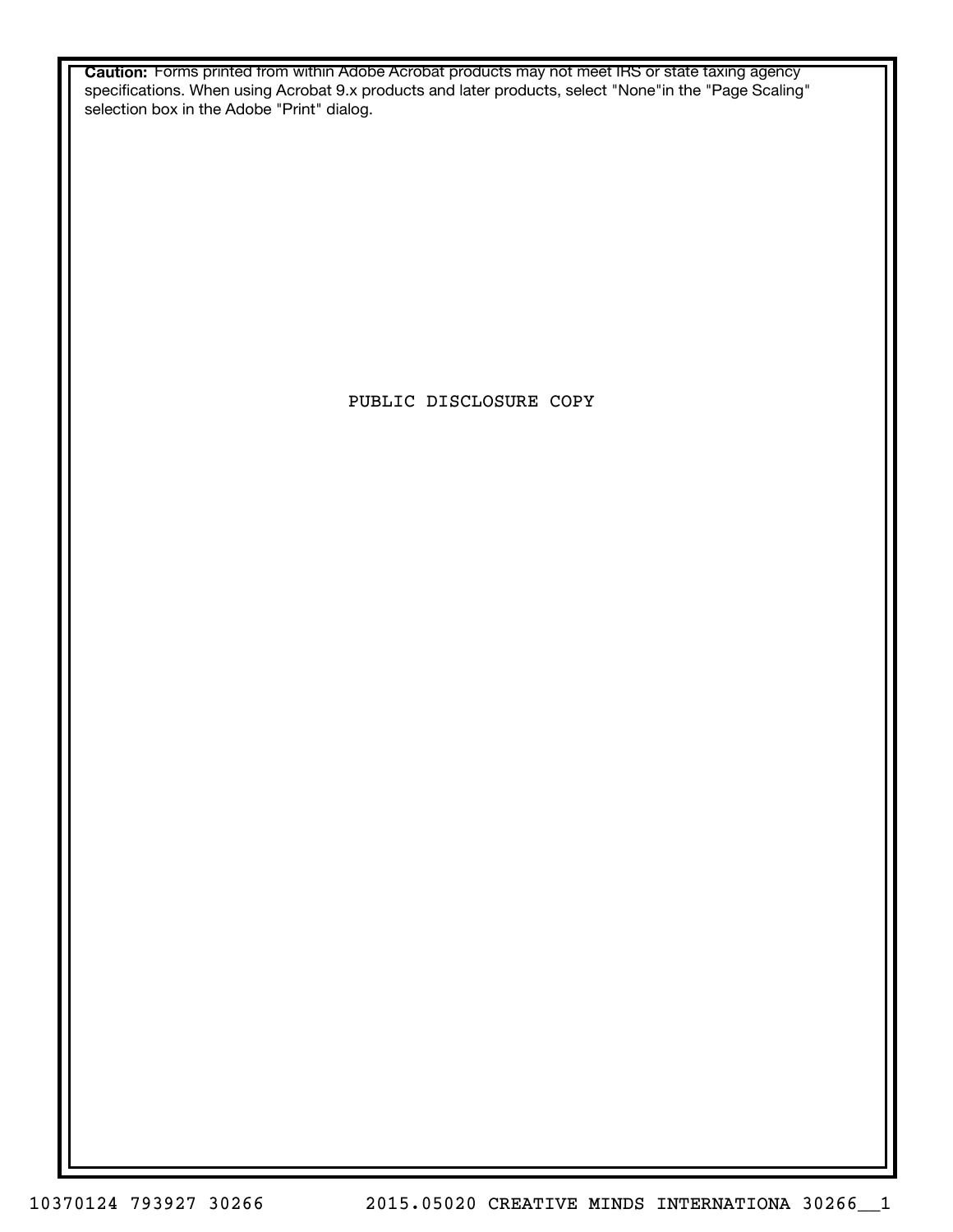**Caution:** Forms printed from within Adobe Acrobat products may not meet IRS or state taxing agency specifications. When using Acrobat 9.x products and later products, select "None"in the "Page Scaling" selection box in the Adobe "Print" dialog.

PUBLIC DISCLOSURE COPY

10370124 793927 30266 2015.05020 CREATIVE MINDS INTERNATIONA 30266__1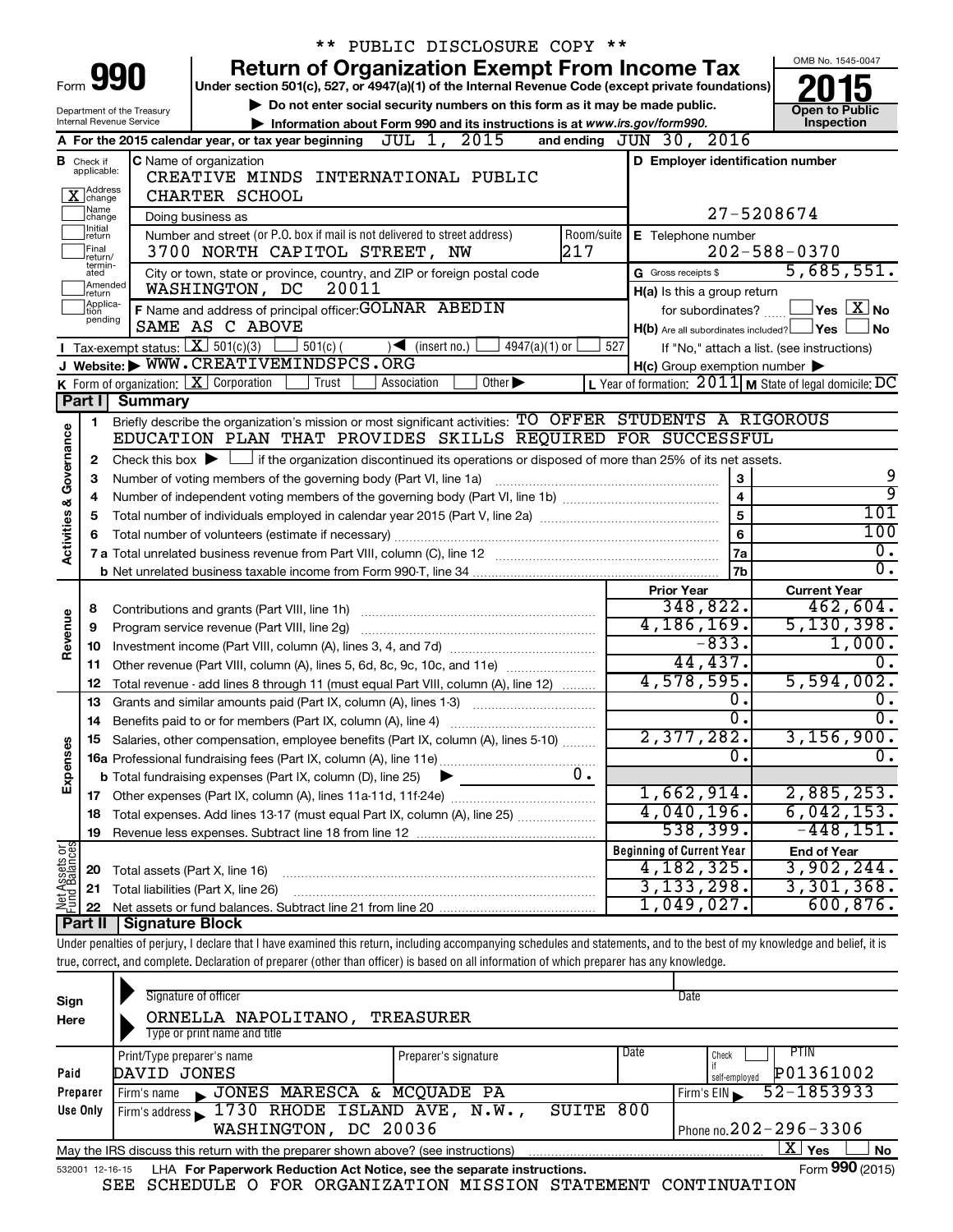** PUBLIC DISCLOSURE COPY **

# Form 990 — Return of Organization Exempt From Income Tax (2015)

Under section 501(c), 527, or 4947(a)(1) of the Internal Revenue Code (except private foundations)

▶ Do not enter social security numbers on this form as it may be made public.

▶ Information about Form 990 and its instructions is at www.irs.gov/form990.

OMB No. 1545-0047 — Open to Public Inspection

Department of the Treasury, Internal Revenue Service

**A** For the 2015 calendar year, or tax year beginning JUL 1, 2015 and ending JUN 30, 2016

**B** Check if applicable: [X] Address change; [ ] Name change; [ ] Initial return; [ ] Final return/terminated; [ ] Amended return; [ ] Application pending

**C** Name of organization: CREATIVE MINDS INTERNATIONAL PUBLIC CHARTER SCHOOL

Doing business as

Number and street (or P.O. box if mail is not delivered to street address): 3700 NORTH CAPITOL STREET, NW — Room/suite: 217

City or town, state or province, country, and ZIP or foreign postal code: WASHINGTON, DC 20011

**D** Employer identification number: 27-5208674

**E** Telephone number: 202-588-0370

**G** Gross receipts $ 5,685,551.

**F** Name and address of principal officer: GOLNAR ABEDIN, SAME AS C ABOVE

**H(a)** Is this a group return for subordinates? [ ] Yes [X] No

**H(b)** Are all subordinates included? [ ] Yes [ ] No — If "No," attach a list. (see instructions)

**H(c)** Group exemption number ▶

**I** Tax-exempt status: [X] 501(c)(3) [ ] 501(c) ( ) ◀ (insert no.) [ ] 4947(a)(1) or [ ] 527

**J** Website: ▶ WWW.CREATIVEMINDSPCS.ORG

**K** Form of organization: [X] Corporation [ ] Trust [ ] Association [ ] Other ▶

**L** Year of formation: 2011 **M** State of legal domicile: DC

## Part I Summary

**Activities & Governance**

1 Briefly describe the organization's mission or most significant activities: TO OFFER STUDENTS A RIGOROUS EDUCATION PLAN THAT PROVIDES SKILLS REQUIRED FOR SUCCESSFUL

2 Check this box ▶ [ ] if the organization discontinued its operations or disposed of more than 25% of its net assets.

| Line | Description | | Value |
|---|---|---|---|
| 3 | Number of voting members of the governing body (Part VI, line 1a) | 3 | 9 |
| 4 | Number of independent voting members of the governing body (Part VI, line 1b) | 4 | 9 |
| 5 | Total number of individuals employed in calendar year 2015 (Part V, line 2a) | 5 | 101 |
| 6 | Total number of volunteers (estimate if necessary) | 6 | 100 |
| 7a | Total unrelated business revenue from Part VIII, column (C), line 12 | 7a | 0. |
| 7b | Net unrelated business taxable income from Form 990-T, line 34 | 7b | 0. |

| Line | Description | Prior Year | Current Year |
|---|---|---|---|
| **Revenue** | | | |
| 8 | Contributions and grants (Part VIII, line 1h) | 348,822. | 462,604. |
| 9 | Program service revenue (Part VIII, line 2g) | 4,186,169. | 5,130,398. |
| 10 | Investment income (Part VIII, column (A), lines 3, 4, and 7d) | -833. | 1,000. |
| 11 | Other revenue (Part VIII, column (A), lines 5, 6d, 8c, 9c, 10c, and 11e) | 44,437. | 0. |
| 12 | Total revenue - add lines 8 through 11 (must equal Part VIII, column (A), line 12) | 4,578,595. | 5,594,002. |
| **Expenses** | | | |
| 13 | Grants and similar amounts paid (Part IX, column (A), lines 1-3) | 0. | 0. |
| 14 | Benefits paid to or for members (Part IX, column (A), line 4) | 0. | 0. |
| 15 | Salaries, other compensation, employee benefits (Part IX, column (A), lines 5-10) | 2,377,282. | 3,156,900. |
| 16a | Professional fundraising fees (Part IX, column (A), line 11e) | 0. | 0. |
| b | Total fundraising expenses (Part IX, column (D), line 25) ▶ 0. | | |
| 17 | Other expenses (Part IX, column (A), lines 11a-11d, 11f-24e) | 1,662,914. | 2,885,253. |
| 18 | Total expenses. Add lines 13-17 (must equal Part IX, column (A), line 25) | 4,040,196. | 6,042,153. |
| 19 | Revenue less expenses. Subtract line 18 from line 12 | 538,399. | -448,151. |

| Line | Net Assets or Fund Balances | Beginning of Current Year | End of Year |
|---|---|---|---|
| 20 | Total assets (Part X, line 16) | 4,182,325. | 3,902,244. |
| 21 | Total liabilities (Part X, line 26) | 3,133,298. | 3,301,368. |
| 22 | Net assets or fund balances. Subtract line 21 from line 20 | 1,049,027. | 600,876. |

## Part II Signature Block

Under penalties of perjury, I declare that I have examined this return, including accompanying schedules and statements, and to the best of my knowledge and belief, it is true, correct, and complete. Declaration of preparer (other than officer) is based on all information of which preparer has any knowledge.

**Sign Here**

Signature of officer — Date

ORNELLA NAPOLITANO, TREASURER

Type or print name and title

**Paid Preparer Use Only**

| Print/Type preparer's name | Preparer's signature | Date | Check if self-employed | PTIN |
|---|---|---|---|---|
| DAVID JONES | | | [ ] | P01361002 |

Firm's name ▶ JONES MARESCA & MCQUADE PA — Firm's EIN ▶ 52-1853933

Firm's address ▶ 1730 RHODE ISLAND AVE, N.W., SUITE 800, WASHINGTON, DC 20036 — Phone no. 202-296-3306

May the IRS discuss this return with the preparer shown above? (see instructions) [X] Yes [ ] No

532001 12-16-15 LHA For Paperwork Reduction Act Notice, see the separate instructions. Form **990** (2015)

SEE SCHEDULE O FOR ORGANIZATION MISSION STATEMENT CONTINUATION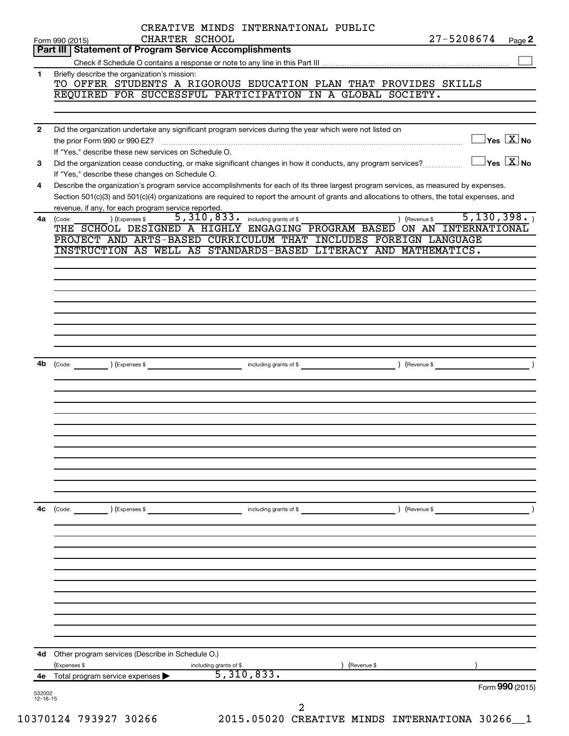CREATIVE MINDS INTERNATIONAL PUBLIC CHARTER SCHOOL

Form 990 (2015) 27-5208674 Page **2**

## Part III Statement of Program Service Accomplishments

Check if Schedule O contains a response or note to any line in this Part III ☐

**1** Briefly describe the organization's mission:

TO OFFER STUDENTS A RIGOROUS EDUCATION PLAN THAT PROVIDES SKILLS REQUIRED FOR SUCCESSFUL PARTICIPATION IN A GLOBAL SOCIETY.

**2** Did the organization undertake any significant program services during the year which were not listed on the prior Form 990 or 990-EZ? ☐ Yes ☒ No

If "Yes," describe these new services on Schedule O.

**3** Did the organization cease conducting, or make significant changes in how it conducts, any program services? ☐ Yes ☒ No

If "Yes," describe these changes on Schedule O.

**4** Describe the organization's program service accomplishments for each of its three largest program services, as measured by expenses. Section 501(c)(3) and 501(c)(4) organizations are required to report the amount of grants and allocations to others, the total expenses, and revenue, if any, for each program service reported.

**4a** (Code: ) (Expenses $ 5,310,833. including grants of $ ) (Revenue $ 5,130,398. )

THE SCHOOL DESIGNED A HIGHLY ENGAGING PROGRAM BASED ON AN INTERNATIONAL PROJECT AND ARTS-BASED CURRICULUM THAT INCLUDES FOREIGN LANGUAGE INSTRUCTION AS WELL AS STANDARDS-BASED LITERACY AND MATHEMATICS.

**4b** (Code: ) (Expenses $ including grants of $ ) (Revenue $ )

**4c** (Code: ) (Expenses $ including grants of $ ) (Revenue $ )

**4d** Other program services (Describe in Schedule O.)

(Expenses $ including grants of $ ) (Revenue $ )

**4e** Total program service expenses ▶ 5,310,833.

Form **990** (2015)

532002 12-16-15

10370124 793927 30266 2015.05020 CREATIVE MINDS INTERNATIONA 30266__1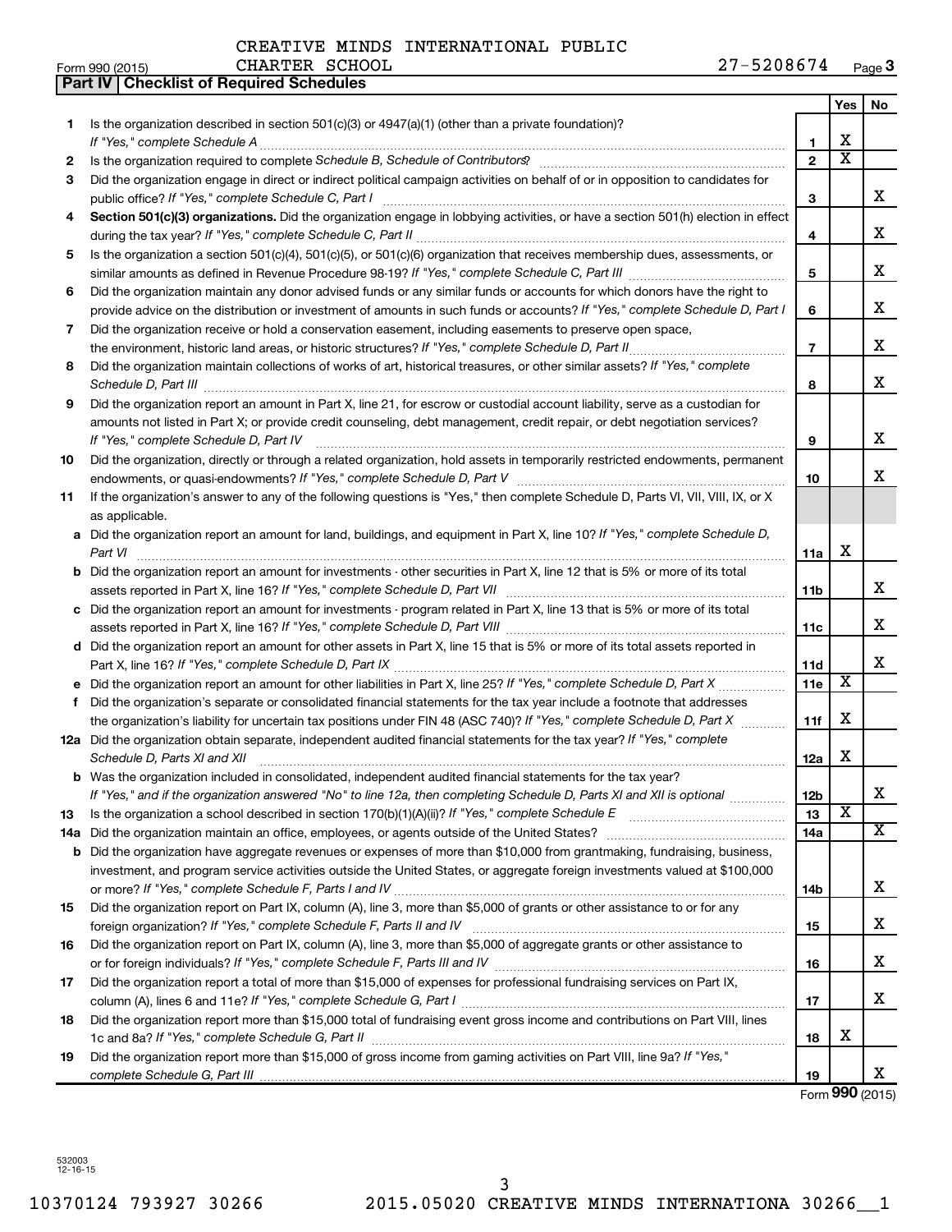CREATIVE MINDS INTERNATIONAL PUBLIC CHARTER SCHOOL 27-5208674

Form 990 (2015)

## Part IV | Checklist of Required Schedules

| | | | Yes | No |
|---|---|---|---|---|
| **1** | Is the organization described in section 501(c)(3) or 4947(a)(1) (other than a private foundation)? *If "Yes," complete Schedule A* | 1 | X | |
| **2** | Is the organization required to complete *Schedule B, Schedule of Contributors*? | 2 | X | |
| **3** | Did the organization engage in direct or indirect political campaign activities on behalf of or in opposition to candidates for public office? *If "Yes," complete Schedule C, Part I* | 3 | | X |
| **4** | **Section 501(c)(3) organizations.** Did the organization engage in lobbying activities, or have a section 501(h) election in effect during the tax year? *If "Yes," complete Schedule C, Part II* | 4 | | X |
| **5** | Is the organization a section 501(c)(4), 501(c)(5), or 501(c)(6) organization that receives membership dues, assessments, or similar amounts as defined in Revenue Procedure 98-19? *If "Yes," complete Schedule C, Part III* | 5 | | X |
| **6** | Did the organization maintain any donor advised funds or any similar funds or accounts for which donors have the right to provide advice on the distribution or investment of amounts in such funds or accounts? *If "Yes," complete Schedule D, Part I* | 6 | | X |
| **7** | Did the organization receive or hold a conservation easement, including easements to preserve open space, the environment, historic land areas, or historic structures? *If "Yes," complete Schedule D, Part II* | 7 | | X |
| **8** | Did the organization maintain collections of works of art, historical treasures, or other similar assets? *If "Yes," complete Schedule D, Part III* | 8 | | X |
| **9** | Did the organization report an amount in Part X, line 21, for escrow or custodial account liability, serve as a custodian for amounts not listed in Part X; or provide credit counseling, debt management, credit repair, or debt negotiation services? *If "Yes," complete Schedule D, Part IV* | 9 | | X |
| **10** | Did the organization, directly or through a related organization, hold assets in temporarily restricted endowments, permanent endowments, or quasi-endowments? *If "Yes," complete Schedule D, Part V* | 10 | | X |
| **11** | If the organization's answer to any of the following questions is "Yes," then complete Schedule D, Parts VI, VII, VIII, IX, or X as applicable. | | | |
| **a** | Did the organization report an amount for land, buildings, and equipment in Part X, line 10? *If "Yes," complete Schedule D, Part VI* | 11a | X | |
| **b** | Did the organization report an amount for investments - other securities in Part X, line 12 that is 5% or more of its total assets reported in Part X, line 16? *If "Yes," complete Schedule D, Part VII* | 11b | | X |
| **c** | Did the organization report an amount for investments - program related in Part X, line 13 that is 5% or more of its total assets reported in Part X, line 16? *If "Yes," complete Schedule D, Part VIII* | 11c | | X |
| **d** | Did the organization report an amount for other assets in Part X, line 15 that is 5% or more of its total assets reported in Part X, line 16? *If "Yes," complete Schedule D, Part IX* | 11d | | X |
| **e** | Did the organization report an amount for other liabilities in Part X, line 25? *If "Yes," complete Schedule D, Part X* | 11e | X | |
| **f** | Did the organization's separate or consolidated financial statements for the tax year include a footnote that addresses the organization's liability for uncertain tax positions under FIN 48 (ASC 740)? *If "Yes," complete Schedule D, Part X* | 11f | X | |
| **12a** | Did the organization obtain separate, independent audited financial statements for the tax year? *If "Yes," complete Schedule D, Parts XI and XII* | 12a | X | |
| **b** | Was the organization included in consolidated, independent audited financial statements for the tax year? *If "Yes," and if the organization answered "No" to line 12a, then completing Schedule D, Parts XI and XII is optional* | 12b | | X |
| **13** | Is the organization a school described in section 170(b)(1)(A)(ii)? *If "Yes," complete Schedule E* | 13 | X | |
| **14a** | Did the organization maintain an office, employees, or agents outside of the United States? | 14a | | X |
| **b** | Did the organization have aggregate revenues or expenses of more than $10,000 from grantmaking, fundraising, business, investment, and program service activities outside the United States, or aggregate foreign investments valued at $100,000 or more? *If "Yes," complete Schedule F, Parts I and IV* | 14b | | X |
| **15** | Did the organization report on Part IX, column (A), line 3, more than $5,000 of grants or other assistance to or for any foreign organization? *If "Yes," complete Schedule F, Parts II and IV* | 15 | | X |
| **16** | Did the organization report on Part IX, column (A), line 3, more than $5,000 of aggregate grants or other assistance to or for foreign individuals? *If "Yes," complete Schedule F, Parts III and IV* | 16 | | X |
| **17** | Did the organization report a total of more than $15,000 of expenses for professional fundraising services on Part IX, column (A), lines 6 and 11e? *If "Yes," complete Schedule G, Part I* | 17 | | X |
| **18** | Did the organization report more than $15,000 total of fundraising event gross income and contributions on Part VIII, lines 1c and 8a? *If "Yes," complete Schedule G, Part II* | 18 | X | |
| **19** | Did the organization report more than $15,000 of gross income from gaming activities on Part VIII, line 9a? *If "Yes," complete Schedule G, Part III* | 19 | | X |

Form **990** (2015)

532003 12-16-15

10370124 793927 30266 2015.05020 CREATIVE MINDS INTERNATIONA 30266__1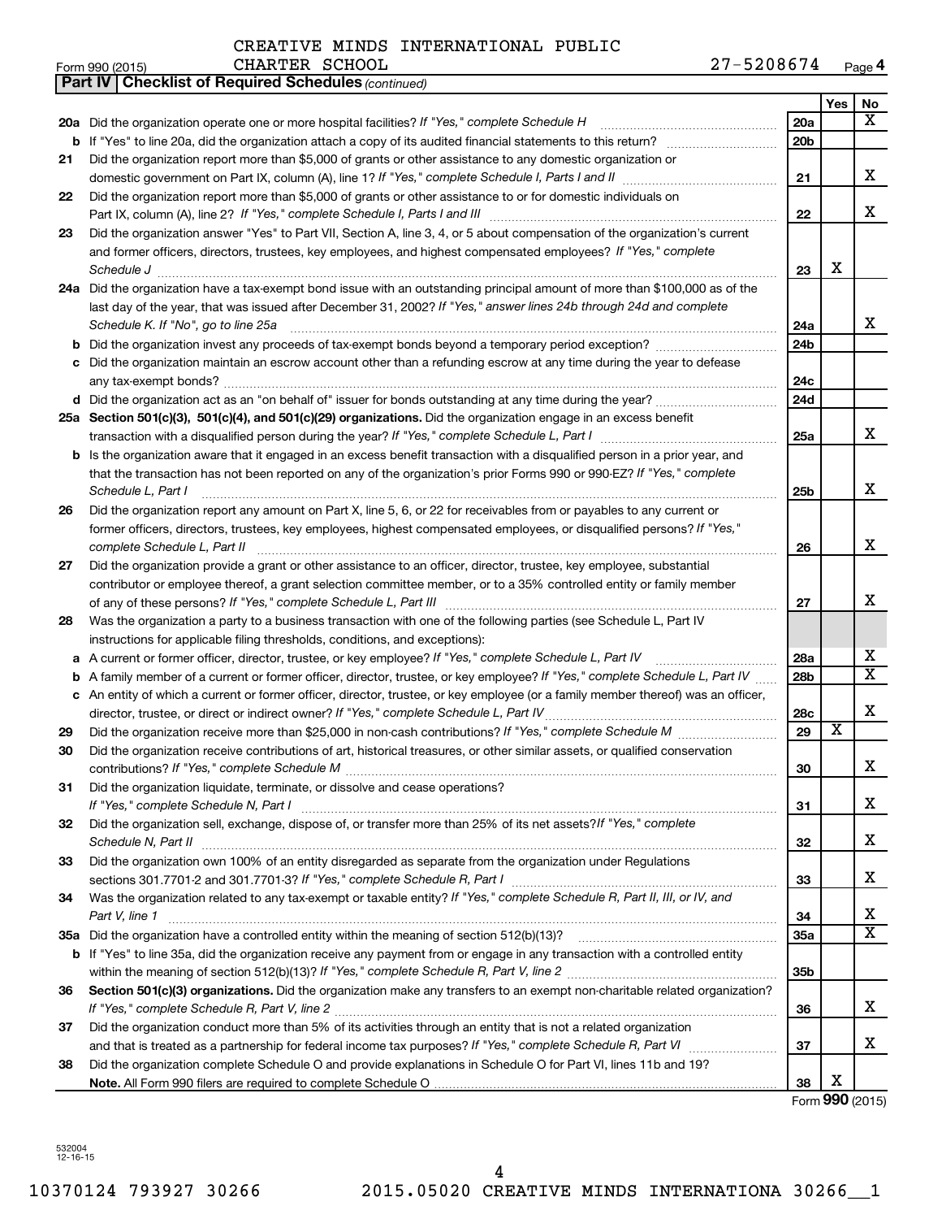CREATIVE MINDS INTERNATIONAL PUBLIC CHARTER SCHOOL

Form 990 (2015) 27-5208674 Page 4

**Part IV Checklist of Required Schedules** *(continued)*

| | | | Yes | No |
|---|---|---|---|---|
| 20a | Did the organization operate one or more hospital facilities? *If "Yes," complete Schedule H* | 20a | | X |
| b | If "Yes" to line 20a, did the organization attach a copy of its audited financial statements to this return? | 20b | | |
| 21 | Did the organization report more than $5,000 of grants or other assistance to any domestic organization or domestic government on Part IX, column (A), line 1? *If "Yes," complete Schedule I, Parts I and II* | 21 | | X |
| 22 | Did the organization report more than $5,000 of grants or other assistance to or for domestic individuals on Part IX, column (A), line 2? *If "Yes," complete Schedule I, Parts I and III* | 22 | | X |
| 23 | Did the organization answer "Yes" to Part VII, Section A, line 3, 4, or 5 about compensation of the organization's current and former officers, directors, trustees, key employees, and highest compensated employees? *If "Yes," complete Schedule J* | 23 | X | |
| 24a | Did the organization have a tax-exempt bond issue with an outstanding principal amount of more than $100,000 as of the last day of the year, that was issued after December 31, 2002? *If "Yes," answer lines 24b through 24d and complete Schedule K. If "No", go to line 25a* | 24a | | X |
| b | Did the organization invest any proceeds of tax-exempt bonds beyond a temporary period exception? | 24b | | |
| c | Did the organization maintain an escrow account other than a refunding escrow at any time during the year to defease any tax-exempt bonds? | 24c | | |
| d | Did the organization act as an "on behalf of" issuer for bonds outstanding at any time during the year? | 24d | | |
| 25a | **Section 501(c)(3), 501(c)(4), and 501(c)(29) organizations.** Did the organization engage in an excess benefit transaction with a disqualified person during the year? *If "Yes," complete Schedule L, Part I* | 25a | | X |
| b | Is the organization aware that it engaged in an excess benefit transaction with a disqualified person in a prior year, and that the transaction has not been reported on any of the organization's prior Forms 990 or 990-EZ? *If "Yes," complete Schedule L, Part I* | 25b | | X |
| 26 | Did the organization report any amount on Part X, line 5, 6, or 22 for receivables from or payables to any current or former officers, directors, trustees, key employees, highest compensated employees, or disqualified persons? *If "Yes," complete Schedule L, Part II* | 26 | | X |
| 27 | Did the organization provide a grant or other assistance to an officer, director, trustee, key employee, substantial contributor or employee thereof, a grant selection committee member, or to a 35% controlled entity or family member of any of these persons? *If "Yes," complete Schedule L, Part III* | 27 | | X |
| 28 | Was the organization a party to a business transaction with one of the following parties (see Schedule L, Part IV instructions for applicable filing thresholds, conditions, and exceptions): | | | |
| a | A current or former officer, director, trustee, or key employee? *If "Yes," complete Schedule L, Part IV* | 28a | | X |
| b | A family member of a current or former officer, director, trustee, or key employee? *If "Yes," complete Schedule L, Part IV* | 28b | | X |
| c | An entity of which a current or former officer, director, trustee, or key employee (or a family member thereof) was an officer, director, trustee, or direct or indirect owner? *If "Yes," complete Schedule L, Part IV* | 28c | | X |
| 29 | Did the organization receive more than $25,000 in non-cash contributions? *If "Yes," complete Schedule M* | 29 | X | |
| 30 | Did the organization receive contributions of art, historical treasures, or other similar assets, or qualified conservation contributions? *If "Yes," complete Schedule M* | 30 | | X |
| 31 | Did the organization liquidate, terminate, or dissolve and cease operations? *If "Yes," complete Schedule N, Part I* | 31 | | X |
| 32 | Did the organization sell, exchange, dispose of, or transfer more than 25% of its net assets? *If "Yes," complete Schedule N, Part II* | 32 | | X |
| 33 | Did the organization own 100% of an entity disregarded as separate from the organization under Regulations sections 301.7701-2 and 301.7701-3? *If "Yes," complete Schedule R, Part I* | 33 | | X |
| 34 | Was the organization related to any tax-exempt or taxable entity? *If "Yes," complete Schedule R, Part II, III, or IV, and Part V, line 1* | 34 | | X |
| 35a | Did the organization have a controlled entity within the meaning of section 512(b)(13)? | 35a | | X |
| b | If "Yes" to line 35a, did the organization receive any payment from or engage in any transaction with a controlled entity within the meaning of section 512(b)(13)? *If "Yes," complete Schedule R, Part V, line 2* | 35b | | |
| 36 | **Section 501(c)(3) organizations.** Did the organization make any transfers to an exempt non-charitable related organization? *If "Yes," complete Schedule R, Part V, line 2* | 36 | | X |
| 37 | Did the organization conduct more than 5% of its activities through an entity that is not a related organization and that is treated as a partnership for federal income tax purposes? *If "Yes," complete Schedule R, Part VI* | 37 | | X |
| 38 | Did the organization complete Schedule O and provide explanations in Schedule O for Part VI, lines 11b and 19? **Note.** All Form 990 filers are required to complete Schedule O | 38 | X | |

Form **990** (2015)

532004 12-16-15

10370124 793927 30266 2015.05020 CREATIVE MINDS INTERNATIONA 30266__1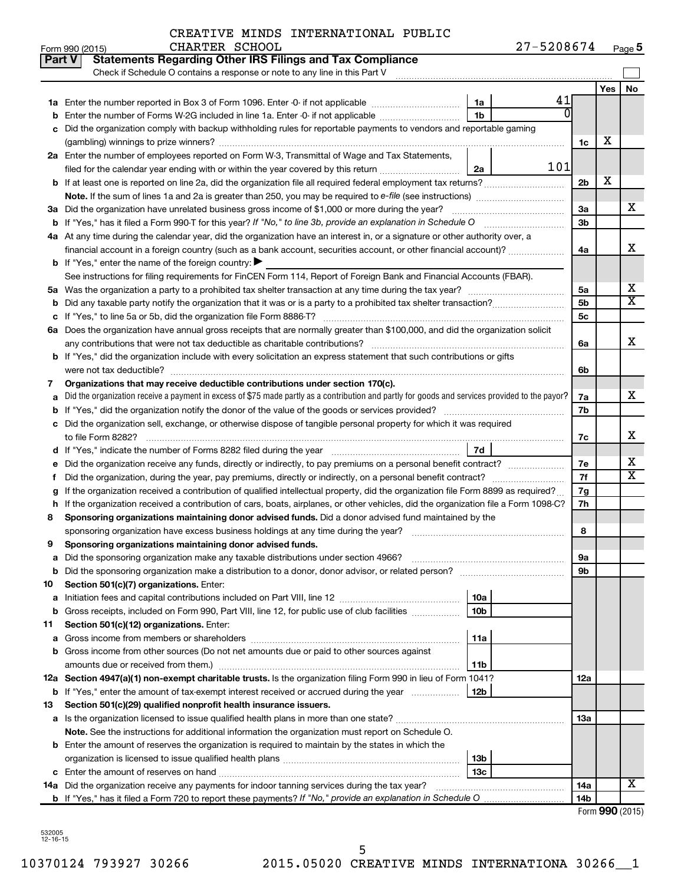CREATIVE MINDS INTERNATIONAL PUBLIC CHARTER SCHOOL 27-5208674

Form 990 (2015) Page 5

**Part V Statements Regarding Other IRS Filings and Tax Compliance**

Check if Schedule O contains a response or note to any line in this Part V

| | | | | | Yes | No |
|---|---|---|---|---|---|---|
| **1a** | Enter the number reported in Box 3 of Form 1096. Enter -0- if not applicable | 1a | 41 | | | |
| **b** | Enter the number of Forms W-2G included in line 1a. Enter -0- if not applicable | 1b | 0 | | | |
| **c** | Did the organization comply with backup withholding rules for reportable payments to vendors and reportable gaming (gambling) winnings to prize winners? | | | 1c | X | |
| **2a** | Enter the number of employees reported on Form W-3, Transmittal of Wage and Tax Statements, filed for the calendar year ending with or within the year covered by this return | 2a | 101 | | | |
| **b** | If at least one is reported on line 2a, did the organization file all required federal employment tax returns? | | | 2b | X | |
| | **Note.** If the sum of lines 1a and 2a is greater than 250, you may be required to *e-file* (see instructions) | | | | | |
| **3a** | Did the organization have unrelated business gross income of $1,000 or more during the year? | | | 3a | | X |
| **b** | If "Yes," has it filed a Form 990-T for this year? *If "No," to line 3b, provide an explanation in Schedule O* | | | 3b | | |
| **4a** | At any time during the calendar year, did the organization have an interest in, or a signature or other authority over, a financial account in a foreign country (such as a bank account, securities account, or other financial account)? | | | 4a | | X |
| **b** | If "Yes," enter the name of the foreign country: ▶ | | | | | |
| | See instructions for filing requirements for FinCEN Form 114, Report of Foreign Bank and Financial Accounts (FBAR). | | | | | |
| **5a** | Was the organization a party to a prohibited tax shelter transaction at any time during the tax year? | | | 5a | | X |
| **b** | Did any taxable party notify the organization that it was or is a party to a prohibited tax shelter transaction? | | | 5b | | X |
| **c** | If "Yes," to line 5a or 5b, did the organization file Form 8886-T? | | | 5c | | |
| **6a** | Does the organization have annual gross receipts that are normally greater than $100,000, and did the organization solicit any contributions that were not tax deductible as charitable contributions? | | | 6a | | X |
| **b** | If "Yes," did the organization include with every solicitation an express statement that such contributions or gifts were not tax deductible? | | | 6b | | |
| **7** | **Organizations that may receive deductible contributions under section 170(c).** | | | | | |
| **a** | Did the organization receive a payment in excess of $75 made partly as a contribution and partly for goods and services provided to the payor? | | | 7a | | X |
| **b** | If "Yes," did the organization notify the donor of the value of the goods or services provided? | | | 7b | | |
| **c** | Did the organization sell, exchange, or otherwise dispose of tangible personal property for which it was required to file Form 8282? | | | 7c | | X |
| **d** | If "Yes," indicate the number of Forms 8282 filed during the year | 7d | | | | |
| **e** | Did the organization receive any funds, directly or indirectly, to pay premiums on a personal benefit contract? | | | 7e | | X |
| **f** | Did the organization, during the year, pay premiums, directly or indirectly, on a personal benefit contract? | | | 7f | | X |
| **g** | If the organization received a contribution of qualified intellectual property, did the organization file Form 8899 as required? | | | 7g | | |
| **h** | If the organization received a contribution of cars, boats, airplanes, or other vehicles, did the organization file a Form 1098-C? | | | 7h | | |
| **8** | **Sponsoring organizations maintaining donor advised funds.** Did a donor advised fund maintained by the sponsoring organization have excess business holdings at any time during the year? | | | 8 | | |
| **9** | **Sponsoring organizations maintaining donor advised funds.** | | | | | |
| **a** | Did the sponsoring organization make any taxable distributions under section 4966? | | | 9a | | |
| **b** | Did the sponsoring organization make a distribution to a donor, donor advisor, or related person? | | | 9b | | |
| **10** | **Section 501(c)(7) organizations.** Enter: | | | | | |
| **a** | Initiation fees and capital contributions included on Part VIII, line 12 | 10a | | | | |
| **b** | Gross receipts, included on Form 990, Part VIII, line 12, for public use of club facilities | 10b | | | | |
| **11** | **Section 501(c)(12) organizations.** Enter: | | | | | |
| **a** | Gross income from members or shareholders | 11a | | | | |
| **b** | Gross income from other sources (Do not net amounts due or paid to other sources against amounts due or received from them.) | 11b | | | | |
| **12a** | **Section 4947(a)(1) non-exempt charitable trusts.** Is the organization filing Form 990 in lieu of Form 1041? | | | 12a | | |
| **b** | If "Yes," enter the amount of tax-exempt interest received or accrued during the year | 12b | | | | |
| **13** | **Section 501(c)(29) qualified nonprofit health insurance issuers.** | | | | | |
| **a** | Is the organization licensed to issue qualified health plans in more than one state? | | | 13a | | |
| | **Note.** See the instructions for additional information the organization must report on Schedule O. | | | | | |
| **b** | Enter the amount of reserves the organization is required to maintain by the states in which the organization is licensed to issue qualified health plans | 13b | | | | |
| **c** | Enter the amount of reserves on hand | 13c | | | | |
| **14a** | Did the organization receive any payments for indoor tanning services during the tax year? | | | 14a | | X |
| **b** | If "Yes," has it filed a Form 720 to report these payments? *If "No," provide an explanation in Schedule O* | | | 14b | | |

Form **990** (2015)

532005 12-16-15

10370124 793927 30266 2015.05020 CREATIVE MINDS INTERNATIONA 30266__1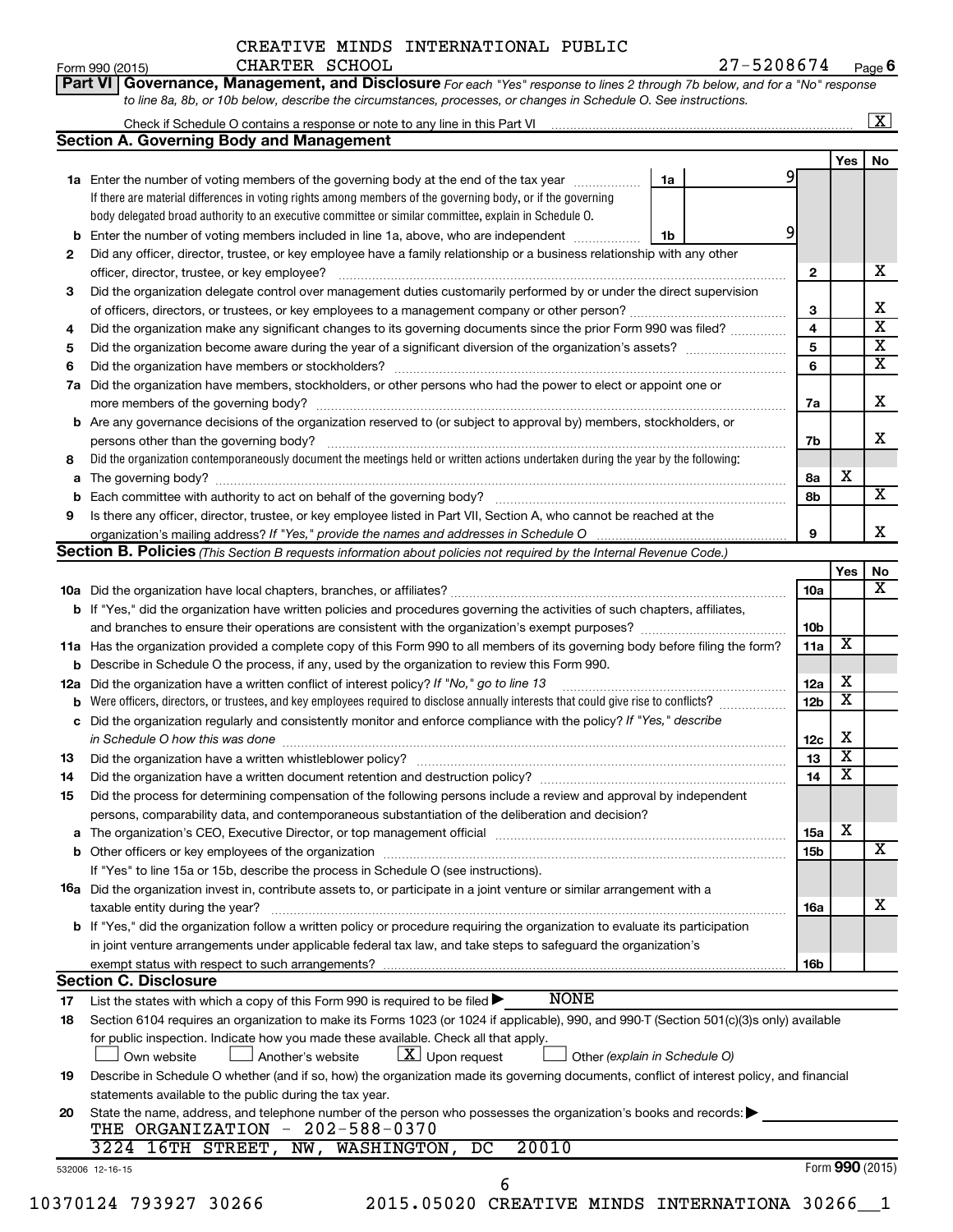CREATIVE MINDS INTERNATIONAL PUBLIC CHARTER SCHOOL

Form 990 (2015) 27-5208674 Page 6

**Part VI Governance, Management, and Disclosure** *For each "Yes" response to lines 2 through 7b below, and for a "No" response to line 8a, 8b, or 10b below, describe the circumstances, processes, or changes in Schedule O. See instructions.*

Check if Schedule O contains a response or note to any line in this Part VI [X]

## Section A. Governing Body and Management

| | | | | Yes | No |
|---|---|---|---|---|---|
| **1a** | Enter the number of voting members of the governing body at the end of the tax year. If there are material differences in voting rights among members of the governing body, or if the governing body delegated broad authority to an executive committee or similar committee, explain in Schedule O. | 1a 9 | | | |
| **b** | Enter the number of voting members included in line 1a, above, who are independent | 1b 9 | | | |
| **2** | Did any officer, director, trustee, or key employee have a family relationship or a business relationship with any other officer, director, trustee, or key employee? | | 2 | | X |
| **3** | Did the organization delegate control over management duties customarily performed by or under the direct supervision of officers, directors, or trustees, or key employees to a management company or other person? | | 3 | | X |
| **4** | Did the organization make any significant changes to its governing documents since the prior Form 990 was filed? | | 4 | | X |
| **5** | Did the organization become aware during the year of a significant diversion of the organization's assets? | | 5 | | X |
| **6** | Did the organization have members or stockholders? | | 6 | | X |
| **7a** | Did the organization have members, stockholders, or other persons who had the power to elect or appoint one or more members of the governing body? | | 7a | | X |
| **b** | Are any governance decisions of the organization reserved to (or subject to approval by) members, stockholders, or persons other than the governing body? | | 7b | | X |
| **8** | Did the organization contemporaneously document the meetings held or written actions undertaken during the year by the following: | | | | |
| **a** | The governing body? | | 8a | X | |
| **b** | Each committee with authority to act on behalf of the governing body? | | 8b | | X |
| **9** | Is there any officer, director, trustee, or key employee listed in Part VII, Section A, who cannot be reached at the organization's mailing address? *If "Yes," provide the names and addresses in Schedule O* | | 9 | | X |

## Section B. Policies *(This Section B requests information about policies not required by the Internal Revenue Code.)*

| | | | Yes | No |
|---|---|---|---|---|
| **10a** | Did the organization have local chapters, branches, or affiliates? | 10a | | X |
| **b** | If "Yes," did the organization have written policies and procedures governing the activities of such chapters, affiliates, and branches to ensure their operations are consistent with the organization's exempt purposes? | 10b | | |
| **11a** | Has the organization provided a complete copy of this Form 990 to all members of its governing body before filing the form? | 11a | X | |
| **b** | Describe in Schedule O the process, if any, used by the organization to review this Form 990. | | | |
| **12a** | Did the organization have a written conflict of interest policy? *If "No," go to line 13* | 12a | X | |
| **b** | Were officers, directors, or trustees, and key employees required to disclose annually interests that could give rise to conflicts? | 12b | X | |
| **c** | Did the organization regularly and consistently monitor and enforce compliance with the policy? *If "Yes," describe in Schedule O how this was done* | 12c | X | |
| **13** | Did the organization have a written whistleblower policy? | 13 | X | |
| **14** | Did the organization have a written document retention and destruction policy? | 14 | X | |
| **15** | Did the process for determining compensation of the following persons include a review and approval by independent persons, comparability data, and contemporaneous substantiation of the deliberation and decision? | | | |
| **a** | The organization's CEO, Executive Director, or top management official | 15a | X | |
| **b** | Other officers or key employees of the organization | 15b | | X |
| | If "Yes" to line 15a or 15b, describe the process in Schedule O (see instructions). | | | |
| **16a** | Did the organization invest in, contribute assets to, or participate in a joint venture or similar arrangement with a taxable entity during the year? | 16a | | X |
| **b** | If "Yes," did the organization follow a written policy or procedure requiring the organization to evaluate its participation in joint venture arrangements under applicable federal tax law, and take steps to safeguard the organization's exempt status with respect to such arrangements? | 16b | | |

## Section C. Disclosure

**17** List the states with which a copy of this Form 990 is required to be filed ▶ NONE

**18** Section 6104 requires an organization to make its Forms 1023 (or 1024 if applicable), 990, and 990-T (Section 501(c)(3)s only) available for public inspection. Indicate how you made these available. Check all that apply.

[ ] Own website [ ] Another's website [X] Upon request [ ] Other *(explain in Schedule O)*

**19** Describe in Schedule O whether (and if so, how) the organization made its governing documents, conflict of interest policy, and financial statements available to the public during the tax year.

**20** State the name, address, and telephone number of the person who possesses the organization's books and records: ▶
THE ORGANIZATION - 202-588-0370
3224 16TH STREET, NW, WASHINGTON, DC 20010

532006 12-16-15 Form **990** (2015)

10370124 793927 30266 2015.05020 CREATIVE MINDS INTERNATIONA 30266__1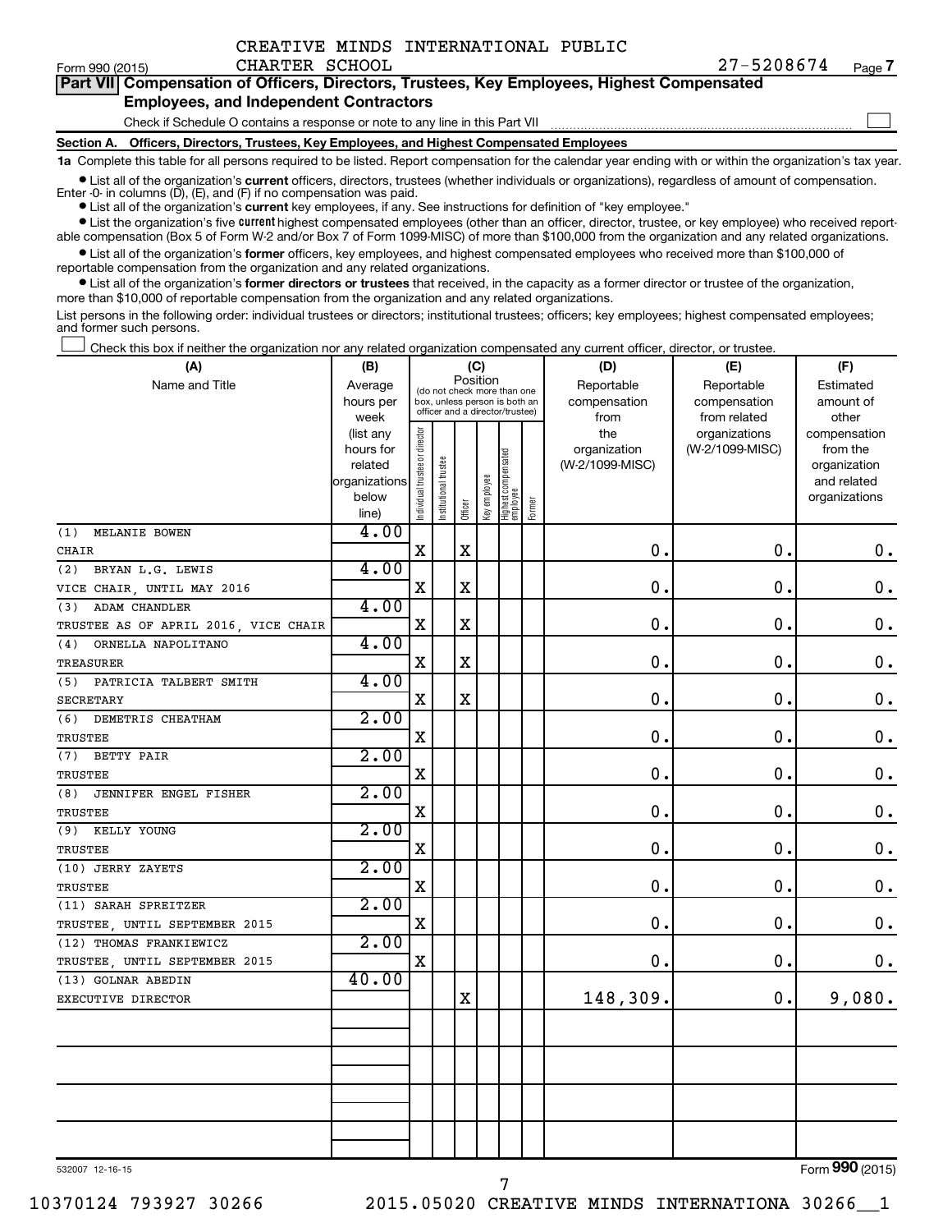CREATIVE MINDS INTERNATIONAL PUBLIC CHARTER SCHOOL 27-5208674

Form 990 (2015) Page 7

**Part VII Compensation of Officers, Directors, Trustees, Key Employees, Highest Compensated Employees, and Independent Contractors**

Check if Schedule O contains a response or note to any line in this Part VII ☐

**Section A. Officers, Directors, Trustees, Key Employees, and Highest Compensated Employees**

**1a** Complete this table for all persons required to be listed. Report compensation for the calendar year ending with or within the organization's tax year.

- List all of the organization's **current** officers, directors, trustees (whether individuals or organizations), regardless of amount of compensation. Enter -0- in columns (D), (E), and (F) if no compensation was paid.
- List all of the organization's **current** key employees, if any. See instructions for definition of "key employee."
- List the organization's five **current** highest compensated employees (other than an officer, director, trustee, or key employee) who received reportable compensation (Box 5 of Form W-2 and/or Box 7 of Form 1099-MISC) of more than $100,000 from the organization and any related organizations.
- List all of the organization's **former** officers, key employees, and highest compensated employees who received more than $100,000 of reportable compensation from the organization and any related organizations.
- List all of the organization's **former directors or trustees** that received, in the capacity as a former director or trustee of the organization, more than $10,000 of reportable compensation from the organization and any related organizations.

List persons in the following order: individual trustees or directors; institutional trustees; officers; key employees; highest compensated employees; and former such persons.

☐ Check this box if neither the organization nor any related organization compensated any current officer, director, or trustee.

| (A) Name and Title | (B) Average hours per week (list any hours for related organizations below line) | (C) Position: Individual trustee or director | Institutional trustee | Officer | Key employee | Highest compensated employee | Former | (D) Reportable compensation from the organization (W-2/1099-MISC) | (E) Reportable compensation from related organizations (W-2/1099-MISC) | (F) Estimated amount of other compensation from the organization and related organizations |
|---|---|---|---|---|---|---|---|---|---|---|
| (1) MELANIE BOWEN<br>CHAIR | 4.00 | X | | X | | | | 0. | 0. | 0. |
| (2) BRYAN L.G. LEWIS<br>VICE CHAIR, UNTIL MAY 2016 | 4.00 | X | | X | | | | 0. | 0. | 0. |
| (3) ADAM CHANDLER<br>TRUSTEE AS OF APRIL 2016, VICE CHAIR | 4.00 | X | | X | | | | 0. | 0. | 0. |
| (4) ORNELLA NAPOLITANO<br>TREASURER | 4.00 | X | | X | | | | 0. | 0. | 0. |
| (5) PATRICIA TALBERT SMITH<br>SECRETARY | 4.00 | X | | X | | | | 0. | 0. | 0. |
| (6) DEMETRIS CHEATHAM<br>TRUSTEE | 2.00 | X | | | | | | 0. | 0. | 0. |
| (7) BETTY PAIR<br>TRUSTEE | 2.00 | X | | | | | | 0. | 0. | 0. |
| (8) JENNIFER ENGEL FISHER<br>TRUSTEE | 2.00 | X | | | | | | 0. | 0. | 0. |
| (9) KELLY YOUNG<br>TRUSTEE | 2.00 | X | | | | | | 0. | 0. | 0. |
| (10) JERRY ZAYETS<br>TRUSTEE | 2.00 | X | | | | | | 0. | 0. | 0. |
| (11) SARAH SPREITZER<br>TRUSTEE, UNTIL SEPTEMBER 2015 | 2.00 | X | | | | | | 0. | 0. | 0. |
| (12) THOMAS FRANKIEWICZ<br>TRUSTEE, UNTIL SEPTEMBER 2015 | 2.00 | X | | | | | | 0. | 0. | 0. |
| (13) GOLNAR ABEDIN<br>EXECUTIVE DIRECTOR | 40.00 | | | X | | | | 148,309. | 0. | 9,080. |
| | | | | | | | | | | |
| | | | | | | | | | | |
| | | | | | | | | | | |
| | | | | | | | | | | |

532007 12-16-15

Form **990** (2015)

10370124 793927 30266 2015.05020 CREATIVE MINDS INTERNATIONA 30266__1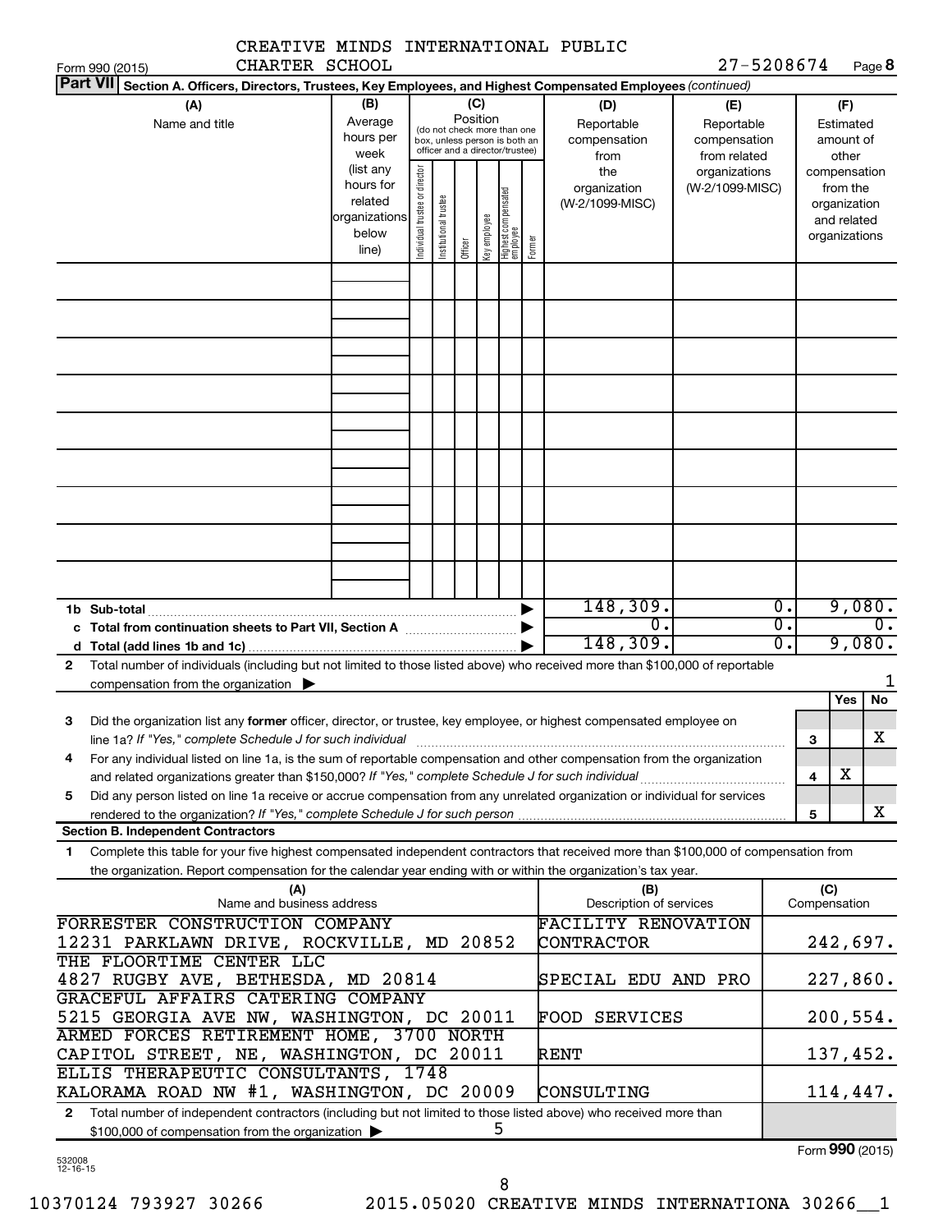CREATIVE MINDS INTERNATIONAL PUBLIC CHARTER SCHOOL

Form 990 (2015) 27-5208674 Page **8**

**Part VII** Section A. Officers, Directors, Trustees, Key Employees, and Highest Compensated Employees *(continued)*

| (A) Name and title | (B) Average hours per week (list any hours for related organizations below line) | (C) Position: Individual trustee or director | Institutional trustee | Officer | Key employee | Highest compensated employee | Former | (D) Reportable compensation from the organization (W-2/1099-MISC) | (E) Reportable compensation from related organizations (W-2/1099-MISC) | (F) Estimated amount of other compensation from the organization and related organizations |
|---|---|---|---|---|---|---|---|---|---|---|
| | | | | | | | | | | |
| **1b Sub-total** | | | | | | | | 148,309. | 0. | 9,080. |
| **c Total from continuation sheets to Part VII, Section A** | | | | | | | | 0. | 0. | 0. |
| **d Total (add lines 1b and 1c)** | | | | | | | | 148,309. | 0. | 9,080. |

**2** Total number of individuals (including but not limited to those listed above) who received more than $100,000 of reportable compensation from the organization ▶ 1

| | | | Yes | No |
|---|---|---|---|---|
| **3** | Did the organization list any **former** officer, director, or trustee, key employee, or highest compensated employee on line 1a? *If "Yes," complete Schedule J for such individual* | 3 | | X |
| **4** | For any individual listed on line 1a, is the sum of reportable compensation and other compensation from the organization and related organizations greater than $150,000? *If "Yes," complete Schedule J for such individual* | 4 | X | |
| **5** | Did any person listed on line 1a receive or accrue compensation from any unrelated organization or individual for services rendered to the organization? *If "Yes," complete Schedule J for such person* | 5 | | X |

**Section B. Independent Contractors**

**1** Complete this table for your five highest compensated independent contractors that received more than $100,000 of compensation from the organization. Report compensation for the calendar year ending with or within the organization's tax year.

| (A) Name and business address | (B) Description of services | (C) Compensation |
|---|---|---|
| FORRESTER CONSTRUCTION COMPANY 12231 PARKLAWN DRIVE, ROCKVILLE, MD 20852 | FACILITY RENOVATION CONTRACTOR | 242,697. |
| THE FLOORTIME CENTER LLC 4827 RUGBY AVE, BETHESDA, MD 20814 | SPECIAL EDU AND PRO | 227,860. |
| GRACEFUL AFFAIRS CATERING COMPANY 5215 GEORGIA AVE NW, WASHINGTON, DC 20011 | FOOD SERVICES | 200,554. |
| ARMED FORCES RETIREMENT HOME, 3700 NORTH CAPITOL STREET, NE, WASHINGTON, DC 20011 | RENT | 137,452. |
| ELLIS THERAPEUTIC CONSULTANTS, 1748 KALORAMA ROAD NW #1, WASHINGTON, DC 20009 | CONSULTING | 114,447. |

**2** Total number of independent contractors (including but not limited to those listed above) who received more than $100,000 of compensation from the organization ▶ 5

Form **990** (2015)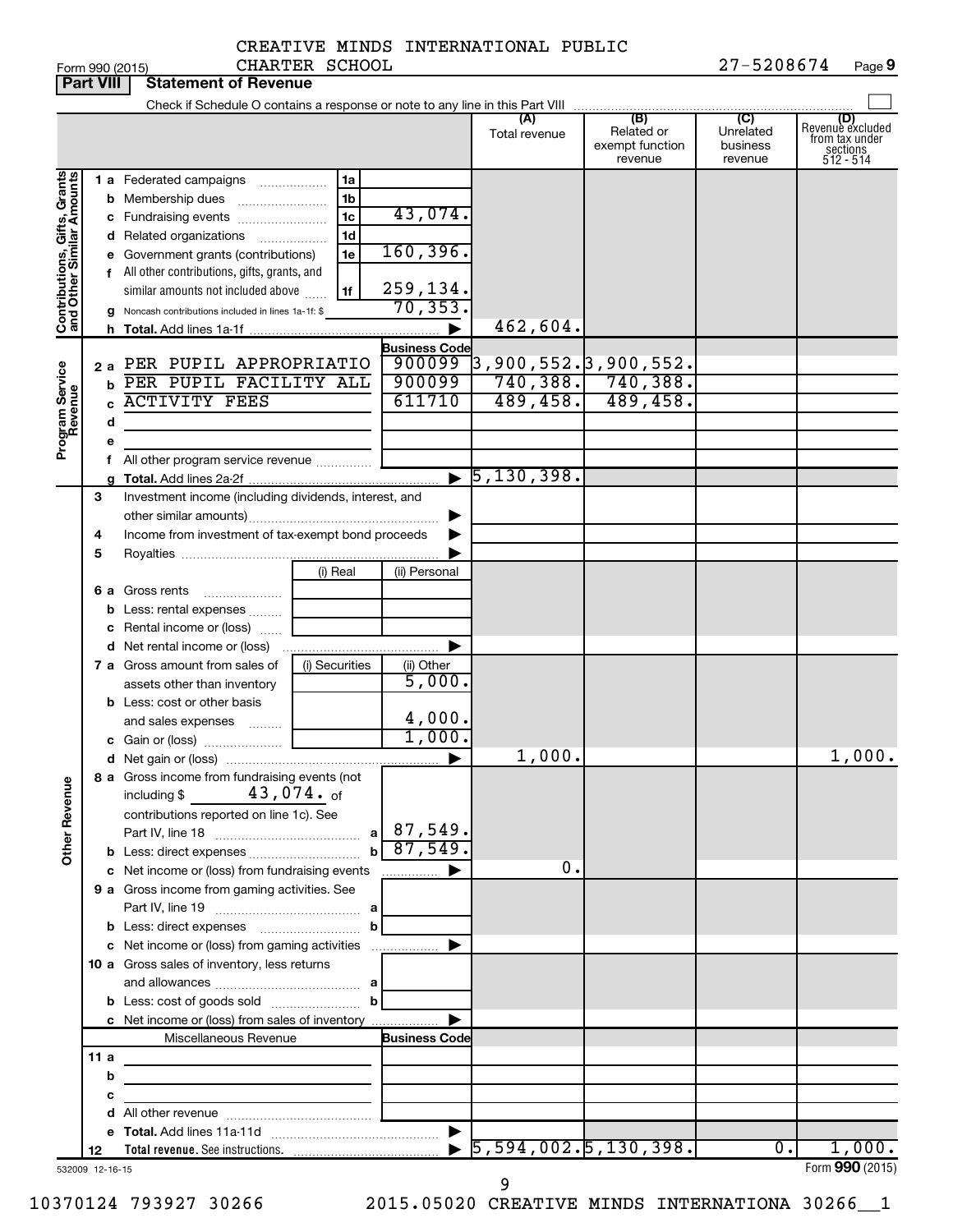CREATIVE MINDS INTERNATIONAL PUBLIC CHARTER SCHOOL

Form 990 (2015) 27-5208674

## Part VIII Statement of Revenue

Check if Schedule O contains a response or note to any line in this Part VIII

| | | | | (A) Total revenue | (B) Related or exempt function revenue | (C) Unrelated business revenue | (D) Revenue excluded from tax under sections 512 - 514 |
|---|---|---|---|---|---|---|---|
| **Contributions, Gifts, Grants and Other Similar Amounts** | 1 a Federated campaigns | 1a | | | | | |
| | b Membership dues | 1b | | | | | |
| | c Fundraising events | 1c | 43,074. | | | | |
| | d Related organizations | 1d | | | | | |
| | e Government grants (contributions) | 1e | 160,396. | | | | |
| | f All other contributions, gifts, grants, and similar amounts not included above | 1f | 259,134. | | | | |
| | g Noncash contributions included in lines 1a-1f: $ | | 70,353. | | | | |
| | h Total. Add lines 1a-1f | | | 462,604. | | | |
| **Program Service Revenue** | | | **Business Code** | | | | |
| | 2 a PER PUPIL APPROPRIATIO | | 900099 | 3,900,552. | 3,900,552. | | |
| | b PER PUPIL FACILITY ALL | | 900099 | 740,388. | 740,388. | | |
| | c ACTIVITY FEES | | 611710 | 489,458. | 489,458. | | |
| | d | | | | | | |
| | e | | | | | | |
| | f All other program service revenue | | | | | | |
| | g Total. Add lines 2a-2f | | | 5,130,398. | | | |
| **Other Revenue** | 3 Investment income (including dividends, interest, and other similar amounts) | | | | | | |
| | 4 Income from investment of tax-exempt bond proceeds | | | | | | |
| | 5 Royalties | | | | | | |
| | | (i) Real | (ii) Personal | | | | |
| | 6 a Gross rents | | | | | | |
| | b Less: rental expenses | | | | | | |
| | c Rental income or (loss) | | | | | | |
| | d Net rental income or (loss) | | | | | | |
| | 7 a Gross amount from sales of assets other than inventory | (i) Securities | (ii) Other 5,000. | | | | |
| | b Less: cost or other basis and sales expenses | | 4,000. | | | | |
| | c Gain or (loss) | | 1,000. | | | | |
| | d Net gain or (loss) | | | 1,000. | | | 1,000. |
| | 8 a Gross income from fundraising events (not including $ 43,074. of contributions reported on line 1c). See Part IV, line 18 | a | 87,549. | | | | |
| | b Less: direct expenses | b | 87,549. | | | | |
| | c Net income or (loss) from fundraising events | | | 0. | | | |
| | 9 a Gross income from gaming activities. See Part IV, line 19 | a | | | | | |
| | b Less: direct expenses | b | | | | | |
| | c Net income or (loss) from gaming activities | | | | | | |
| | 10 a Gross sales of inventory, less returns and allowances | a | | | | | |
| | b Less: cost of goods sold | b | | | | | |
| | c Net income or (loss) from sales of inventory | | | | | | |
| | Miscellaneous Revenue | | **Business Code** | | | | |
| | 11 a | | | | | | |
| | b | | | | | | |
| | c | | | | | | |
| | d All other revenue | | | | | | |
| | e Total. Add lines 11a-11d | | | | | | |
| | 12 **Total revenue.** See instructions. | | | 5,594,002. | 5,130,398. | 0. | 1,000. |

532009 12-16-15

Form **990** (2015)

10370124 793927 30266 2015.05020 CREATIVE MINDS INTERNATIONA 30266__1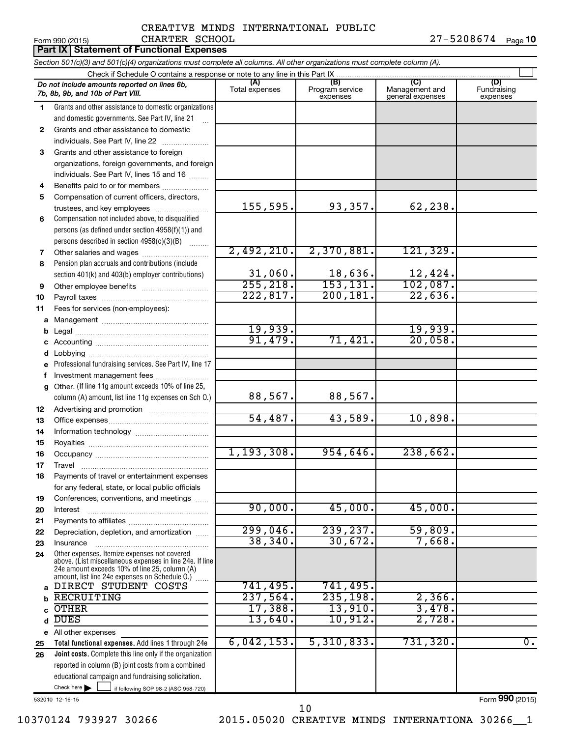CREATIVE MINDS INTERNATIONAL PUBLIC CHARTER SCHOOL 27-5208674

Form 990 (2015)

## Part IX Statement of Functional Expenses

*Section 501(c)(3) and 501(c)(4) organizations must complete all columns. All other organizations must complete column (A).*

Check if Schedule O contains a response or note to any line in this Part IX

| *Do not include amounts reported on lines 6b, 7b, 8b, 9b, and 10b of Part VIII.* | (A) Total expenses | (B) Program service expenses | (C) Management and general expenses | (D) Fundraising expenses |
|---|---|---|---|---|
| 1 Grants and other assistance to domestic organizations and domestic governments. See Part IV, line 21 | | | | |
| 2 Grants and other assistance to domestic individuals. See Part IV, line 22 | | | | |
| 3 Grants and other assistance to foreign organizations, foreign governments, and foreign individuals. See Part IV, lines 15 and 16 | | | | |
| 4 Benefits paid to or for members | | | | |
| 5 Compensation of current officers, directors, trustees, and key employees | 155,595. | 93,357. | 62,238. | |
| 6 Compensation not included above, to disqualified persons (as defined under section 4958(f)(1)) and persons described in section 4958(c)(3)(B) | | | | |
| 7 Other salaries and wages | 2,492,210. | 2,370,881. | 121,329. | |
| 8 Pension plan accruals and contributions (include section 401(k) and 403(b) employer contributions) | 31,060. | 18,636. | 12,424. | |
| 9 Other employee benefits | 255,218. | 153,131. | 102,087. | |
| 10 Payroll taxes | 222,817. | 200,181. | 22,636. | |
| 11 Fees for services (non-employees): | | | | |
| a Management | | | | |
| b Legal | 19,939. | | 19,939. | |
| c Accounting | 91,479. | 71,421. | 20,058. | |
| d Lobbying | | | | |
| e Professional fundraising services. See Part IV, line 17 | | | | |
| f Investment management fees | | | | |
| g Other. (If line 11g amount exceeds 10% of line 25, column (A) amount, list line 11g expenses on Sch O.) | 88,567. | 88,567. | | |
| 12 Advertising and promotion | | | | |
| 13 Office expenses | 54,487. | 43,589. | 10,898. | |
| 14 Information technology | | | | |
| 15 Royalties | | | | |
| 16 Occupancy | 1,193,308. | 954,646. | 238,662. | |
| 17 Travel | | | | |
| 18 Payments of travel or entertainment expenses for any federal, state, or local public officials | | | | |
| 19 Conferences, conventions, and meetings | | | | |
| 20 Interest | 90,000. | 45,000. | 45,000. | |
| 21 Payments to affiliates | | | | |
| 22 Depreciation, depletion, and amortization | 299,046. | 239,237. | 59,809. | |
| 23 Insurance | 38,340. | 30,672. | 7,668. | |
| 24 Other expenses. Itemize expenses not covered above. (List miscellaneous expenses in line 24e. If line 24e amount exceeds 10% of line 25, column (A) amount, list line 24e expenses on Schedule O.) | | | | |
| a DIRECT STUDENT COSTS | 741,495. | 741,495. | | |
| b RECRUITING | 237,564. | 235,198. | 2,366. | |
| c OTHER | 17,388. | 13,910. | 3,478. | |
| d DUES | 13,640. | 10,912. | 2,728. | |
| e All other expenses | | | | |
| 25 **Total functional expenses.** Add lines 1 through 24e | 6,042,153. | 5,310,833. | 731,320. | 0. |
| 26 **Joint costs.** Complete this line only if the organization reported in column (B) joint costs from a combined educational campaign and fundraising solicitation. Check here ☐ if following SOP 98-2 (ASC 958-720) | | | | |

532010 12-16-15

Form **990** (2015)

10370124 793927 30266 2015.05020 CREATIVE MINDS INTERNATIONA 30266__1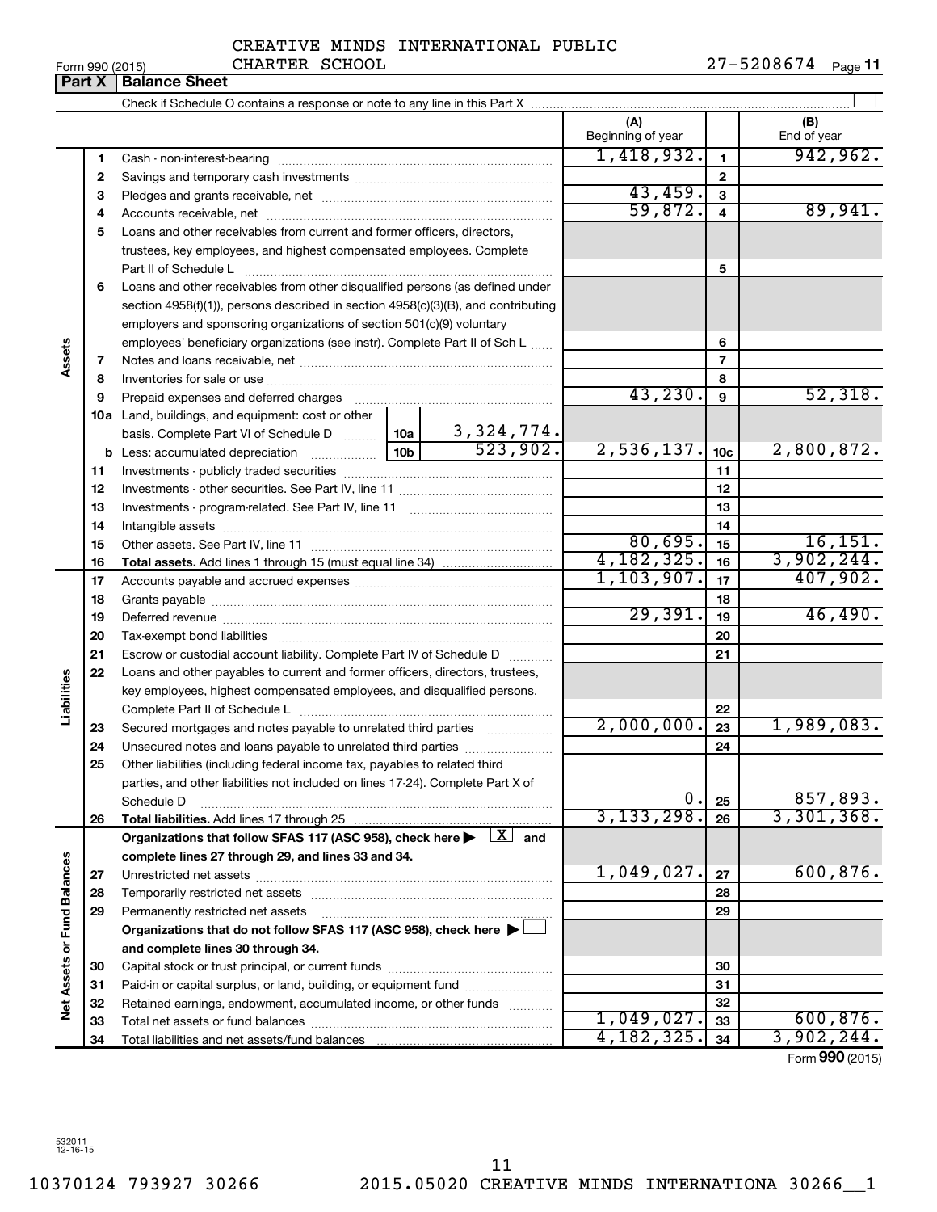CREATIVE MINDS INTERNATIONAL PUBLIC CHARTER SCHOOL

Form 990 (2015) 27-5208674 Page 11

**Part X | Balance Sheet**

Check if Schedule O contains a response or note to any line in this Part X

| | | | (A) Beginning of year | | (B) End of year |
|---|---|---|---|---|---|
| Assets | 1 | Cash - non-interest-bearing | 1,418,932. | 1 | 942,962. |
| | 2 | Savings and temporary cash investments | | 2 | |
| | 3 | Pledges and grants receivable, net | 43,459. | 3 | |
| | 4 | Accounts receivable, net | 59,872. | 4 | 89,941. |
| | 5 | Loans and other receivables from current and former officers, directors, trustees, key employees, and highest compensated employees. Complete Part II of Schedule L | | 5 | |
| | 6 | Loans and other receivables from other disqualified persons (as defined under section 4958(f)(1)), persons described in section 4958(c)(3)(B), and contributing employers and sponsoring organizations of section 501(c)(9) voluntary employees' beneficiary organizations (see instr). Complete Part II of Sch L | | 6 | |
| | 7 | Notes and loans receivable, net | | 7 | |
| | 8 | Inventories for sale or use | | 8 | |
| | 9 | Prepaid expenses and deferred charges | 43,230. | 9 | 52,318. |
| | 10a | Land, buildings, and equipment: cost or other basis. Complete Part VI of Schedule D ... 10a 3,324,774. | | | |
| | b | Less: accumulated depreciation ... 10b 523,902. | 2,536,137. | 10c | 2,800,872. |
| | 11 | Investments - publicly traded securities | | 11 | |
| | 12 | Investments - other securities. See Part IV, line 11 | | 12 | |
| | 13 | Investments - program-related. See Part IV, line 11 | | 13 | |
| | 14 | Intangible assets | | 14 | |
| | 15 | Other assets. See Part IV, line 11 | 80,695. | 15 | 16,151. |
| | 16 | **Total assets.** Add lines 1 through 15 (must equal line 34) | 4,182,325. | 16 | 3,902,244. |
| Liabilities | 17 | Accounts payable and accrued expenses | 1,103,907. | 17 | 407,902. |
| | 18 | Grants payable | | 18 | |
| | 19 | Deferred revenue | 29,391. | 19 | 46,490. |
| | 20 | Tax-exempt bond liabilities | | 20 | |
| | 21 | Escrow or custodial account liability. Complete Part IV of Schedule D | | 21 | |
| | 22 | Loans and other payables to current and former officers, directors, trustees, key employees, highest compensated employees, and disqualified persons. Complete Part II of Schedule L | | 22 | |
| | 23 | Secured mortgages and notes payable to unrelated third parties | 2,000,000. | 23 | 1,989,083. |
| | 24 | Unsecured notes and loans payable to unrelated third parties | | 24 | |
| | 25 | Other liabilities (including federal income tax, payables to related third parties, and other liabilities not included on lines 17-24). Complete Part X of Schedule D | 0. | 25 | 857,893. |
| | 26 | **Total liabilities.** Add lines 17 through 25 | 3,133,298. | 26 | 3,301,368. |
| Net Assets or Fund Balances | | **Organizations that follow SFAS 117 (ASC 958), check here ▶ [X] and complete lines 27 through 29, and lines 33 and 34.** | | | |
| | 27 | Unrestricted net assets | 1,049,027. | 27 | 600,876. |
| | 28 | Temporarily restricted net assets | | 28 | |
| | 29 | Permanently restricted net assets | | 29 | |
| | | **Organizations that do not follow SFAS 117 (ASC 958), check here ▶ [ ] and complete lines 30 through 34.** | | | |
| | 30 | Capital stock or trust principal, or current funds | | 30 | |
| | 31 | Paid-in or capital surplus, or land, building, or equipment fund | | 31 | |
| | 32 | Retained earnings, endowment, accumulated income, or other funds | | 32 | |
| | 33 | Total net assets or fund balances | 1,049,027. | 33 | 600,876. |
| | 34 | Total liabilities and net assets/fund balances | 4,182,325. | 34 | 3,902,244. |

Form **990** (2015)

532011 12-16-15

10370124 793927 30266 2015.05020 CREATIVE MINDS INTERNATIONA 30266__1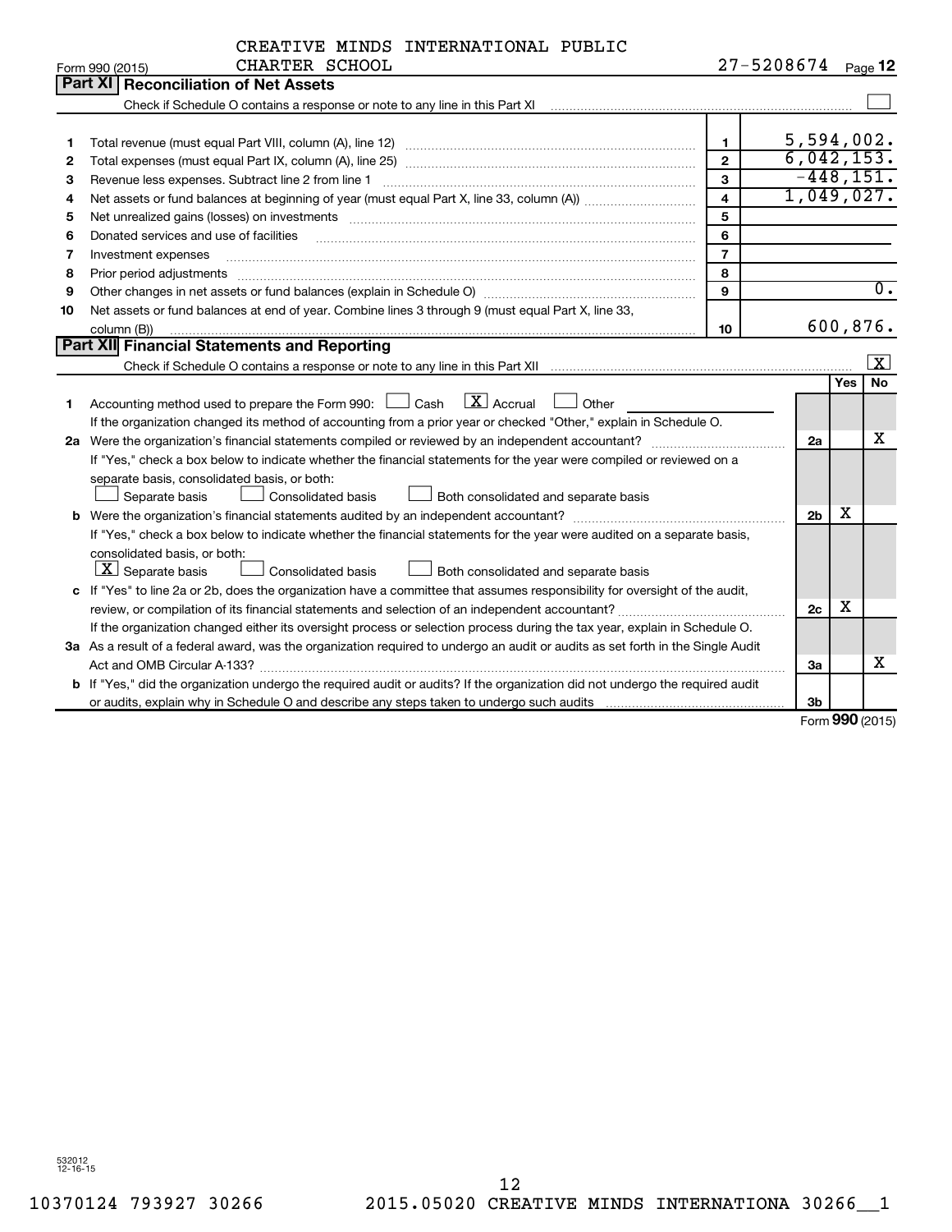CREATIVE MINDS INTERNATIONAL PUBLIC CHARTER SCHOOL

Form 990 (2015) 27-5208674 Page 12

## Part XI Reconciliation of Net Assets

Check if Schedule O contains a response or note to any line in this Part XI ☐

| | | | |
|---|---|---|---|
| 1 | Total revenue (must equal Part VIII, column (A), line 12) | 1 | 5,594,002. |
| 2 | Total expenses (must equal Part IX, column (A), line 25) | 2 | 6,042,153. |
| 3 | Revenue less expenses. Subtract line 2 from line 1 | 3 | -448,151. |
| 4 | Net assets or fund balances at beginning of year (must equal Part X, line 33, column (A)) | 4 | 1,049,027. |
| 5 | Net unrealized gains (losses) on investments | 5 | |
| 6 | Donated services and use of facilities | 6 | |
| 7 | Investment expenses | 7 | |
| 8 | Prior period adjustments | 8 | |
| 9 | Other changes in net assets or fund balances (explain in Schedule O) | 9 | 0. |
| 10 | Net assets or fund balances at end of year. Combine lines 3 through 9 (must equal Part X, line 33, column (B)) | 10 | 600,876. |

## Part XII Financial Statements and Reporting

Check if Schedule O contains a response or note to any line in this Part XII ☒

| | | | Yes | No |
|---|---|---|---|---|
| 1 | Accounting method used to prepare the Form 990: ☐ Cash ☒ Accrual ☐ Other<br>If the organization changed its method of accounting from a prior year or checked "Other," explain in Schedule O. | | | |
| 2a | Were the organization's financial statements compiled or reviewed by an independent accountant?<br>If "Yes," check a box below to indicate whether the financial statements for the year were compiled or reviewed on a separate basis, consolidated basis, or both:<br>☐ Separate basis ☐ Consolidated basis ☐ Both consolidated and separate basis | 2a | | X |
| b | Were the organization's financial statements audited by an independent accountant?<br>If "Yes," check a box below to indicate whether the financial statements for the year were audited on a separate basis, consolidated basis, or both:<br>☒ Separate basis ☐ Consolidated basis ☐ Both consolidated and separate basis | 2b | X | |
| c | If "Yes" to line 2a or 2b, does the organization have a committee that assumes responsibility for oversight of the audit, review, or compilation of its financial statements and selection of an independent accountant?<br>If the organization changed either its oversight process or selection process during the tax year, explain in Schedule O. | 2c | X | |
| 3a | As a result of a federal award, was the organization required to undergo an audit or audits as set forth in the Single Audit Act and OMB Circular A-133? | 3a | | X |
| b | If "Yes," did the organization undergo the required audit or audits? If the organization did not undergo the required audit or audits, explain why in Schedule O and describe any steps taken to undergo such audits | 3b | | |

Form 990 (2015)

532012 12-16-15

10370124 793927 30266 2015.05020 CREATIVE MINDS INTERNATIONA 30266__1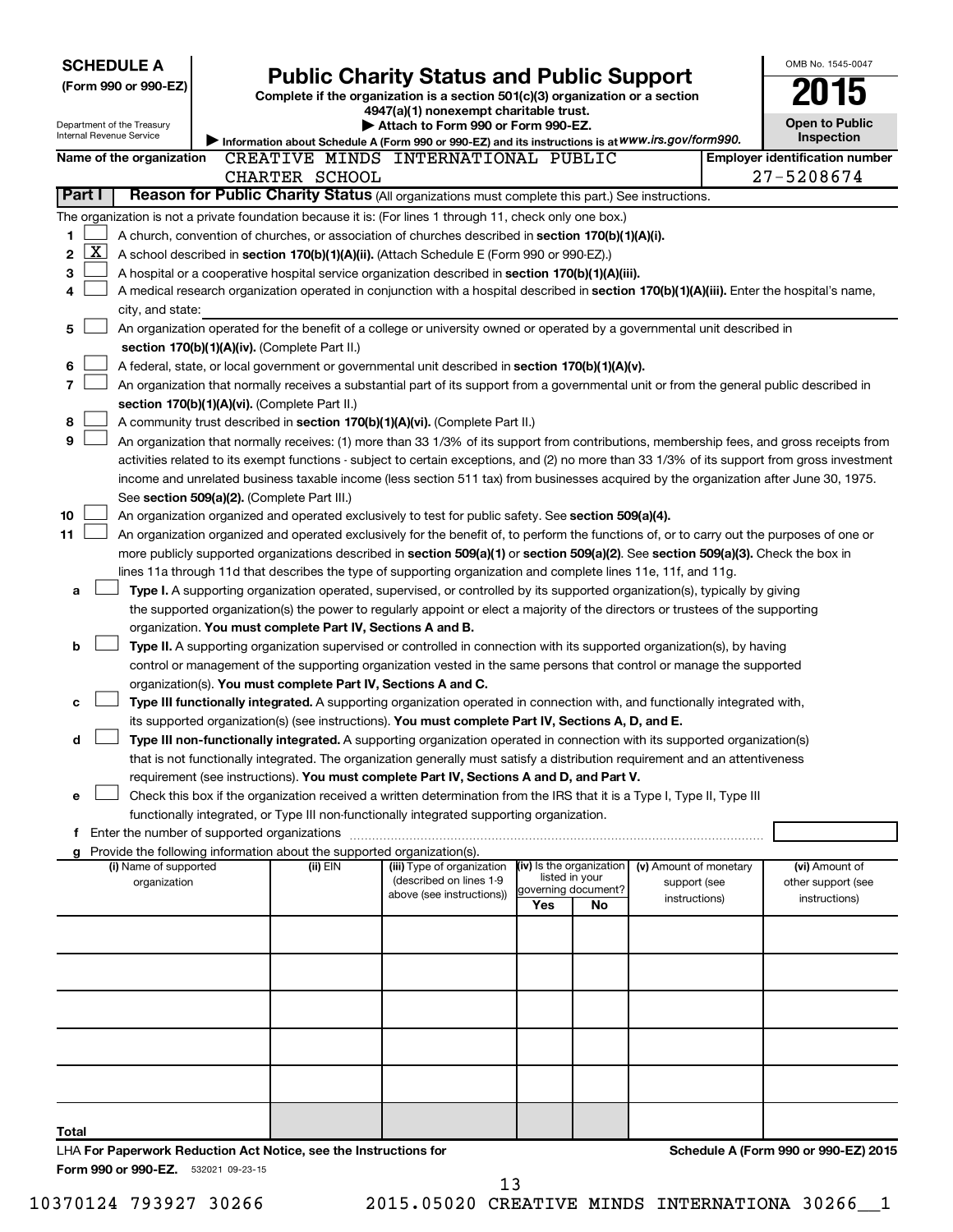**SCHEDULE A**
**(Form 990 or 990-EZ)**

Department of the Treasury
Internal Revenue Service

# Public Charity Status and Public Support

**Complete if the organization is a section 501(c)(3) organization or a section 4947(a)(1) nonexempt charitable trust.**
**▶ Attach to Form 990 or Form 990-EZ.**
▶ Information about Schedule A (Form 990 or 990-EZ) and its instructions is at *www.irs.gov/form990.*

OMB No. 1545-0047
**2015**
**Open to Public Inspection**

**Name of the organization** CREATIVE MINDS INTERNATIONAL PUBLIC CHARTER SCHOOL

**Employer identification number** 27-5208674

**Part I — Reason for Public Charity Status** (All organizations must complete this part.) See instructions.

The organization is not a private foundation because it is: (For lines 1 through 11, check only one box.)

1. [ ] A church, convention of churches, or association of churches described in **section 170(b)(1)(A)(i).**
2. [X] A school described in **section 170(b)(1)(A)(ii).** (Attach Schedule E (Form 990 or 990-EZ).)
3. [ ] A hospital or a cooperative hospital service organization described in **section 170(b)(1)(A)(iii).**
4. [ ] A medical research organization operated in conjunction with a hospital described in **section 170(b)(1)(A)(iii).** Enter the hospital's name, city, and state:
5. [ ] An organization operated for the benefit of a college or university owned or operated by a governmental unit described in **section 170(b)(1)(A)(iv).** (Complete Part II.)
6. [ ] A federal, state, or local government or governmental unit described in **section 170(b)(1)(A)(v).**
7. [ ] An organization that normally receives a substantial part of its support from a governmental unit or from the general public described in **section 170(b)(1)(A)(vi).** (Complete Part II.)
8. [ ] A community trust described in **section 170(b)(1)(A)(vi).** (Complete Part II.)
9. [ ] An organization that normally receives: (1) more than 33 1/3% of its support from contributions, membership fees, and gross receipts from activities related to its exempt functions - subject to certain exceptions, and (2) no more than 33 1/3% of its support from gross investment income and unrelated business taxable income (less section 511 tax) from businesses acquired by the organization after June 30, 1975. See **section 509(a)(2).** (Complete Part III.)
10. [ ] An organization organized and operated exclusively to test for public safety. See **section 509(a)(4).**
11. [ ] An organization organized and operated exclusively for the benefit of, to perform the functions of, or to carry out the purposes of one or more publicly supported organizations described in **section 509(a)(1)** or **section 509(a)(2).** See **section 509(a)(3).** Check the box in lines 11a through 11d that describes the type of supporting organization and complete lines 11e, 11f, and 11g.
   - a [ ] **Type I.** A supporting organization operated, supervised, or controlled by its supported organization(s), typically by giving the supported organization(s) the power to regularly appoint or elect a majority of the directors or trustees of the supporting organization. **You must complete Part IV, Sections A and B.**
   - b [ ] **Type II.** A supporting organization supervised or controlled in connection with its supported organization(s), by having control or management of the supporting organization vested in the same persons that control or manage the supported organization(s). **You must complete Part IV, Sections A and C.**
   - c [ ] **Type III functionally integrated.** A supporting organization operated in connection with, and functionally integrated with, its supported organization(s) (see instructions). **You must complete Part IV, Sections A, D, and E.**
   - d [ ] **Type III non-functionally integrated.** A supporting organization operated in connection with its supported organization(s) that is not functionally integrated. The organization generally must satisfy a distribution requirement and an attentiveness requirement (see instructions). **You must complete Part IV, Sections A and D, and Part V.**
   - e [ ] Check this box if the organization received a written determination from the IRS that it is a Type I, Type II, Type III functionally integrated, or Type III non-functionally integrated supporting organization.
   - f Enter the number of supported organizations
   - g Provide the following information about the supported organization(s).

| (i) Name of supported organization | (ii) EIN | (iii) Type of organization (described on lines 1-9 above (see instructions)) | (iv) Is the organization listed in your governing document? Yes | No | (v) Amount of monetary support (see instructions) | (vi) Amount of other support (see instructions) |
|---|---|---|---|---|---|---|
| | | | | | | |
| | | | | | | |
| | | | | | | |
| | | | | | | |
| | | | | | | |
| Total | | | | | | |

LHA **For Paperwork Reduction Act Notice, see the Instructions for Form 990 or 990-EZ.** 532021 09-23-15

**Schedule A (Form 990 or 990-EZ) 2015**

10370124 793927 30266 2015.05020 CREATIVE MINDS INTERNATIONA 30266__1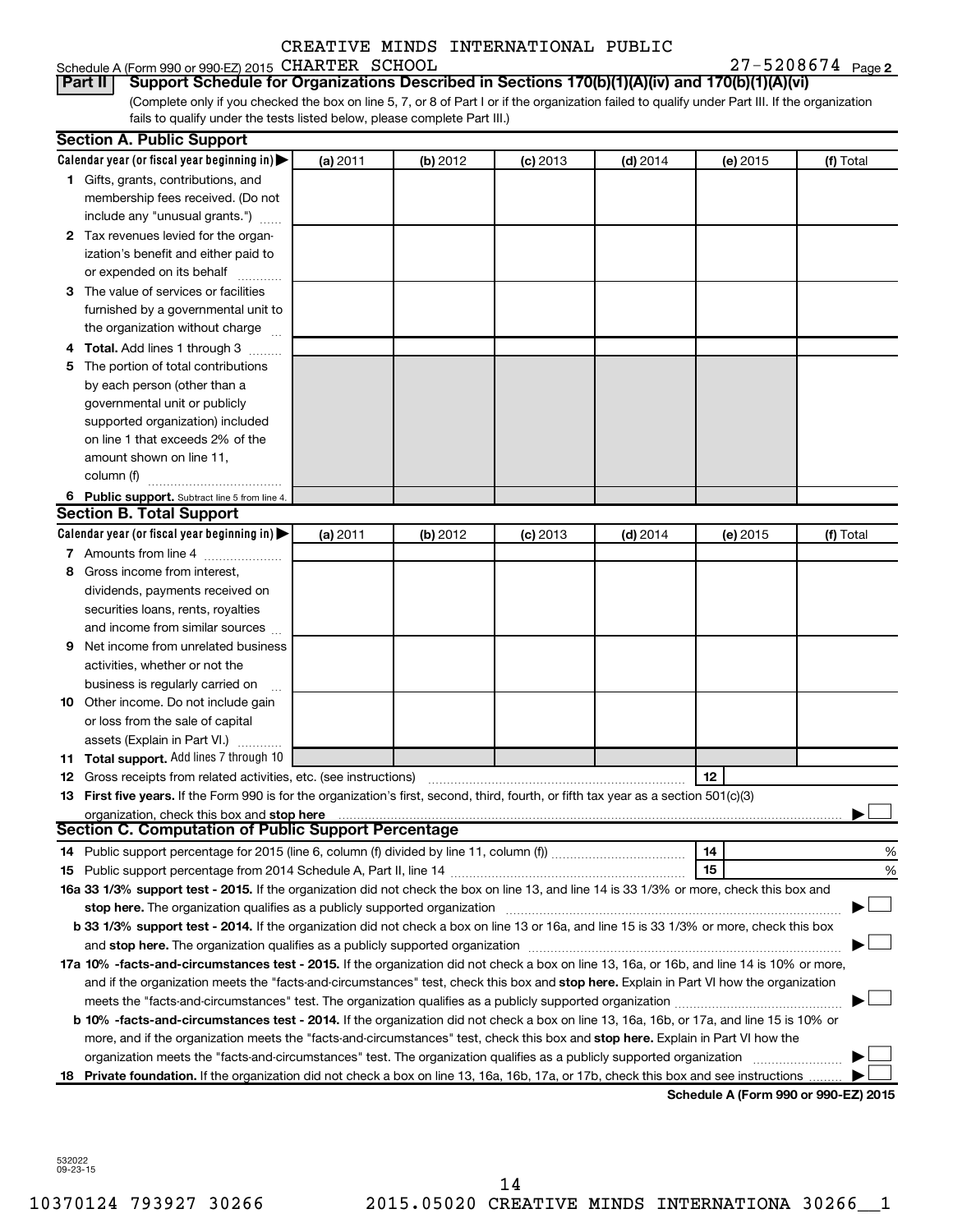CREATIVE MINDS INTERNATIONAL PUBLIC

Schedule A (Form 990 or 990-EZ) 2015 CHARTER SCHOOL 27-5208674 Page 2

**Part II** **Support Schedule for Organizations Described in Sections 170(b)(1)(A)(iv) and 170(b)(1)(A)(vi)**

(Complete only if you checked the box on line 5, 7, or 8 of Part I or if the organization failed to qualify under Part III. If the organization fails to qualify under the tests listed below, please complete Part III.)

## Section A. Public Support

| Calendar year (or fiscal year beginning in) ▶ | (a) 2011 | (b) 2012 | (c) 2013 | (d) 2014 | (e) 2015 | (f) Total |
|---|---|---|---|---|---|---|
| **1** Gifts, grants, contributions, and membership fees received. (Do not include any "unusual grants.") | | | | | | |
| **2** Tax revenues levied for the organization's benefit and either paid to or expended on its behalf | | | | | | |
| **3** The value of services or facilities furnished by a governmental unit to the organization without charge | | | | | | |
| **4** **Total.** Add lines 1 through 3 | | | | | | |
| **5** The portion of total contributions by each person (other than a governmental unit or publicly supported organization) included on line 1 that exceeds 2% of the amount shown on line 11, column (f) | | | | | | |
| **6** **Public support.** Subtract line 5 from line 4. | | | | | | |

## Section B. Total Support

| Calendar year (or fiscal year beginning in) ▶ | (a) 2011 | (b) 2012 | (c) 2013 | (d) 2014 | (e) 2015 | (f) Total |
|---|---|---|---|---|---|---|
| **7** Amounts from line 4 | | | | | | |
| **8** Gross income from interest, dividends, payments received on securities loans, rents, royalties and income from similar sources | | | | | | |
| **9** Net income from unrelated business activities, whether or not the business is regularly carried on | | | | | | |
| **10** Other income. Do not include gain or loss from the sale of capital assets (Explain in Part VI.) | | | | | | |
| **11** **Total support.** Add lines 7 through 10 | | | | | | |

**12** Gross receipts from related activities, etc. (see instructions) **12**

**13** **First five years.** If the Form 990 is for the organization's first, second, third, fourth, or fifth tax year as a section 501(c)(3) organization, check this box and **stop here** ▶ ☐

## Section C. Computation of Public Support Percentage

**14** Public support percentage for 2015 (line 6, column (f) divided by line 11, column (f)) **14** %

**15** Public support percentage from 2014 Schedule A, Part II, line 14 **15** %

**16a 33 1/3% support test - 2015.** If the organization did not check the box on line 13, and line 14 is 33 1/3% or more, check this box and **stop here.** The organization qualifies as a publicly supported organization ▶ ☐

**b 33 1/3% support test - 2014.** If the organization did not check a box on line 13 or 16a, and line 15 is 33 1/3% or more, check this box and **stop here.** The organization qualifies as a publicly supported organization ▶ ☐

**17a 10% -facts-and-circumstances test - 2015.** If the organization did not check a box on line 13, 16a, or 16b, and line 14 is 10% or more, and if the organization meets the "facts-and-circumstances" test, check this box and **stop here.** Explain in Part VI how the organization meets the "facts-and-circumstances" test. The organization qualifies as a publicly supported organization ▶ ☐

**b 10% -facts-and-circumstances test - 2014.** If the organization did not check a box on line 13, 16a, 16b, or 17a, and line 15 is 10% or more, and if the organization meets the "facts-and-circumstances" test, check this box and **stop here.** Explain in Part VI how the organization meets the "facts-and-circumstances" test. The organization qualifies as a publicly supported organization ▶ ☐

**18** **Private foundation.** If the organization did not check a box on line 13, 16a, 16b, 17a, or 17b, check this box and see instructions ▶ ☐

**Schedule A (Form 990 or 990-EZ) 2015**

532022 09-23-15

10370124 793927 30266 2015.05020 CREATIVE MINDS INTERNATIONA 30266__1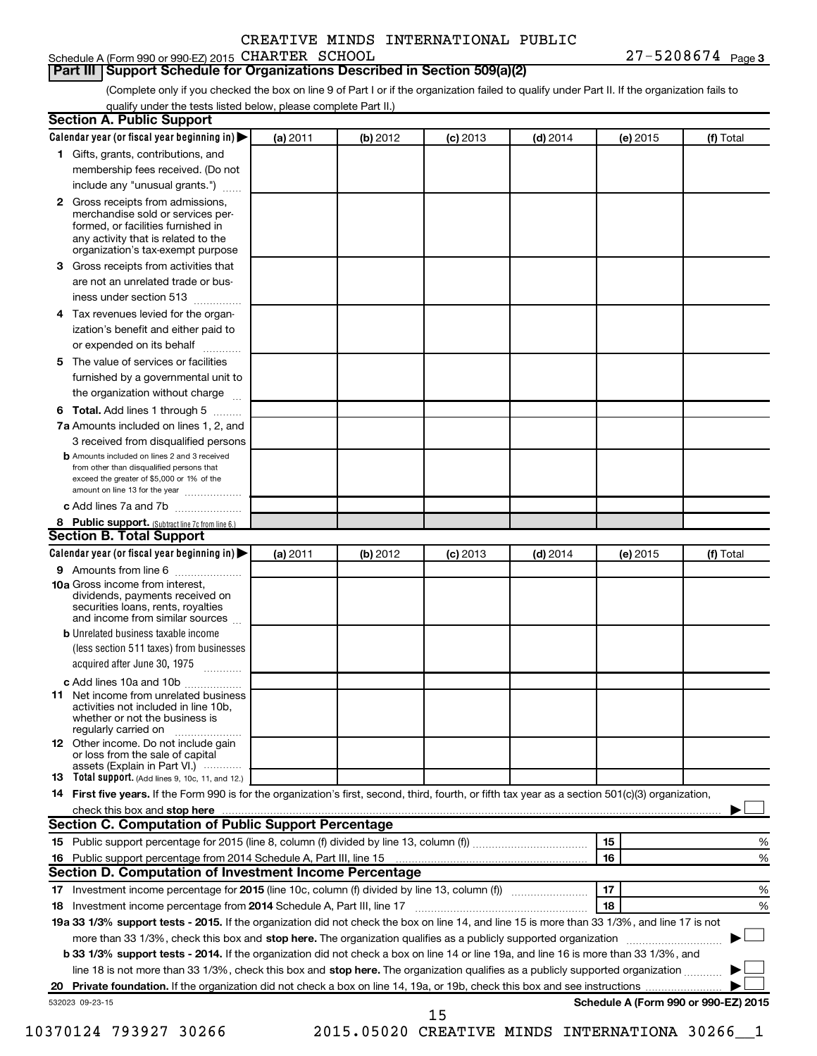CREATIVE MINDS INTERNATIONAL PUBLIC

Schedule A (Form 990 or 990-EZ) 2015 CHARTER SCHOOL 27-5208674 Page 3

## Part III Support Schedule for Organizations Described in Section 509(a)(2)

(Complete only if you checked the box on line 9 of Part I or if the organization failed to qualify under Part II. If the organization fails to qualify under the tests listed below, please complete Part II.)

### Section A. Public Support

| Calendar year (or fiscal year beginning in) ▶ | (a) 2011 | (b) 2012 | (c) 2013 | (d) 2014 | (e) 2015 | (f) Total |
|---|---|---|---|---|---|---|
| **1** Gifts, grants, contributions, and membership fees received. (Do not include any "unusual grants.") | | | | | | |
| **2** Gross receipts from admissions, merchandise sold or services performed, or facilities furnished in any activity that is related to the organization's tax-exempt purpose | | | | | | |
| **3** Gross receipts from activities that are not an unrelated trade or business under section 513 | | | | | | |
| **4** Tax revenues levied for the organization's benefit and either paid to or expended on its behalf | | | | | | |
| **5** The value of services or facilities furnished by a governmental unit to the organization without charge | | | | | | |
| **6 Total.** Add lines 1 through 5 | | | | | | |
| **7a** Amounts included on lines 1, 2, and 3 received from disqualified persons | | | | | | |
| **b** Amounts included on lines 2 and 3 received from other than disqualified persons that exceed the greater of $5,000 or 1% of the amount on line 13 for the year | | | | | | |
| **c** Add lines 7a and 7b | | | | | | |
| **8 Public support.** (Subtract line 7c from line 6.) | | | | | | |

### Section B. Total Support

| Calendar year (or fiscal year beginning in) ▶ | (a) 2011 | (b) 2012 | (c) 2013 | (d) 2014 | (e) 2015 | (f) Total |
|---|---|---|---|---|---|---|
| **9** Amounts from line 6 | | | | | | |
| **10a** Gross income from interest, dividends, payments received on securities loans, rents, royalties and income from similar sources | | | | | | |
| **b** Unrelated business taxable income (less section 511 taxes) from businesses acquired after June 30, 1975 | | | | | | |
| **c** Add lines 10a and 10b | | | | | | |
| **11** Net income from unrelated business activities not included in line 10b, whether or not the business is regularly carried on | | | | | | |
| **12** Other income. Do not include gain or loss from the sale of capital assets (Explain in Part VI.) | | | | | | |
| **13 Total support.** (Add lines 9, 10c, 11, and 12.) | | | | | | |

**14 First five years.** If the Form 990 is for the organization's first, second, third, fourth, or fifth tax year as a section 501(c)(3) organization, check this box and **stop here** ▶ ☐

### Section C. Computation of Public Support Percentage

| | | | |
|---|---|---|---|
| **15** Public support percentage for 2015 (line 8, column (f) divided by line 13, column (f)) | 15 | | % |
| **16** Public support percentage from 2014 Schedule A, Part III, line 15 | 16 | | % |

### Section D. Computation of Investment Income Percentage

| | | | |
|---|---|---|---|
| **17** Investment income percentage for **2015** (line 10c, column (f) divided by line 13, column (f)) | 17 | | % |
| **18** Investment income percentage from **2014** Schedule A, Part III, line 17 | 18 | | % |

**19a 33 1/3% support tests - 2015.** If the organization did not check the box on line 14, and line 15 is more than 33 1/3%, and line 17 is not more than 33 1/3%, check this box and **stop here.** The organization qualifies as a publicly supported organization ▶ ☐

**b 33 1/3% support tests - 2014.** If the organization did not check a box on line 14 or line 19a, and line 16 is more than 33 1/3%, and line 18 is not more than 33 1/3%, check this box and **stop here.** The organization qualifies as a publicly supported organization ▶ ☐

**20 Private foundation.** If the organization did not check a box on line 14, 19a, or 19b, check this box and see instructions ▶ ☐

532023 09-23-15 **Schedule A (Form 990 or 990-EZ) 2015**

10370124 793927 30266 2015.05020 CREATIVE MINDS INTERNATIONA 30266__1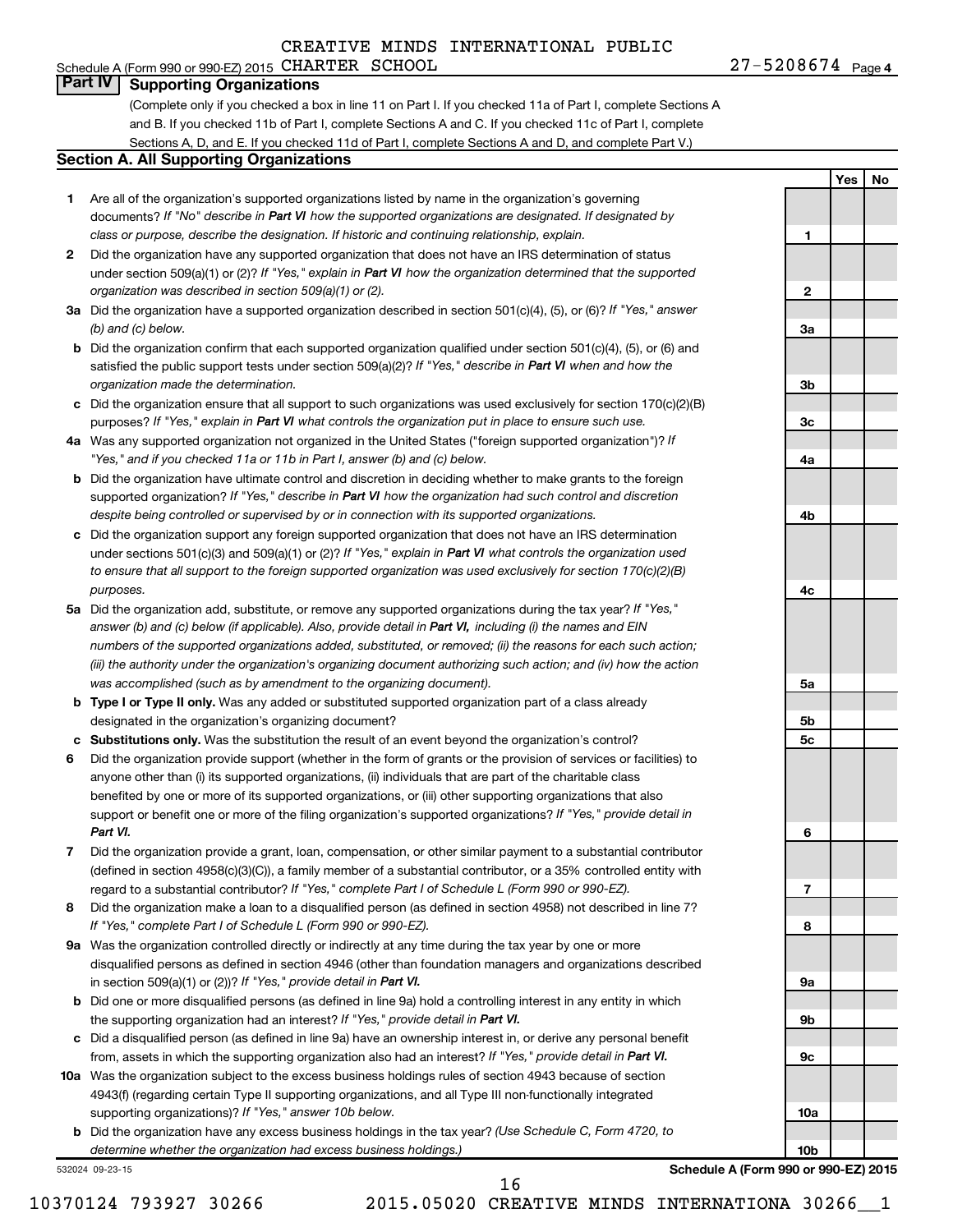CREATIVE MINDS INTERNATIONAL PUBLIC

Schedule A (Form 990 or 990-EZ) 2015 CHARTER SCHOOL 27-5208674 Page 4

## Part IV Supporting Organizations

(Complete only if you checked a box in line 11 on Part I. If you checked 11a of Part I, complete Sections A and B. If you checked 11b of Part I, complete Sections A and C. If you checked 11c of Part I, complete Sections A, D, and E. If you checked 11d of Part I, complete Sections A and D, and complete Part V.)

### Section A. All Supporting Organizations

| | | Line | Yes | No |
|---|---|---|---|---|
| **1** | Are all of the organization's supported organizations listed by name in the organization's governing documents? *If "No" describe in **Part VI** how the supported organizations are designated. If designated by class or purpose, describe the designation. If historic and continuing relationship, explain.* | 1 | | |
| **2** | Did the organization have any supported organization that does not have an IRS determination of status under section 509(a)(1) or (2)? *If "Yes," explain in **Part VI** how the organization determined that the supported organization was described in section 509(a)(1) or (2).* | 2 | | |
| **3a** | Did the organization have a supported organization described in section 501(c)(4), (5), or (6)? *If "Yes," answer (b) and (c) below.* | 3a | | |
| **b** | Did the organization confirm that each supported organization qualified under section 501(c)(4), (5), or (6) and satisfied the public support tests under section 509(a)(2)? *If "Yes," describe in **Part VI** when and how the organization made the determination.* | 3b | | |
| **c** | Did the organization ensure that all support to such organizations was used exclusively for section 170(c)(2)(B) purposes? *If "Yes," explain in **Part VI** what controls the organization put in place to ensure such use.* | 3c | | |
| **4a** | Was any supported organization not organized in the United States ("foreign supported organization")? *If "Yes," and if you checked 11a or 11b in Part I, answer (b) and (c) below.* | 4a | | |
| **b** | Did the organization have ultimate control and discretion in deciding whether to make grants to the foreign supported organization? *If "Yes," describe in **Part VI** how the organization had such control and discretion despite being controlled or supervised by or in connection with its supported organizations.* | 4b | | |
| **c** | Did the organization support any foreign supported organization that does not have an IRS determination under sections 501(c)(3) and 509(a)(1) or (2)? *If "Yes," explain in **Part VI** what controls the organization used to ensure that all support to the foreign supported organization was used exclusively for section 170(c)(2)(B) purposes.* | 4c | | |
| **5a** | Did the organization add, substitute, or remove any supported organizations during the tax year? *If "Yes," answer (b) and (c) below (if applicable). Also, provide detail in **Part VI**, including (i) the names and EIN numbers of the supported organizations added, substituted, or removed; (ii) the reasons for each such action; (iii) the authority under the organization's organizing document authorizing such action; and (iv) how the action was accomplished (such as by amendment to the organizing document).* | 5a | | |
| **b** | **Type I or Type II only.** Was any added or substituted supported organization part of a class already designated in the organization's organizing document? | 5b | | |
| **c** | **Substitutions only.** Was the substitution the result of an event beyond the organization's control? | 5c | | |
| **6** | Did the organization provide support (whether in the form of grants or the provision of services or facilities) to anyone other than (i) its supported organizations, (ii) individuals that are part of the charitable class benefited by one or more of its supported organizations, or (iii) other supporting organizations that also support or benefit one or more of the filing organization's supported organizations? *If "Yes," provide detail in **Part VI.*** | 6 | | |
| **7** | Did the organization provide a grant, loan, compensation, or other similar payment to a substantial contributor (defined in section 4958(c)(3)(C)), a family member of a substantial contributor, or a 35% controlled entity with regard to a substantial contributor? *If "Yes," complete Part I of Schedule L (Form 990 or 990-EZ).* | 7 | | |
| **8** | Did the organization make a loan to a disqualified person (as defined in section 4958) not described in line 7? *If "Yes," complete Part I of Schedule L (Form 990 or 990-EZ).* | 8 | | |
| **9a** | Was the organization controlled directly or indirectly at any time during the tax year by one or more disqualified persons as defined in section 4946 (other than foundation managers and organizations described in section 509(a)(1) or (2))? *If "Yes," provide detail in **Part VI.*** | 9a | | |
| **b** | Did one or more disqualified persons (as defined in line 9a) hold a controlling interest in any entity in which the supporting organization had an interest? *If "Yes," provide detail in **Part VI.*** | 9b | | |
| **c** | Did a disqualified person (as defined in line 9a) have an ownership interest in, or derive any personal benefit from, assets in which the supporting organization also had an interest? *If "Yes," provide detail in **Part VI.*** | 9c | | |
| **10a** | Was the organization subject to the excess business holdings rules of section 4943 because of section 4943(f) (regarding certain Type II supporting organizations, and all Type III non-functionally integrated supporting organizations)? *If "Yes," answer 10b below.* | 10a | | |
| **b** | Did the organization have any excess business holdings in the tax year? *(Use Schedule C, Form 4720, to determine whether the organization had excess business holdings.)* | 10b | | |

532024 09-23-15 **Schedule A (Form 990 or 990-EZ) 2015**

10370124 793927 30266 2015.05020 CREATIVE MINDS INTERNATIONA 30266__1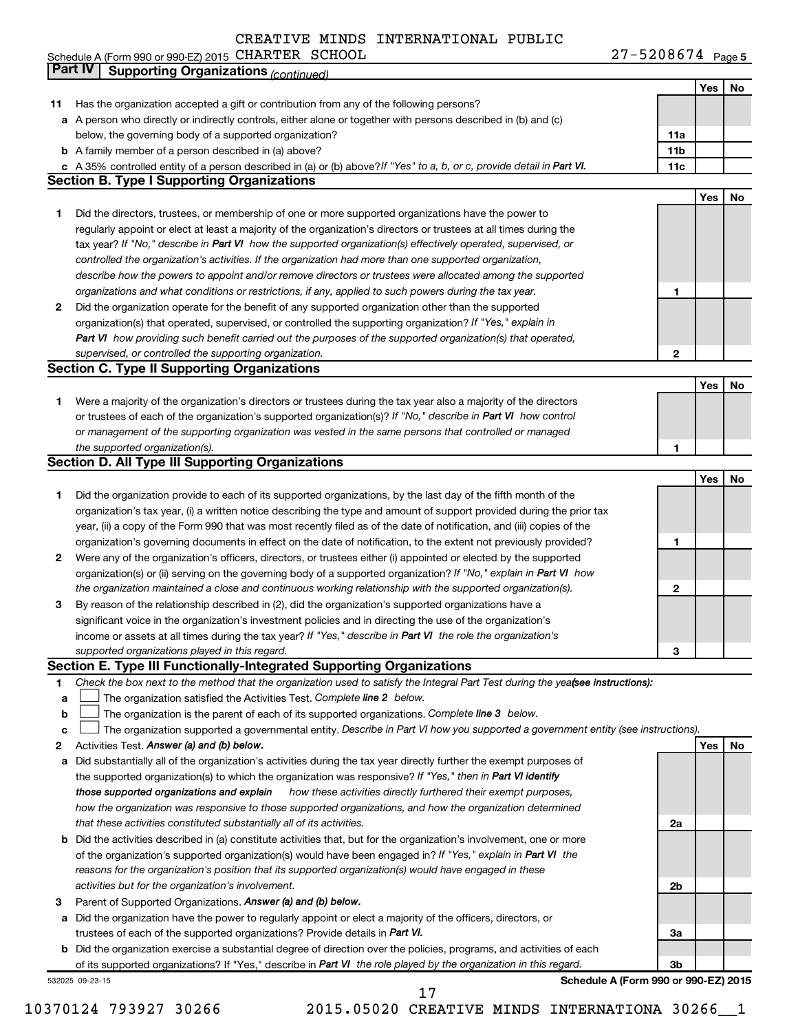Schedule A (Form 990 or 990-EZ) 2015 CREATIVE MINDS INTERNATIONAL PUBLIC CHARTER SCHOOL 27-5208674 Page 5

## Part IV Supporting Organizations *(continued)*

| | | | Yes | No |
|---|---|---|---|---|
| **11** | Has the organization accepted a gift or contribution from any of the following persons? | | | |
| **a** | A person who directly or indirectly controls, either alone or together with persons described in (b) and (c) below, the governing body of a supported organization? | 11a | | |
| **b** | A family member of a person described in (a) above? | 11b | | |
| **c** | A 35% controlled entity of a person described in (a) or (b) above? *If "Yes" to a, b, or c, provide detail in* ***Part VI.*** | 11c | | |

### Section B. Type I Supporting Organizations

| | | | Yes | No |
|---|---|---|---|---|
| **1** | Did the directors, trustees, or membership of one or more supported organizations have the power to regularly appoint or elect at least a majority of the organization's directors or trustees at all times during the tax year? *If "No," describe in* ***Part VI*** *how the supported organization(s) effectively operated, supervised, or controlled the organization's activities. If the organization had more than one supported organization, describe how the powers to appoint and/or remove directors or trustees were allocated among the supported organizations and what conditions or restrictions, if any, applied to such powers during the tax year.* | 1 | | |
| **2** | Did the organization operate for the benefit of any supported organization other than the supported organization(s) that operated, supervised, or controlled the supporting organization? *If "Yes," explain in* ***Part VI*** *how providing such benefit carried out the purposes of the supported organization(s) that operated, supervised, or controlled the supporting organization.* | 2 | | |

### Section C. Type II Supporting Organizations

| | | | Yes | No |
|---|---|---|---|---|
| **1** | Were a majority of the organization's directors or trustees during the tax year also a majority of the directors or trustees of each of the organization's supported organization(s)? *If "No," describe in* ***Part VI*** *how control or management of the supporting organization was vested in the same persons that controlled or managed the supported organization(s).* | 1 | | |

### Section D. All Type III Supporting Organizations

| | | | Yes | No |
|---|---|---|---|---|
| **1** | Did the organization provide to each of its supported organizations, by the last day of the fifth month of the organization's tax year, (i) a written notice describing the type and amount of support provided during the prior tax year, (ii) a copy of the Form 990 that was most recently filed as of the date of notification, and (iii) copies of the organization's governing documents in effect on the date of notification, to the extent not previously provided? | 1 | | |
| **2** | Were any of the organization's officers, directors, or trustees either (i) appointed or elected by the supported organization(s) or (ii) serving on the governing body of a supported organization? *If "No," explain in* ***Part VI*** *how the organization maintained a close and continuous working relationship with the supported organization(s).* | 2 | | |
| **3** | By reason of the relationship described in (2), did the organization's supported organizations have a significant voice in the organization's investment policies and in directing the use of the organization's income or assets at all times during the tax year? *If "Yes," describe in* ***Part VI*** *the role the organization's supported organizations played in this regard.* | 3 | | |

### Section E. Type III Functionally-Integrated Supporting Organizations

**1** *Check the box next to the method that the organization used to satisfy the Integral Part Test during the year* ***(see instructions):***

- **a** ☐ The organization satisfied the Activities Test. *Complete* ***line 2*** *below.*
- **b** ☐ The organization is the parent of each of its supported organizations. *Complete* ***line 3*** *below.*
- **c** ☐ The organization supported a governmental entity. *Describe in Part VI how you supported a government entity (see instructions).*

| | | | Yes | No |
|---|---|---|---|---|
| **2** | Activities Test. ***Answer (a) and (b) below.*** | | | |
| **a** | Did substantially all of the organization's activities during the tax year directly further the exempt purposes of the supported organization(s) to which the organization was responsive? *If "Yes," then in* ***Part VI identify those supported organizations and explain*** *how these activities directly furthered their exempt purposes, how the organization was responsive to those supported organizations, and how the organization determined that these activities constituted substantially all of its activities.* | 2a | | |
| **b** | Did the activities described in (a) constitute activities that, but for the organization's involvement, one or more of the organization's supported organization(s) would have been engaged in? *If "Yes," explain in* ***Part VI*** *the reasons for the organization's position that its supported organization(s) would have engaged in these activities but for the organization's involvement.* | 2b | | |
| **3** | Parent of Supported Organizations. ***Answer (a) and (b) below.*** | | | |
| **a** | Did the organization have the power to regularly appoint or elect a majority of the officers, directors, or trustees of each of the supported organizations? Provide details in ***Part VI.*** | 3a | | |
| **b** | Did the organization exercise a substantial degree of direction over the policies, programs, and activities of each of its supported organizations? If "Yes," describe in ***Part VI*** *the role played by the organization in this regard.* | 3b | | |

532025 09-23-15 **Schedule A (Form 990 or 990-EZ) 2015**

10370124 793927 30266 2015.05020 CREATIVE MINDS INTERNATIONA 30266__1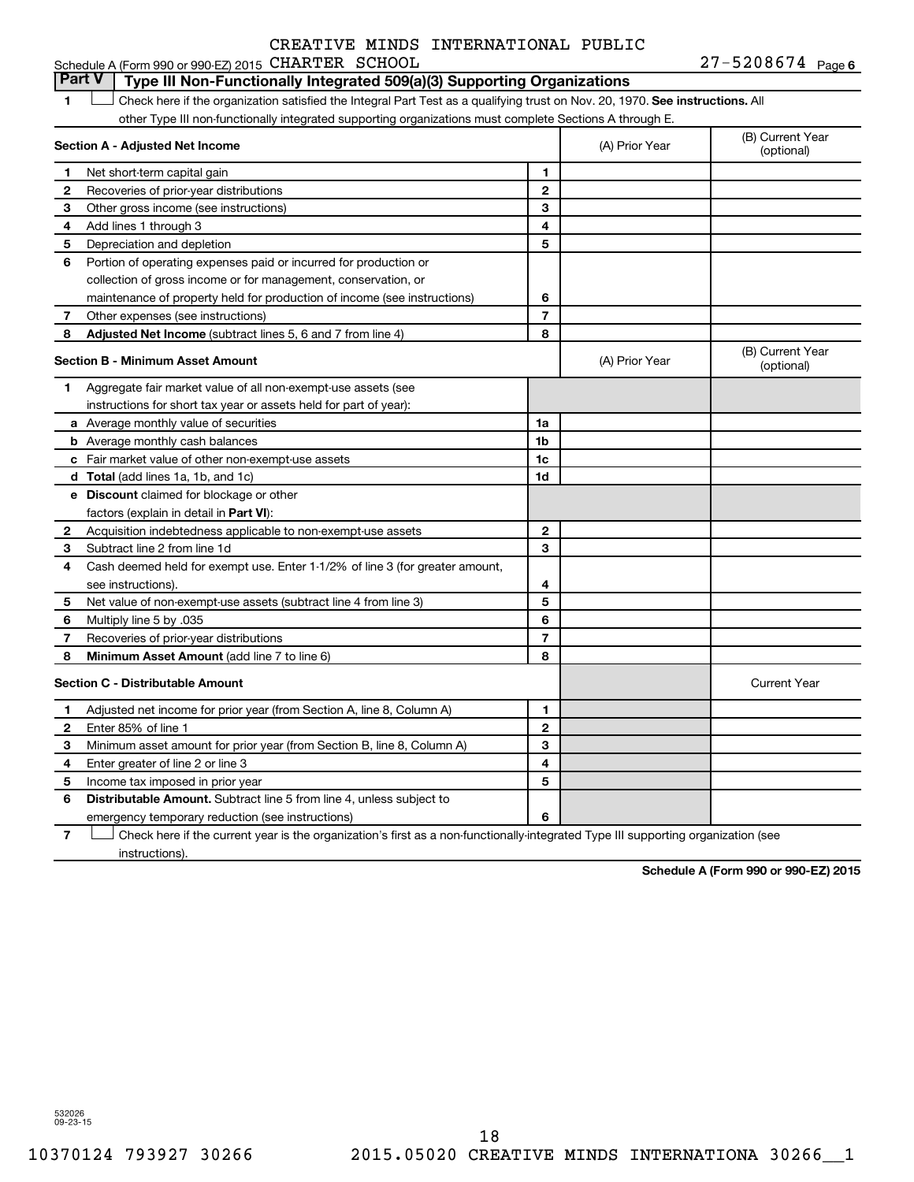CREATIVE MINDS INTERNATIONAL PUBLIC CHARTER SCHOOL 27-5208674

## Part V Type III Non-Functionally Integrated 509(a)(3) Supporting Organizations

1 ☐ Check here if the organization satisfied the Integral Part Test as a qualifying trust on Nov. 20, 1970. **See instructions.** All other Type III non-functionally integrated supporting organizations must complete Sections A through E.

| **Section A - Adjusted Net Income** | | (A) Prior Year | (B) Current Year (optional) |
|---|---|---|---|
| 1 Net short-term capital gain | 1 | | |
| 2 Recoveries of prior-year distributions | 2 | | |
| 3 Other gross income (see instructions) | 3 | | |
| 4 Add lines 1 through 3 | 4 | | |
| 5 Depreciation and depletion | 5 | | |
| 6 Portion of operating expenses paid or incurred for production or collection of gross income or for management, conservation, or maintenance of property held for production of income (see instructions) | 6 | | |
| 7 Other expenses (see instructions) | 7 | | |
| 8 **Adjusted Net Income** (subtract lines 5, 6 and 7 from line 4) | 8 | | |

| **Section B - Minimum Asset Amount** | | (A) Prior Year | (B) Current Year (optional) |
|---|---|---|---|
| 1 Aggregate fair market value of all non-exempt-use assets (see instructions for short tax year or assets held for part of year): | | | |
| a Average monthly value of securities | 1a | | |
| b Average monthly cash balances | 1b | | |
| c Fair market value of other non-exempt-use assets | 1c | | |
| d **Total** (add lines 1a, 1b, and 1c) | 1d | | |
| e **Discount** claimed for blockage or other factors (explain in detail in **Part VI**): | | | |
| 2 Acquisition indebtedness applicable to non-exempt-use assets | 2 | | |
| 3 Subtract line 2 from line 1d | 3 | | |
| 4 Cash deemed held for exempt use. Enter 1-1/2% of line 3 (for greater amount, see instructions). | 4 | | |
| 5 Net value of non-exempt-use assets (subtract line 4 from line 3) | 5 | | |
| 6 Multiply line 5 by .035 | 6 | | |
| 7 Recoveries of prior-year distributions | 7 | | |
| 8 **Minimum Asset Amount** (add line 7 to line 6) | 8 | | |

| **Section C - Distributable Amount** | | | Current Year |
|---|---|---|---|
| 1 Adjusted net income for prior year (from Section A, line 8, Column A) | 1 | | |
| 2 Enter 85% of line 1 | 2 | | |
| 3 Minimum asset amount for prior year (from Section B, line 8, Column A) | 3 | | |
| 4 Enter greater of line 2 or line 3 | 4 | | |
| 5 Income tax imposed in prior year | 5 | | |
| 6 **Distributable Amount.** Subtract line 5 from line 4, unless subject to emergency temporary reduction (see instructions) | 6 | | |

7 ☐ Check here if the current year is the organization's first as a non-functionally-integrated Type III supporting organization (see instructions).

**Schedule A (Form 990 or 990-EZ) 2015**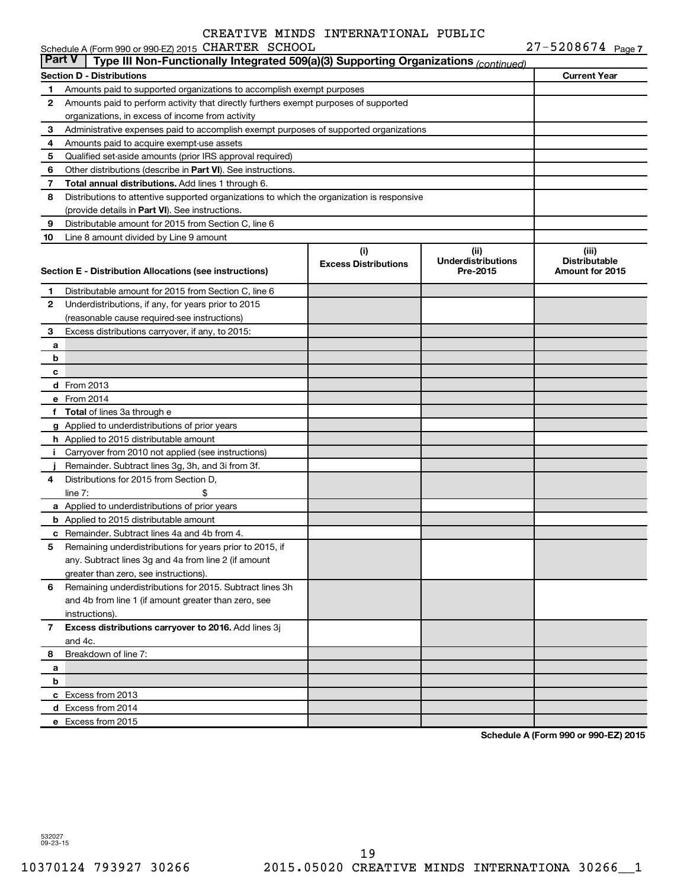CREATIVE MINDS INTERNATIONAL PUBLIC CHARTER SCHOOL

Schedule A (Form 990 or 990-EZ) 2015 27-5208674 Page 7

## Part V | Type III Non-Functionally Integrated 509(a)(3) Supporting Organizations *(continued)*

| Section D - Distributions | | Current Year |
|---|---|---|
| 1 | Amounts paid to supported organizations to accomplish exempt purposes | |
| 2 | Amounts paid to perform activity that directly furthers exempt purposes of supported organizations, in excess of income from activity | |
| 3 | Administrative expenses paid to accomplish exempt purposes of supported organizations | |
| 4 | Amounts paid to acquire exempt-use assets | |
| 5 | Qualified set-aside amounts (prior IRS approval required) | |
| 6 | Other distributions (describe in **Part VI**). See instructions. | |
| 7 | **Total annual distributions.** Add lines 1 through 6. | |
| 8 | Distributions to attentive supported organizations to which the organization is responsive (provide details in **Part VI**). See instructions. | |
| 9 | Distributable amount for 2015 from Section C, line 6 | |
| 10 | Line 8 amount divided by Line 9 amount | |

| Section E - Distribution Allocations (see instructions) | | (i) Excess Distributions | (ii) Underdistributions Pre-2015 | (iii) Distributable Amount for 2015 |
|---|---|---|---|---|
| 1 | Distributable amount for 2015 from Section C, line 6 | | | |
| 2 | Underdistributions, if any, for years prior to 2015 (reasonable cause required-see instructions) | | | |
| 3 | Excess distributions carryover, if any, to 2015: | | | |
| a | | | | |
| b | | | | |
| c | | | | |
| d | From 2013 | | | |
| e | From 2014 | | | |
| f | **Total** of lines 3a through e | | | |
| g | Applied to underdistributions of prior years | | | |
| h | Applied to 2015 distributable amount | | | |
| i | Carryover from 2010 not applied (see instructions) | | | |
| j | Remainder. Subtract lines 3g, 3h, and 3i from 3f. | | | |
| 4 | Distributions for 2015 from Section D, line 7: $ | | | |
| a | Applied to underdistributions of prior years | | | |
| b | Applied to 2015 distributable amount | | | |
| c | Remainder. Subtract lines 4a and 4b from 4. | | | |
| 5 | Remaining underdistributions for years prior to 2015, if any. Subtract lines 3g and 4a from line 2 (if amount greater than zero, see instructions). | | | |
| 6 | Remaining underdistributions for 2015. Subtract lines 3h and 4b from line 1 (if amount greater than zero, see instructions). | | | |
| 7 | **Excess distributions carryover to 2016.** Add lines 3j and 4c. | | | |
| 8 | Breakdown of line 7: | | | |
| a | | | | |
| b | | | | |
| c | Excess from 2013 | | | |
| d | Excess from 2014 | | | |
| e | Excess from 2015 | | | |

**Schedule A (Form 990 or 990-EZ) 2015**

532027 09-23-15

10370124 793927 30266 2015.05020 CREATIVE MINDS INTERNATIONA 30266__1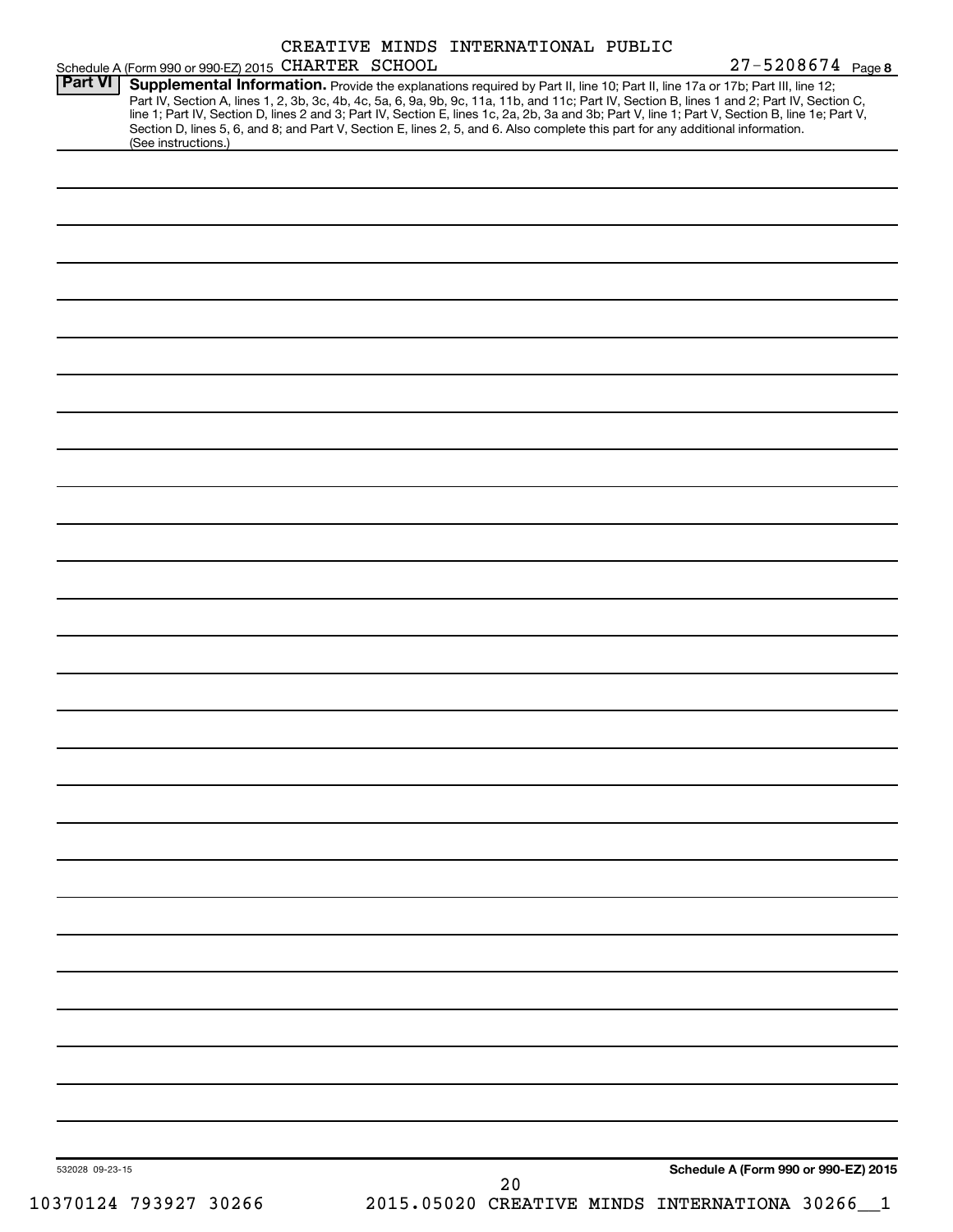Schedule A (Form 990 or 990-EZ) 2015 CREATIVE MINDS INTERNATIONAL PUBLIC CHARTER SCHOOL 27-5208674 Page 8

**Part VI** **Supplemental Information.** Provide the explanations required by Part II, line 10; Part II, line 17a or 17b; Part III, line 12; Part IV, Section A, lines 1, 2, 3b, 3c, 4b, 4c, 5a, 6, 9a, 9b, 9c, 11a, 11b, and 11c; Part IV, Section B, lines 1 and 2; Part IV, Section C, line 1; Part IV, Section D, lines 2 and 3; Part IV, Section E, lines 1c, 2a, 2b, 3a and 3b; Part V, line 1; Part V, Section B, line 1e; Part V, Section D, lines 5, 6, and 8; and Part V, Section E, lines 2, 5, and 6. Also complete this part for any additional information. (See instructions.)

532028 09-23-15

**Schedule A (Form 990 or 990-EZ) 2015**

10370124 793927 30266 2015.05020 CREATIVE MINDS INTERNATIONA 30266__1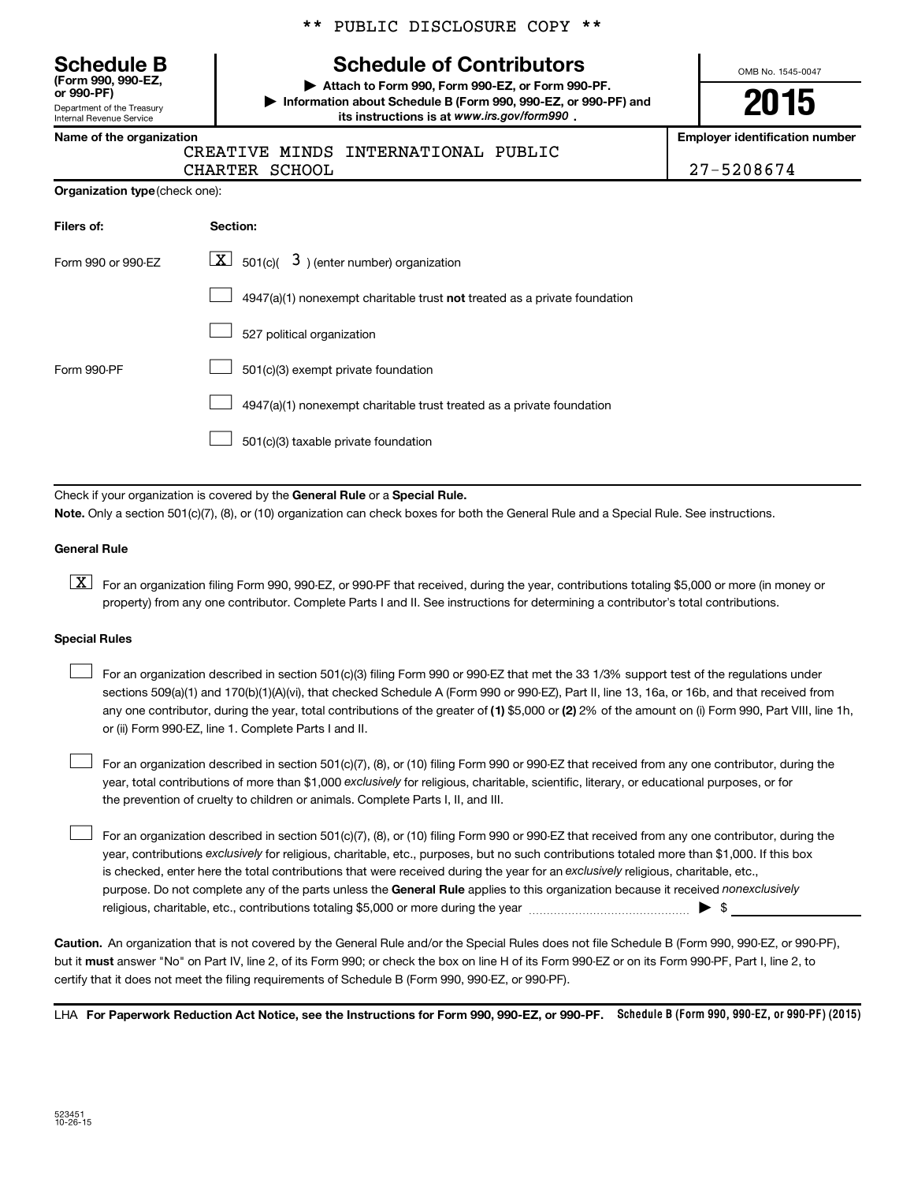\*\* PUBLIC DISCLOSURE COPY \*\*

# Schedule B

**(Form 990, 990-EZ, or 990-PF)**

Department of the Treasury
Internal Revenue Service

## Schedule of Contributors

▶ **Attach to Form 990, Form 990-EZ, or Form 990-PF.**

▶ **Information about Schedule B (Form 990, 990-EZ, or 990-PF) and its instructions is at *www.irs.gov/form990*.**

OMB No. 1545-0047

**2015**

**Name of the organization**
CREATIVE MINDS INTERNATIONAL PUBLIC CHARTER SCHOOL

**Employer identification number**
27-5208674

**Organization type** (check one):

| Filers of: | Section: |
|---|---|
| Form 990 or 990-EZ | [X] 501(c)( 3 ) (enter number) organization |
| | [ ] 4947(a)(1) nonexempt charitable trust **not** treated as a private foundation |
| | [ ] 527 political organization |
| Form 990-PF | [ ] 501(c)(3) exempt private foundation |
| | [ ] 4947(a)(1) nonexempt charitable trust treated as a private foundation |
| | [ ] 501(c)(3) taxable private foundation |

Check if your organization is covered by the **General Rule** or a **Special Rule.**

**Note.** Only a section 501(c)(7), (8), or (10) organization can check boxes for both the General Rule and a Special Rule. See instructions.

**General Rule**

[X] For an organization filing Form 990, 990-EZ, or 990-PF that received, during the year, contributions totaling $5,000 or more (in money or property) from any one contributor. Complete Parts I and II. See instructions for determining a contributor's total contributions.

**Special Rules**

[ ] For an organization described in section 501(c)(3) filing Form 990 or 990-EZ that met the 33 1/3% support test of the regulations under sections 509(a)(1) and 170(b)(1)(A)(vi), that checked Schedule A (Form 990 or 990-EZ), Part II, line 13, 16a, or 16b, and that received from any one contributor, during the year, total contributions of the greater of **(1)** $5,000 or **(2)** 2% of the amount on (i) Form 990, Part VIII, line 1h, or (ii) Form 990-EZ, line 1. Complete Parts I and II.

[ ] For an organization described in section 501(c)(7), (8), or (10) filing Form 990 or 990-EZ that received from any one contributor, during the year, total contributions of more than $1,000 *exclusively* for religious, charitable, scientific, literary, or educational purposes, or for the prevention of cruelty to children or animals. Complete Parts I, II, and III.

[ ] For an organization described in section 501(c)(7), (8), or (10) filing Form 990 or 990-EZ that received from any one contributor, during the year, contributions *exclusively* for religious, charitable, etc., purposes, but no such contributions totaled more than $1,000. If this box is checked, enter here the total contributions that were received during the year for an *exclusively* religious, charitable, etc., purpose. Do not complete any of the parts unless the **General Rule** applies to this organization because it received *nonexclusively* religious, charitable, etc., contributions totaling $5,000 or more during the year ▶ $ ____________

**Caution.** An organization that is not covered by the General Rule and/or the Special Rules does not file Schedule B (Form 990, 990-EZ, or 990-PF), but it **must** answer "No" on Part IV, line 2, of its Form 990; or check the box on line H of its Form 990-EZ or on its Form 990-PF, Part I, line 2, to certify that it does not meet the filing requirements of Schedule B (Form 990, 990-EZ, or 990-PF).

LHA **For Paperwork Reduction Act Notice, see the Instructions for Form 990, 990-EZ, or 990-PF.** **Schedule B (Form 990, 990-EZ, or 990-PF) (2015)**

523451
10-26-15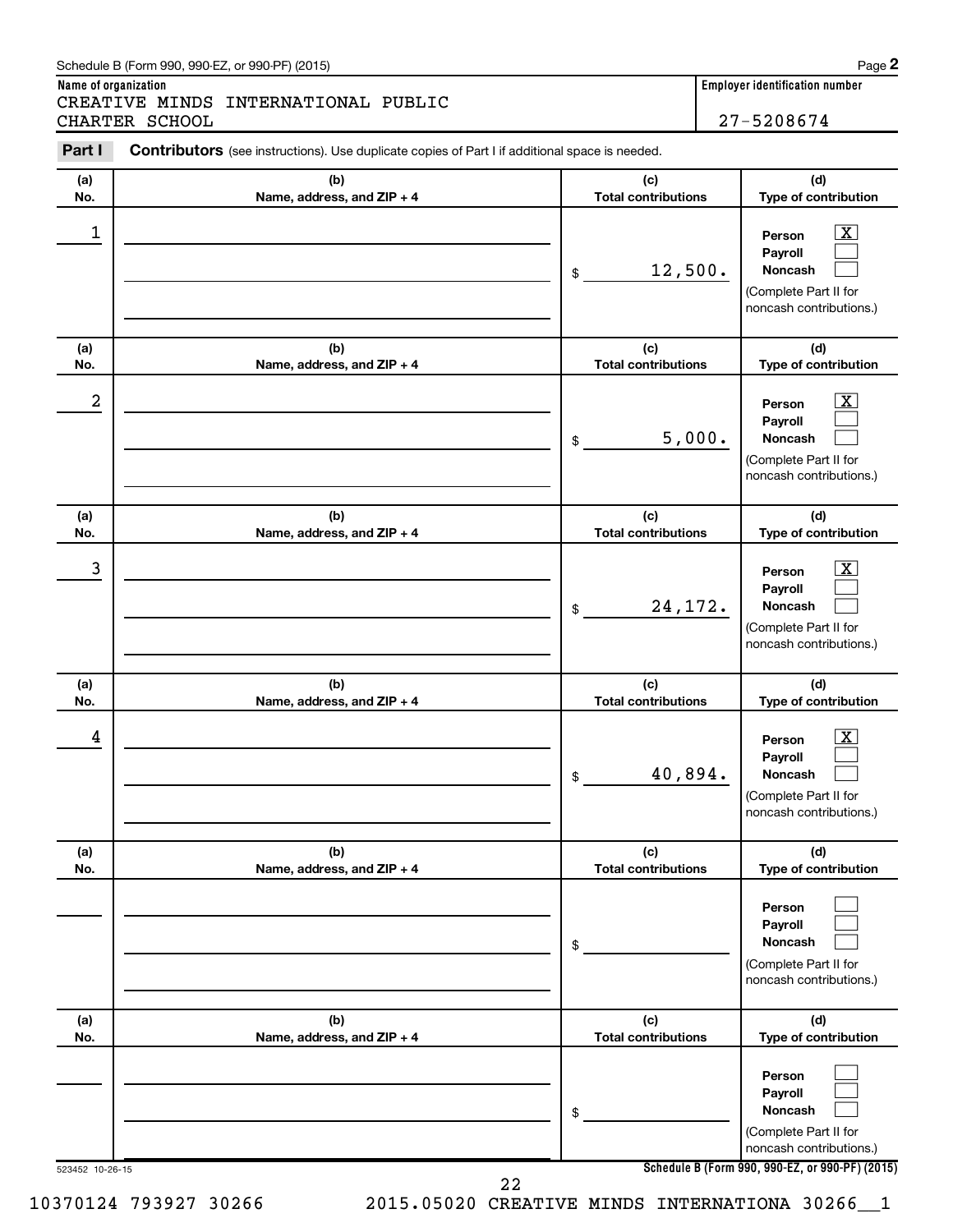Schedule B (Form 990, 990-EZ, or 990-PF) (2015)

**Name of organization**

CREATIVE MINDS INTERNATIONAL PUBLIC CHARTER SCHOOL

**Employer identification number**

27-5208674

**Part I** **Contributors** (see instructions). Use duplicate copies of Part I if additional space is needed.

| (a) No. | (b) Name, address, and ZIP + 4 | (c) Total contributions | (d) Type of contribution |
|---|---|---|---|
| 1 | | $ 12,500. | Person [X] Payroll [ ] Noncash [ ] (Complete Part II for noncash contributions.) |
| 2 | | $ 5,000. | Person [X] Payroll [ ] Noncash [ ] (Complete Part II for noncash contributions.) |
| 3 | | $ 24,172. | Person [X] Payroll [ ] Noncash [ ] (Complete Part II for noncash contributions.) |
| 4 | | $ 40,894. | Person [X] Payroll [ ] Noncash [ ] (Complete Part II for noncash contributions.) |
| | | $ | Person [ ] Payroll [ ] Noncash [ ] (Complete Part II for noncash contributions.) |
| | | $ | Person [ ] Payroll [ ] Noncash [ ] (Complete Part II for noncash contributions.) |

523452 10-26-15

**Schedule B (Form 990, 990-EZ, or 990-PF) (2015)**

10370124 793927 30266 2015.05020 CREATIVE MINDS INTERNATIONA 30266__1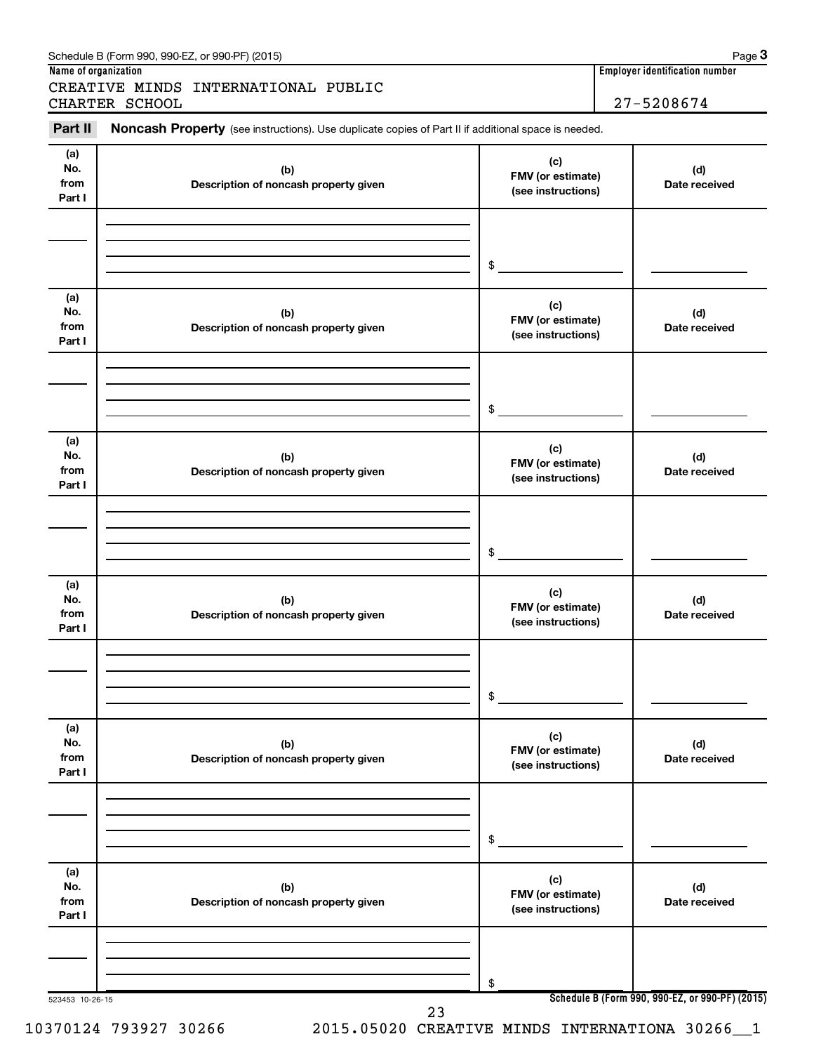Name of organization: CREATIVE MINDS INTERNATIONAL PUBLIC CHARTER SCHOOL

Employer identification number: 27-5208674

**Part II** **Noncash Property** (see instructions). Use duplicate copies of Part II if additional space is needed.

| (a) No. from Part I | (b) Description of noncash property given | (c) FMV (or estimate) (see instructions) | (d) Date received |
|---|---|---|---|
| | | $ | |

| (a) No. from Part I | (b) Description of noncash property given | (c) FMV (or estimate) (see instructions) | (d) Date received |
|---|---|---|---|
| | | $ | |

| (a) No. from Part I | (b) Description of noncash property given | (c) FMV (or estimate) (see instructions) | (d) Date received |
|---|---|---|---|
| | | $ | |

| (a) No. from Part I | (b) Description of noncash property given | (c) FMV (or estimate) (see instructions) | (d) Date received |
|---|---|---|---|
| | | $ | |

| (a) No. from Part I | (b) Description of noncash property given | (c) FMV (or estimate) (see instructions) | (d) Date received |
|---|---|---|---|
| | | $ | |

| (a) No. from Part I | (b) Description of noncash property given | (c) FMV (or estimate) (see instructions) | (d) Date received |
|---|---|---|---|
| | | $ | |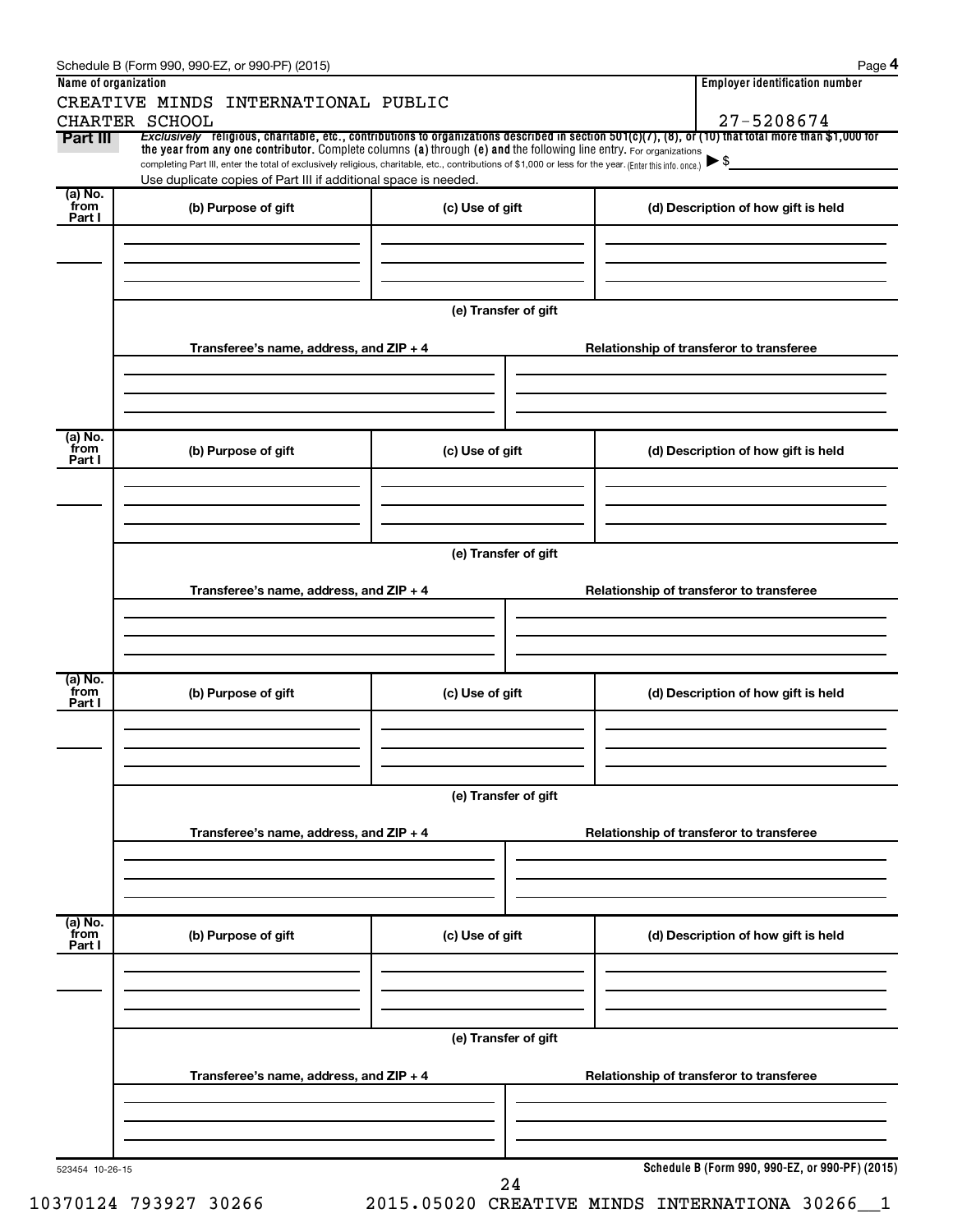Schedule B (Form 990, 990-EZ, or 990-PF) (2015)

**Name of organization**

CREATIVE MINDS INTERNATIONAL PUBLIC CHARTER SCHOOL

**Employer identification number**

27-5208674

**Part III** *Exclusively* **religious, charitable, etc., contributions to organizations described in section 501(c)(7), (8), or (10) that total more than $1,000 for the year from any one contributor.** Complete columns **(a)** through **(e)** and the following line entry. For organizations completing Part III, enter the total of exclusively religious, charitable, etc., contributions of $1,000 or less for the year. (Enter this info. once.) ▶ $

Use duplicate copies of Part III if additional space is needed.

| (a) No. from Part I | (b) Purpose of gift | (c) Use of gift | (d) Description of how gift is held |
|---|---|---|---|
| | | | |

**(e) Transfer of gift**

| Transferee's name, address, and ZIP + 4 | Relationship of transferor to transferee |
|---|---|
| | |

| (a) No. from Part I | (b) Purpose of gift | (c) Use of gift | (d) Description of how gift is held |
|---|---|---|---|
| | | | |

**(e) Transfer of gift**

| Transferee's name, address, and ZIP + 4 | Relationship of transferor to transferee |
|---|---|
| | |

| (a) No. from Part I | (b) Purpose of gift | (c) Use of gift | (d) Description of how gift is held |
|---|---|---|---|
| | | | |

**(e) Transfer of gift**

| Transferee's name, address, and ZIP + 4 | Relationship of transferor to transferee |
|---|---|
| | |

| (a) No. from Part I | (b) Purpose of gift | (c) Use of gift | (d) Description of how gift is held |
|---|---|---|---|
| | | | |

**(e) Transfer of gift**

| Transferee's name, address, and ZIP + 4 | Relationship of transferor to transferee |
|---|---|
| | |

523454 10-26-15

**Schedule B (Form 990, 990-EZ, or 990-PF) (2015)**

10370124 793927 30266 2015.05020 CREATIVE MINDS INTERNATIONA 30266__1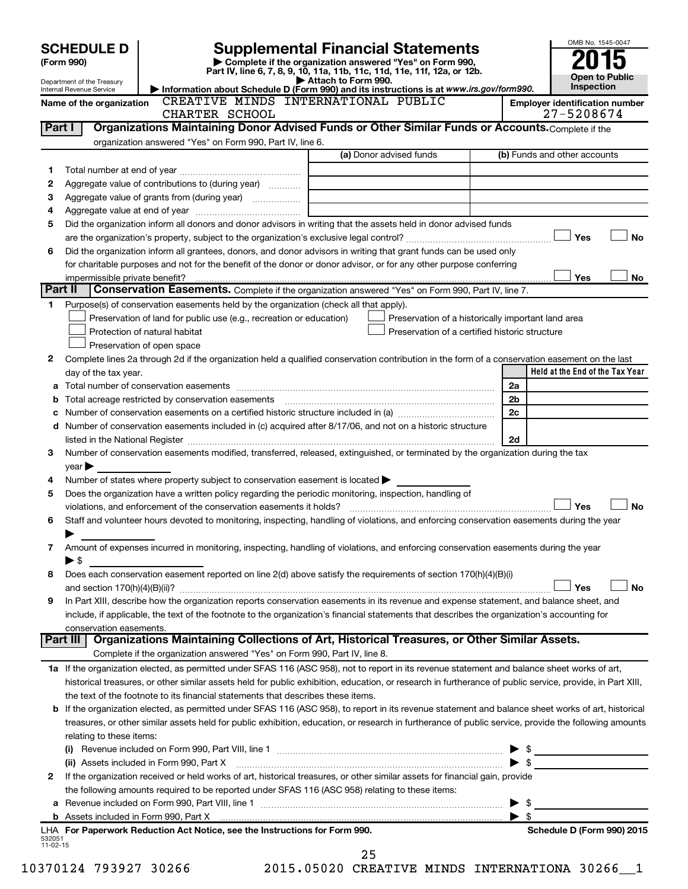# SCHEDULE D (Form 990)

Department of the Treasury
Internal Revenue Service

## Supplemental Financial Statements

▶ Complete if the organization answered "Yes" on Form 990, Part IV, line 6, 7, 8, 9, 10, 11a, 11b, 11c, 11d, 11e, 11f, 12a, or 12b.

▶ Attach to Form 990.

▶ Information about Schedule D (Form 990) and its instructions is at *www.irs.gov/form990.*

OMB No. 1545-0047

**2015**

**Open to Public Inspection**

**Name of the organization:** CREATIVE MINDS INTERNATIONAL PUBLIC CHARTER SCHOOL

**Employer identification number:** 27-5208674

### Part I — Organizations Maintaining Donor Advised Funds or Other Similar Funds or Accounts.

Complete if the organization answered "Yes" on Form 990, Part IV, line 6.

| | | (a) Donor advised funds | (b) Funds and other accounts |
|---|---|---|---|
| 1 | Total number at end of year | | |
| 2 | Aggregate value of contributions to (during year) | | |
| 3 | Aggregate value of grants from (during year) | | |
| 4 | Aggregate value at end of year | | |

5 Did the organization inform all donors and donor advisors in writing that the assets held in donor advised funds are the organization's property, subject to the organization's exclusive legal control? ☐ Yes ☐ No

6 Did the organization inform all grantees, donors, and donor advisors in writing that grant funds can be used only for charitable purposes and not for the benefit of the donor or donor advisor, or for any other purpose conferring impermissible private benefit? ☐ Yes ☐ No

### Part II — Conservation Easements.

Complete if the organization answered "Yes" on Form 990, Part IV, line 7.

1 Purpose(s) of conservation easements held by the organization (check all that apply).

- ☐ Preservation of land for public use (e.g., recreation or education)
- ☐ Protection of natural habitat
- ☐ Preservation of open space
- ☐ Preservation of a historically important land area
- ☐ Preservation of a certified historic structure

2 Complete lines 2a through 2d if the organization held a qualified conservation contribution in the form of a conservation easement on the last day of the tax year.

| | | | Held at the End of the Tax Year |
|---|---|---|---|
| a | Total number of conservation easements | 2a | |
| b | Total acreage restricted by conservation easements | 2b | |
| c | Number of conservation easements on a certified historic structure included in (a) | 2c | |
| d | Number of conservation easements included in (c) acquired after 8/17/06, and not on a historic structure listed in the National Register | 2d | |

3 Number of conservation easements modified, transferred, released, extinguished, or terminated by the organization during the tax year ▶

4 Number of states where property subject to conservation easement is located ▶

5 Does the organization have a written policy regarding the periodic monitoring, inspection, handling of violations, and enforcement of the conservation easements it holds? ☐ Yes ☐ No

6 Staff and volunteer hours devoted to monitoring, inspecting, handling of violations, and enforcing conservation easements during the year ▶

7 Amount of expenses incurred in monitoring, inspecting, handling of violations, and enforcing conservation easements during the year ▶ $

8 Does each conservation easement reported on line 2(d) above satisfy the requirements of section 170(h)(4)(B)(i) and section 170(h)(4)(B)(ii)? ☐ Yes ☐ No

9 In Part XIII, describe how the organization reports conservation easements in its revenue and expense statement, and balance sheet, and include, if applicable, the text of the footnote to the organization's financial statements that describes the organization's accounting for conservation easements.

### Part III — Organizations Maintaining Collections of Art, Historical Treasures, or Other Similar Assets.

Complete if the organization answered "Yes" on Form 990, Part IV, line 8.

1a If the organization elected, as permitted under SFAS 116 (ASC 958), not to report in its revenue statement and balance sheet works of art, historical treasures, or other similar assets held for public exhibition, education, or research in furtherance of public service, provide, in Part XIII, the text of the footnote to its financial statements that describes these items.

b If the organization elected, as permitted under SFAS 116 (ASC 958), to report in its revenue statement and balance sheet works of art, historical treasures, or other similar assets held for public exhibition, education, or research in furtherance of public service, provide the following amounts relating to these items:

(i) Revenue included on Form 990, Part VIII, line 1 ▶ $

(ii) Assets included in Form 990, Part X ▶ $

2 If the organization received or held works of art, historical treasures, or other similar assets for financial gain, provide the following amounts required to be reported under SFAS 116 (ASC 958) relating to these items:

a Revenue included on Form 990, Part VIII, line 1 ▶ $

b Assets included in Form 990, Part X ▶ $

LHA **For Paperwork Reduction Act Notice, see the Instructions for Form 990.** **Schedule D (Form 990) 2015**

532051 11-02-15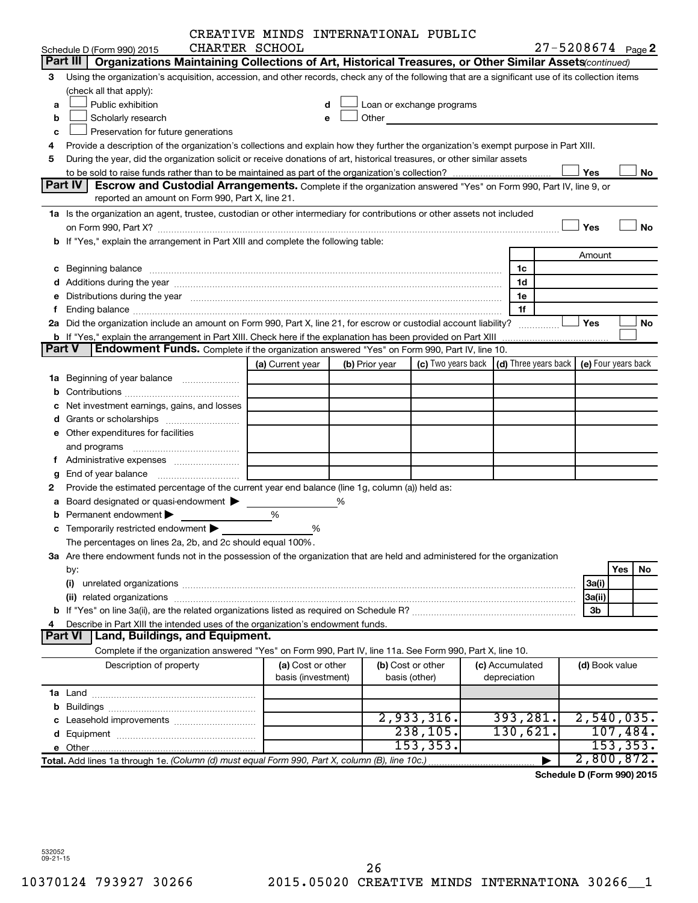CREATIVE MINDS INTERNATIONAL PUBLIC CHARTER SCHOOL

Schedule D (Form 990) 2015 — 27-5208674 Page 2

## Part III Organizations Maintaining Collections of Art, Historical Treasures, or Other Similar Assets *(continued)*

**3** Using the organization's acquisition, accession, and other records, check any of the following that are a significant use of its collection items (check all that apply):

- **a** ☐ Public exhibition
- **b** ☐ Scholarly research
- **c** ☐ Preservation for future generations
- **d** ☐ Loan or exchange programs
- **e** ☐ Other

**4** Provide a description of the organization's collections and explain how they further the organization's exempt purpose in Part XIII.

**5** During the year, did the organization solicit or receive donations of art, historical treasures, or other similar assets to be sold to raise funds rather than to be maintained as part of the organization's collection? ☐ Yes ☐ No

## Part IV Escrow and Custodial Arrangements.

Complete if the organization answered "Yes" on Form 990, Part IV, line 9, or reported an amount on Form 990, Part X, line 21.

**1a** Is the organization an agent, trustee, custodian or other intermediary for contributions or other assets not included on Form 990, Part X? ☐ Yes ☐ No

**b** If "Yes," explain the arrangement in Part XIII and complete the following table:

| | | Amount |
|---|---|---|
| **c** Beginning balance | 1c | |
| **d** Additions during the year | 1d | |
| **e** Distributions during the year | 1e | |
| **f** Ending balance | 1f | |

**2a** Did the organization include an amount on Form 990, Part X, line 21, for escrow or custodial account liability? ☐ Yes ☐ No

**b** If "Yes," explain the arrangement in Part XIII. Check here if the explanation has been provided on Part XIII ☐

## Part V Endowment Funds.

Complete if the organization answered "Yes" on Form 990, Part IV, line 10.

| | (a) Current year | (b) Prior year | (c) Two years back | (d) Three years back | (e) Four years back |
|---|---|---|---|---|---|
| **1a** Beginning of year balance | | | | | |
| **b** Contributions | | | | | |
| **c** Net investment earnings, gains, and losses | | | | | |
| **d** Grants or scholarships | | | | | |
| **e** Other expenditures for facilities and programs | | | | | |
| **f** Administrative expenses | | | | | |
| **g** End of year balance | | | | | |

**2** Provide the estimated percentage of the current year end balance (line 1g, column (a)) held as:

- **a** Board designated or quasi-endowment ▶ ______ %
- **b** Permanent endowment ▶ ______ %
- **c** Temporarily restricted endowment ▶ ______ %

The percentages on lines 2a, 2b, and 2c should equal 100%.

**3a** Are there endowment funds not in the possession of the organization that are held and administered for the organization by:

| | | Yes | No |
|---|---|---|---|
| **(i)** unrelated organizations | 3a(i) | | |
| **(ii)** related organizations | 3a(ii) | | |
| **b** If "Yes" on line 3a(ii), are the related organizations listed as required on Schedule R? | 3b | | |

**4** Describe in Part XIII the intended uses of the organization's endowment funds.

## Part VI Land, Buildings, and Equipment.

Complete if the organization answered "Yes" on Form 990, Part IV, line 11a. See Form 990, Part X, line 10.

| Description of property | (a) Cost or other basis (investment) | (b) Cost or other basis (other) | (c) Accumulated depreciation | (d) Book value |
|---|---|---|---|---|
| **1a** Land | | | | |
| **b** Buildings | | | | |
| **c** Leasehold improvements | | 2,933,316. | 393,281. | 2,540,035. |
| **d** Equipment | | 238,105. | 130,621. | 107,484. |
| **e** Other | | 153,353. | | 153,353. |
| **Total.** Add lines 1a through 1e. *(Column (d) must equal Form 990, Part X, column (B), line 10c.)* | | | ▶ | 2,800,872. |

**Schedule D (Form 990) 2015**

532052 09-21-15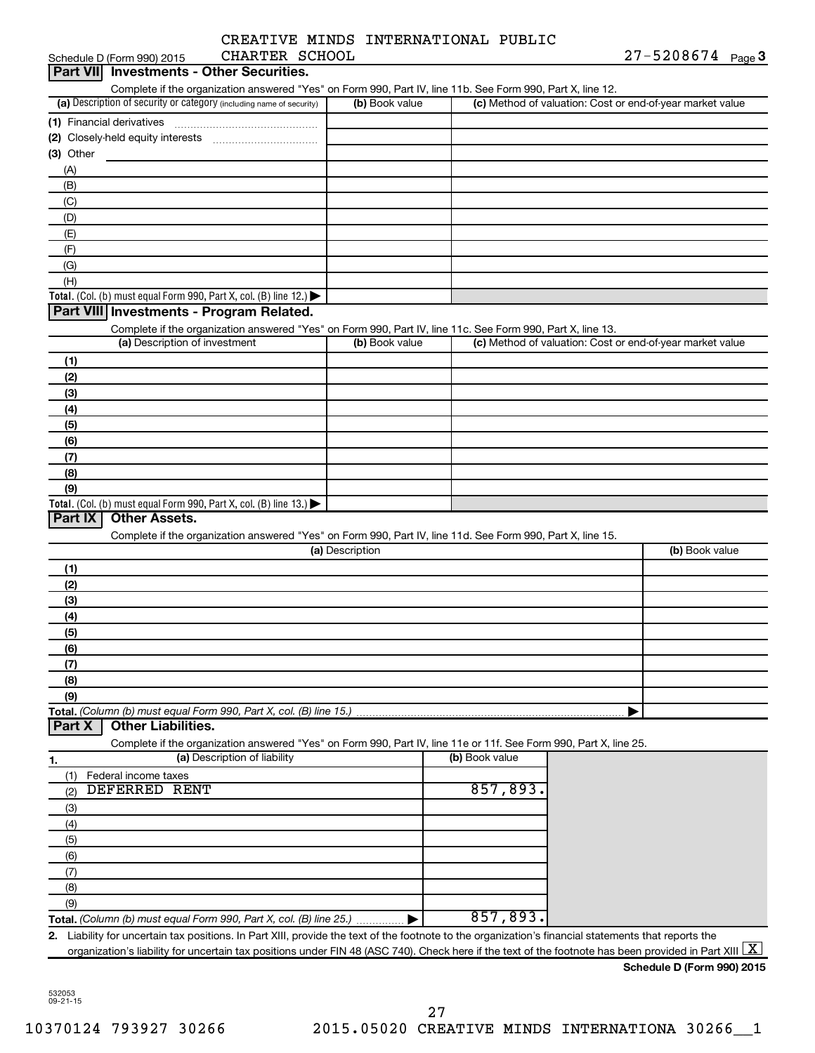CREATIVE MINDS INTERNATIONAL PUBLIC CHARTER SCHOOL

Schedule D (Form 990) 2015 — 27-5208674 Page 3

## Part VII Investments - Other Securities.

Complete if the organization answered "Yes" on Form 990, Part IV, line 11b. See Form 990, Part X, line 12.

| (a) Description of security or category (including name of security) | (b) Book value | (c) Method of valuation: Cost or end-of-year market value |
|---|---|---|
| (1) Financial derivatives | | |
| (2) Closely-held equity interests | | |
| (3) Other | | |
| (A) | | |
| (B) | | |
| (C) | | |
| (D) | | |
| (E) | | |
| (F) | | |
| (G) | | |
| (H) | | |
| **Total.** (Col. (b) must equal Form 990, Part X, col. (B) line 12.) ▶ | | |

## Part VIII Investments - Program Related.

Complete if the organization answered "Yes" on Form 990, Part IV, line 11c. See Form 990, Part X, line 13.

| (a) Description of investment | (b) Book value | (c) Method of valuation: Cost or end-of-year market value |
|---|---|---|
| (1) | | |
| (2) | | |
| (3) | | |
| (4) | | |
| (5) | | |
| (6) | | |
| (7) | | |
| (8) | | |
| (9) | | |
| **Total.** (Col. (b) must equal Form 990, Part X, col. (B) line 13.) ▶ | | |

## Part IX Other Assets.

Complete if the organization answered "Yes" on Form 990, Part IV, line 11d. See Form 990, Part X, line 15.

| (a) Description | (b) Book value |
|---|---|
| (1) | |
| (2) | |
| (3) | |
| (4) | |
| (5) | |
| (6) | |
| (7) | |
| (8) | |
| (9) | |
| **Total.** *(Column (b) must equal Form 990, Part X, col. (B) line 15.)* ▶ | |

## Part X Other Liabilities.

Complete if the organization answered "Yes" on Form 990, Part IV, line 11e or 11f. See Form 990, Part X, line 25.

| 1. (a) Description of liability | (b) Book value |
|---|---|
| (1) Federal income taxes | |
| (2) DEFERRED RENT | 857,893. |
| (3) | |
| (4) | |
| (5) | |
| (6) | |
| (7) | |
| (8) | |
| (9) | |
| **Total.** *(Column (b) must equal Form 990, Part X, col. (B) line 25.)* ▶ | 857,893. |

**2.** Liability for uncertain tax positions. In Part XIII, provide the text of the footnote to the organization's financial statements that reports the organization's liability for uncertain tax positions under FIN 48 (ASC 740). Check here if the text of the footnote has been provided in Part XIII [X]

**Schedule D (Form 990) 2015**

532053 09-21-15

10370124 793927 30266 2015.05020 CREATIVE MINDS INTERNATIONA 30266__1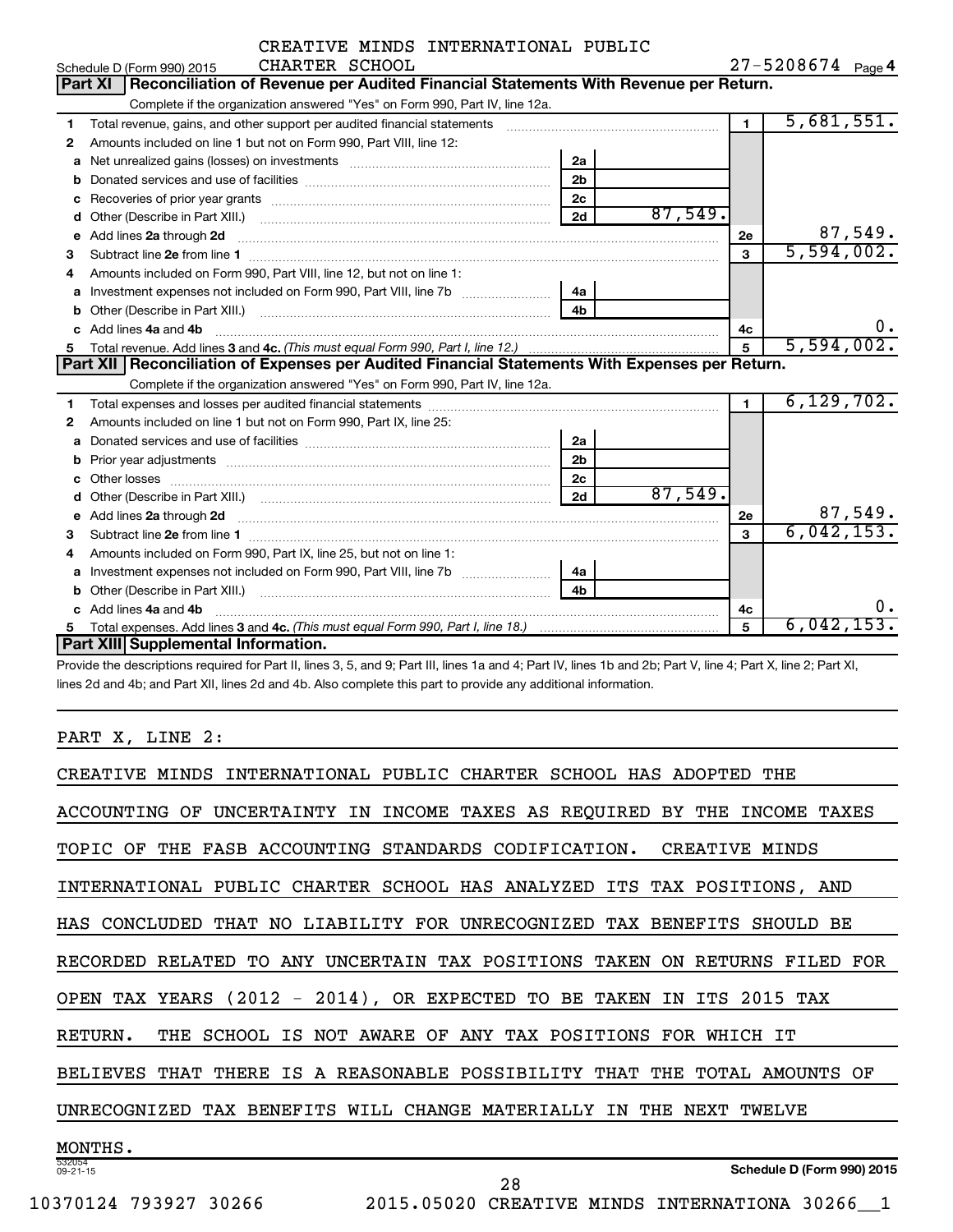CREATIVE MINDS INTERNATIONAL PUBLIC CHARTER SCHOOL

Schedule D (Form 990) 2015 | 27-5208674 | Page 4

## Part XI Reconciliation of Revenue per Audited Financial Statements With Revenue per Return.

Complete if the organization answered "Yes" on Form 990, Part IV, line 12a.

| | | | | | |
|---|---|---|---|---|---|
| 1 | Total revenue, gains, and other support per audited financial statements | | | 1 | 5,681,551. |
| 2 | Amounts included on line 1 but not on Form 990, Part VIII, line 12: | | | | |
| a | Net unrealized gains (losses) on investments | 2a | | | |
| b | Donated services and use of facilities | 2b | | | |
| c | Recoveries of prior year grants | 2c | | | |
| d | Other (Describe in Part XIII.) | 2d | 87,549. | | |
| e | Add lines 2a through 2d | | | 2e | 87,549. |
| 3 | Subtract line 2e from line 1 | | | 3 | 5,594,002. |
| 4 | Amounts included on Form 990, Part VIII, line 12, but not on line 1: | | | | |
| a | Investment expenses not included on Form 990, Part VIII, line 7b | 4a | | | |
| b | Other (Describe in Part XIII.) | 4b | | | |
| c | Add lines 4a and 4b | | | 4c | 0. |
| 5 | Total revenue. Add lines 3 and 4c. *(This must equal Form 990, Part I, line 12.)* | | | 5 | 5,594,002. |

## Part XII Reconciliation of Expenses per Audited Financial Statements With Expenses per Return.

Complete if the organization answered "Yes" on Form 990, Part IV, line 12a.

| | | | | | |
|---|---|---|---|---|---|
| 1 | Total expenses and losses per audited financial statements | | | 1 | 6,129,702. |
| 2 | Amounts included on line 1 but not on Form 990, Part IX, line 25: | | | | |
| a | Donated services and use of facilities | 2a | | | |
| b | Prior year adjustments | 2b | | | |
| c | Other losses | 2c | | | |
| d | Other (Describe in Part XIII.) | 2d | 87,549. | | |
| e | Add lines 2a through 2d | | | 2e | 87,549. |
| 3 | Subtract line 2e from line 1 | | | 3 | 6,042,153. |
| 4 | Amounts included on Form 990, Part IX, line 25, but not on line 1: | | | | |
| a | Investment expenses not included on Form 990, Part VIII, line 7b | 4a | | | |
| b | Other (Describe in Part XIII.) | 4b | | | |
| c | Add lines 4a and 4b | | | 4c | 0. |
| 5 | Total expenses. Add lines 3 and 4c. *(This must equal Form 990, Part I, line 18.)* | | | 5 | 6,042,153. |

## Part XIII Supplemental Information.

Provide the descriptions required for Part II, lines 3, 5, and 9; Part III, lines 1a and 4; Part IV, lines 1b and 2b; Part V, line 4; Part X, line 2; Part XI, lines 2d and 4b; and Part XII, lines 2d and 4b. Also complete this part to provide any additional information.

PART X, LINE 2:

CREATIVE MINDS INTERNATIONAL PUBLIC CHARTER SCHOOL HAS ADOPTED THE ACCOUNTING OF UNCERTAINTY IN INCOME TAXES AS REQUIRED BY THE INCOME TAXES TOPIC OF THE FASB ACCOUNTING STANDARDS CODIFICATION. CREATIVE MINDS INTERNATIONAL PUBLIC CHARTER SCHOOL HAS ANALYZED ITS TAX POSITIONS, AND HAS CONCLUDED THAT NO LIABILITY FOR UNRECOGNIZED TAX BENEFITS SHOULD BE RECORDED RELATED TO ANY UNCERTAIN TAX POSITIONS TAKEN ON RETURNS FILED FOR OPEN TAX YEARS (2012 - 2014), OR EXPECTED TO BE TAKEN IN ITS 2015 TAX RETURN. THE SCHOOL IS NOT AWARE OF ANY TAX POSITIONS FOR WHICH IT BELIEVES THAT THERE IS A REASONABLE POSSIBILITY THAT THE TOTAL AMOUNTS OF UNRECOGNIZED TAX BENEFITS WILL CHANGE MATERIALLY IN THE NEXT TWELVE MONTHS.

532054 09-21-15 | Schedule D (Form 990) 2015

10370124 793927 30266 2015.05020 CREATIVE MINDS INTERNATIONA 30266__1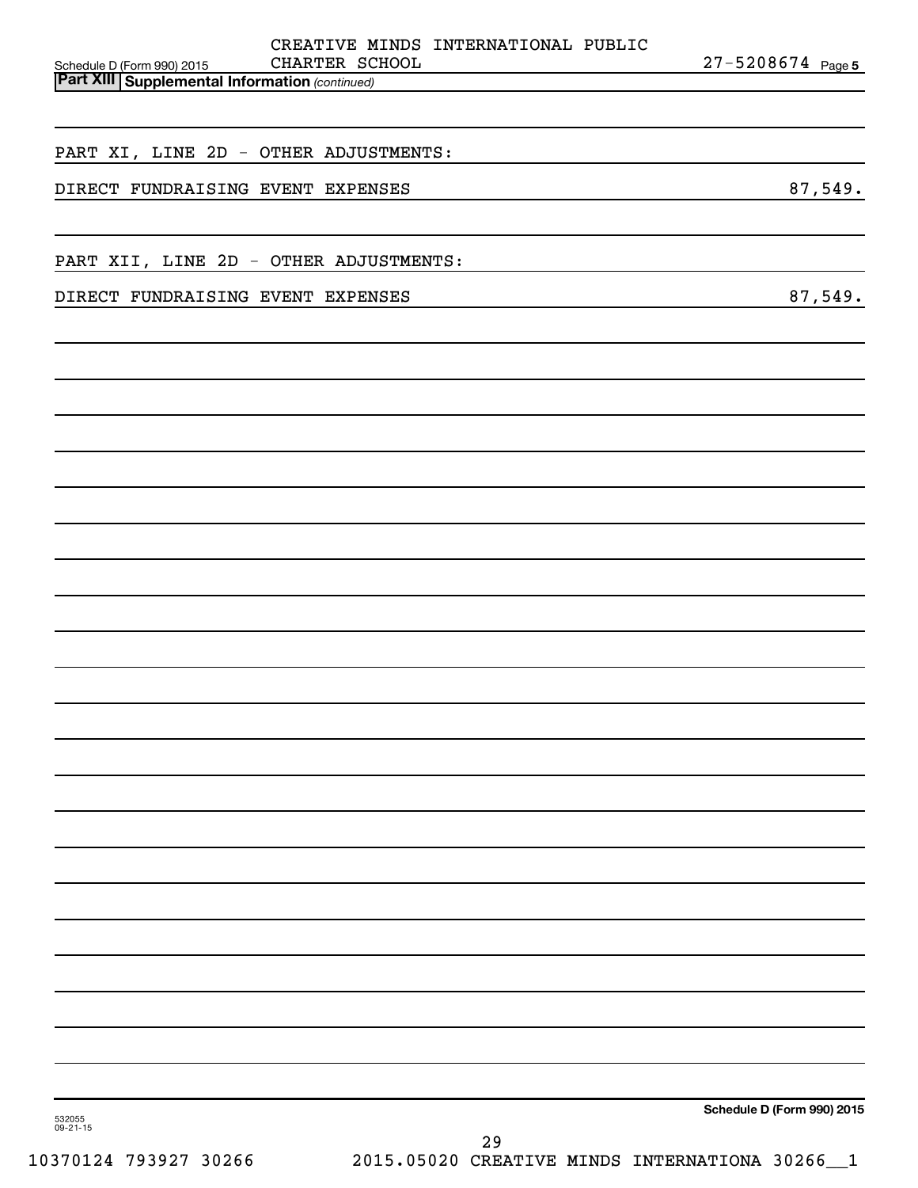Schedule D (Form 990) 2015 CREATIVE MINDS INTERNATIONAL PUBLIC CHARTER SCHOOL 27-5208674

**Part XIII | Supplemental Information** *(continued)*

PART XI, LINE 2D - OTHER ADJUSTMENTS:

| | |
|---|---|
| DIRECT FUNDRAISING EVENT EXPENSES | 87,549. |

PART XII, LINE 2D - OTHER ADJUSTMENTS:

| | |
|---|---|
| DIRECT FUNDRAISING EVENT EXPENSES | 87,549. |

**Schedule D (Form 990) 2015**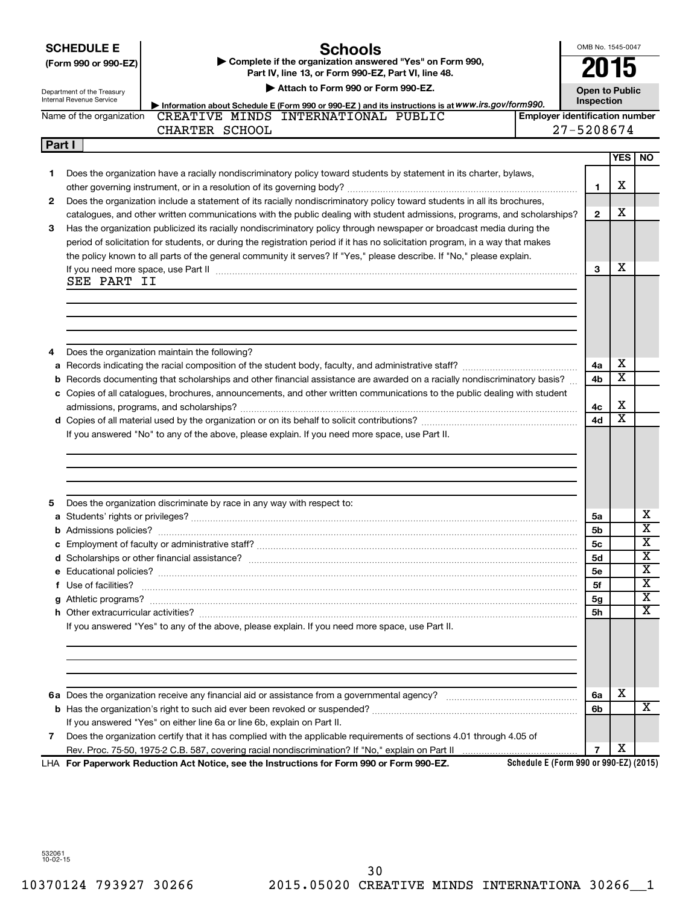**SCHEDULE E** (Form 990 or 990-EZ)

Department of the Treasury
Internal Revenue Service

# Schools

▶ Complete if the organization answered "Yes" on Form 990, Part IV, line 13, or Form 990-EZ, Part VI, line 48.

▶ Attach to Form 990 or Form 990-EZ.

▶ Information about Schedule E (Form 990 or 990-EZ) and its instructions is at www.irs.gov/form990.

OMB No. 1545-0047

**2015**

**Open to Public Inspection**

Name of the organization: CREATIVE MINDS INTERNATIONAL PUBLIC CHARTER SCHOOL

Employer identification number: 27-5208674

**Part I**

| | | Line | YES | NO |
|---|---|---|---|---|
| 1 | Does the organization have a racially nondiscriminatory policy toward students by statement in its charter, bylaws, other governing instrument, or in a resolution of its governing body? | 1 | X | |
| 2 | Does the organization include a statement of its racially nondiscriminatory policy toward students in all its brochures, catalogues, and other written communications with the public dealing with student admissions, programs, and scholarships? | 2 | X | |
| 3 | Has the organization publicized its racially nondiscriminatory policy through newspaper or broadcast media during the period of solicitation for students, or during the registration period if it has no solicitation program, in a way that makes the policy known to all parts of the general community it serves? If "Yes," please describe. If "No," please explain. If you need more space, use Part II | 3 | X | |

SEE PART II

| | | Line | YES | NO |
|---|---|---|---|---|
| 4 | Does the organization maintain the following? | | | |
| a | Records indicating the racial composition of the student body, faculty, and administrative staff? | 4a | X | |
| b | Records documenting that scholarships and other financial assistance are awarded on a racially nondiscriminatory basis? | 4b | X | |
| c | Copies of all catalogues, brochures, announcements, and other written communications to the public dealing with student admissions, programs, and scholarships? | 4c | X | |
| d | Copies of all material used by the organization or on its behalf to solicit contributions? | 4d | X | |

If you answered "No" to any of the above, please explain. If you need more space, use Part II.

| | | Line | YES | NO |
|---|---|---|---|---|
| 5 | Does the organization discriminate by race in any way with respect to: | | | |
| a | Students' rights or privileges? | 5a | | X |
| b | Admissions policies? | 5b | | X |
| c | Employment of faculty or administrative staff? | 5c | | X |
| d | Scholarships or other financial assistance? | 5d | | X |
| e | Educational policies? | 5e | | X |
| f | Use of facilities? | 5f | | X |
| g | Athletic programs? | 5g | | X |
| h | Other extracurricular activities? | 5h | | X |

If you answered "Yes" to any of the above, please explain. If you need more space, use Part II.

| | | Line | YES | NO |
|---|---|---|---|---|
| 6a | Does the organization receive any financial aid or assistance from a governmental agency? | 6a | X | |
| b | Has the organization's right to such aid ever been revoked or suspended? | 6b | | X |
| | If you answered "Yes" on either line 6a or line 6b, explain on Part II. | | | |
| 7 | Does the organization certify that it has complied with the applicable requirements of sections 4.01 through 4.05 of Rev. Proc. 75-50, 1975-2 C.B. 587, covering racial nondiscrimination? If "No," explain on Part II | 7 | X | |

LHA **For Paperwork Reduction Act Notice, see the Instructions for Form 990 or Form 990-EZ.** Schedule E (Form 990 or 990-EZ) (2015)

532061 10-02-15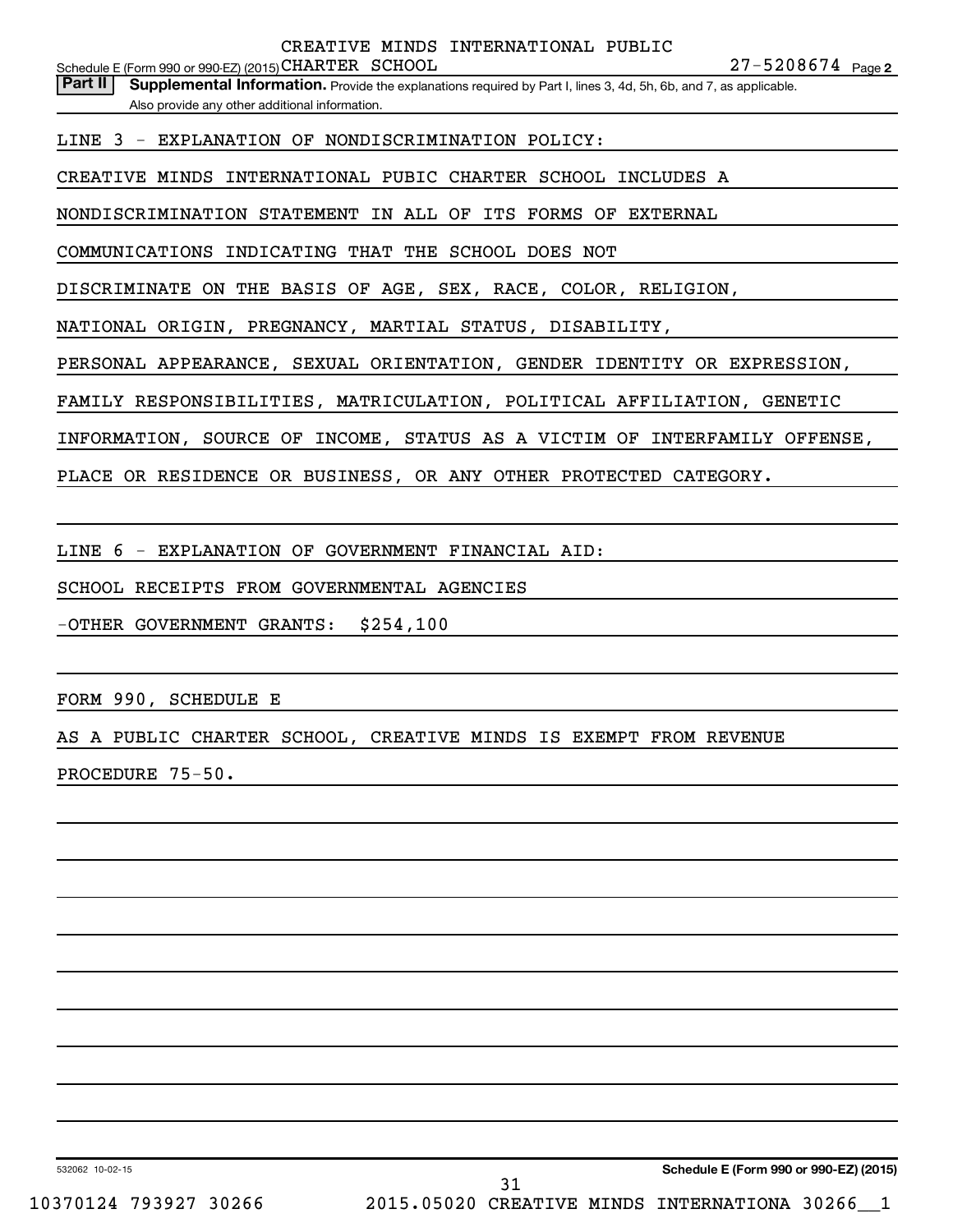Schedule E (Form 990 or 990-EZ) (2015) CREATIVE MINDS INTERNATIONAL PUBLIC CHARTER SCHOOL 27-5208674 Page 2

**Part II** **Supplemental Information.** Provide the explanations required by Part I, lines 3, 4d, 5h, 6b, and 7, as applicable. Also provide any other additional information.

LINE 3 - EXPLANATION OF NONDISCRIMINATION POLICY:

CREATIVE MINDS INTERNATIONAL PUBIC CHARTER SCHOOL INCLUDES A NONDISCRIMINATION STATEMENT IN ALL OF ITS FORMS OF EXTERNAL COMMUNICATIONS INDICATING THAT THE SCHOOL DOES NOT DISCRIMINATE ON THE BASIS OF AGE, SEX, RACE, COLOR, RELIGION, NATIONAL ORIGIN, PREGNANCY, MARTIAL STATUS, DISABILITY, PERSONAL APPEARANCE, SEXUAL ORIENTATION, GENDER IDENTITY OR EXPRESSION, FAMILY RESPONSIBILITIES, MATRICULATION, POLITICAL AFFILIATION, GENETIC INFORMATION, SOURCE OF INCOME, STATUS AS A VICTIM OF INTERFAMILY OFFENSE, PLACE OR RESIDENCE OR BUSINESS, OR ANY OTHER PROTECTED CATEGORY.

LINE 6 - EXPLANATION OF GOVERNMENT FINANCIAL AID:

SCHOOL RECEIPTS FROM GOVERNMENTAL AGENCIES

-OTHER GOVERNMENT GRANTS: $254,100

FORM 990, SCHEDULE E

AS A PUBLIC CHARTER SCHOOL, CREATIVE MINDS IS EXEMPT FROM REVENUE PROCEDURE 75-50.

532062 10-02-15 **Schedule E (Form 990 or 990-EZ) (2015)**

10370124 793927 30266 2015.05020 CREATIVE MINDS INTERNATIONA 30266__1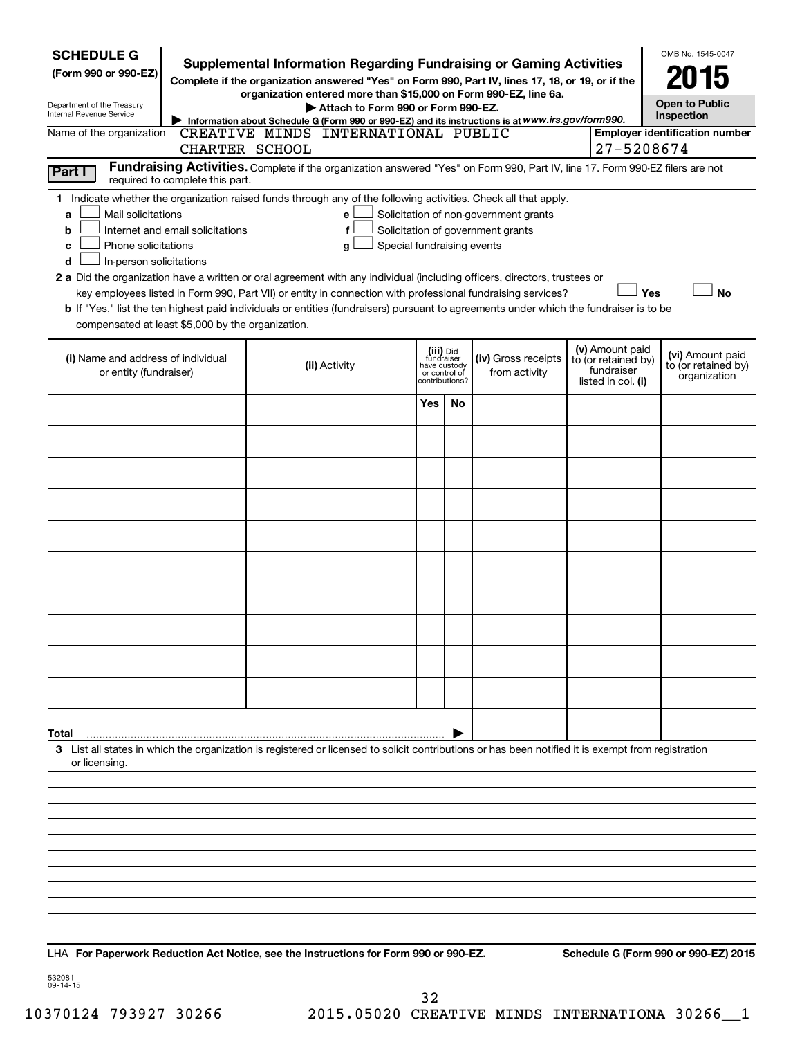**SCHEDULE G**
**(Form 990 or 990-EZ)**

Department of the Treasury
Internal Revenue Service

# Supplemental Information Regarding Fundraising or Gaming Activities

**Complete if the organization answered "Yes" on Form 990, Part IV, lines 17, 18, or 19, or if the organization entered more than $15,000 on Form 990-EZ, line 6a.**

**▶ Attach to Form 990 or Form 990-EZ.**

**▶ Information about Schedule G (Form 990 or 990-EZ) and its instructions is at www.irs.gov/form990.**

OMB No. 1545-0047

**2015**

**Open to Public Inspection**

Name of the organization: CREATIVE MINDS INTERNATIONAL PUBLIC CHARTER SCHOOL

**Employer identification number:** 27-5208674

## Part I — Fundraising Activities.

Complete if the organization answered "Yes" on Form 990, Part IV, line 17. Form 990-EZ filers are not required to complete this part.

**1** Indicate whether the organization raised funds through any of the following activities. Check all that apply.

- **a** ☐ Mail solicitations
- **b** ☐ Internet and email solicitations
- **c** ☐ Phone solicitations
- **d** ☐ In-person solicitations
- **e** ☐ Solicitation of non-government grants
- **f** ☐ Solicitation of government grants
- **g** ☐ Special fundraising events

**2 a** Did the organization have a written or oral agreement with any individual (including officers, directors, trustees or key employees listed in Form 990, Part VII) or entity in connection with professional fundraising services? ☐ **Yes** ☐ **No**

**b** If "Yes," list the ten highest paid individuals or entities (fundraisers) pursuant to agreements under which the fundraiser is to be compensated at least $5,000 by the organization.

| (i) Name and address of individual or entity (fundraiser) | (ii) Activity | (iii) Did fundraiser have custody or control of contributions? Yes | No | (iv) Gross receipts from activity | (v) Amount paid to (or retained by) fundraiser listed in col. (i) | (vi) Amount paid to (or retained by) organization |
|---|---|---|---|---|---|---|
| | | | | | | |
| | | | | | | |
| | | | | | | |
| | | | | | | |
| | | | | | | |
| | | | | | | |
| | | | | | | |
| | | | | | | |
| | | | | | | |
| | | | | | | |
| **Total** ▶ | | | | | | |

**3** List all states in which the organization is registered or licensed to solicit contributions or has been notified it is exempt from registration or licensing.

LHA **For Paperwork Reduction Act Notice, see the Instructions for Form 990 or 990-EZ.** **Schedule G (Form 990 or 990-EZ) 2015**

532081
09-14-15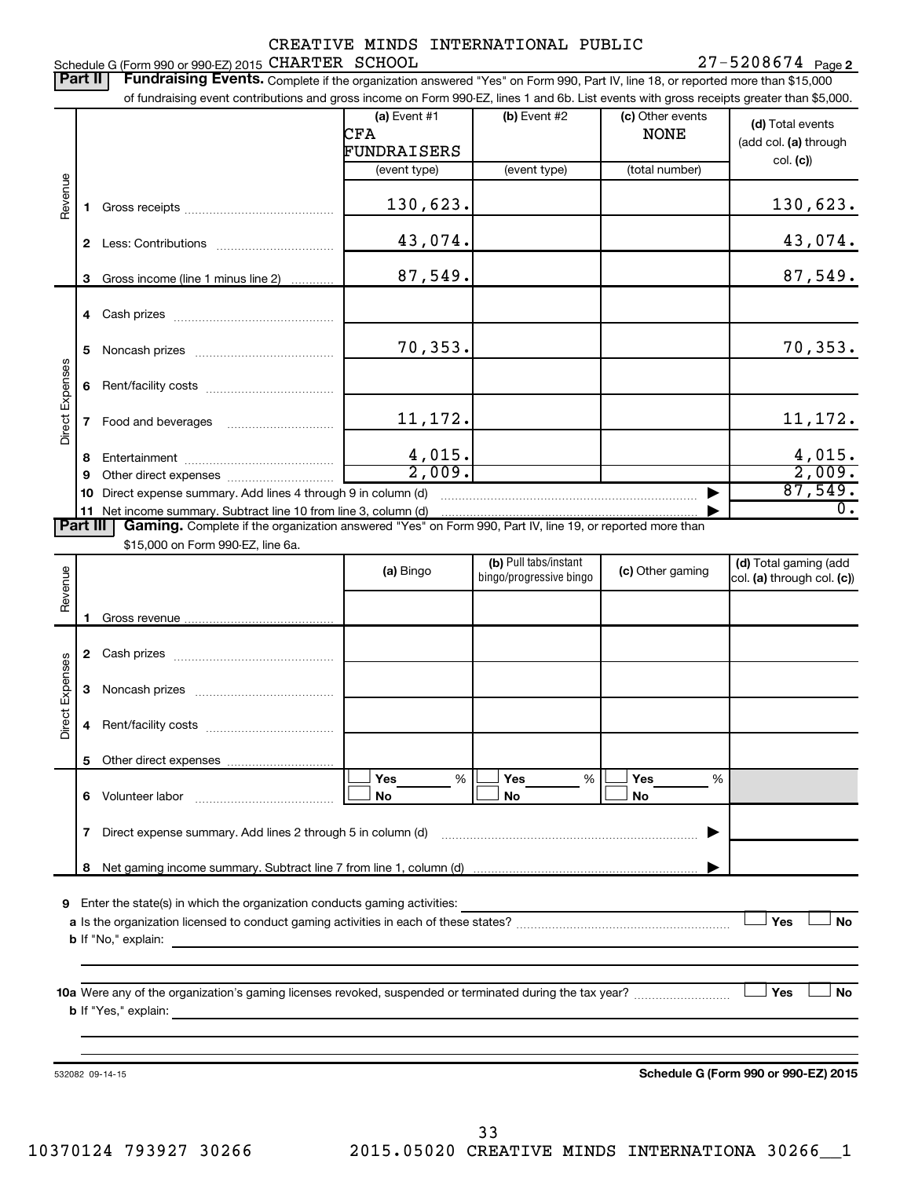CREATIVE MINDS INTERNATIONAL PUBLIC

Schedule G (Form 990 or 990-EZ) 2015 CHARTER SCHOOL 27-5208674 Page 2

**Part II** **Fundraising Events.** Complete if the organization answered "Yes" on Form 990, Part IV, line 18, or reported more than $15,000 of fundraising event contributions and gross income on Form 990-EZ, lines 1 and 6b. List events with gross receipts greater than $5,000.

| | | (a) Event #1 CFA FUNDRAISERS (event type) | (b) Event #2 (event type) | (c) Other events NONE (total number) | (d) Total events (add col. (a) through col. (c)) |
|---|---|---|---|---|---|
| Revenue | 1 Gross receipts | 130,623. | | | 130,623. |
| | 2 Less: Contributions | 43,074. | | | 43,074. |
| | 3 Gross income (line 1 minus line 2) | 87,549. | | | 87,549. |
| Direct Expenses | 4 Cash prizes | | | | |
| | 5 Noncash prizes | 70,353. | | | 70,353. |
| | 6 Rent/facility costs | | | | |
| | 7 Food and beverages | 11,172. | | | 11,172. |
| | 8 Entertainment | 4,015. | | | 4,015. |
| | 9 Other direct expenses | 2,009. | | | 2,009. |
| | 10 Direct expense summary. Add lines 4 through 9 in column (d) | | | | 87,549. |
| | 11 Net income summary. Subtract line 10 from line 3, column (d) | | | | 0. |

**Part III** **Gaming.** Complete if the organization answered "Yes" on Form 990, Part IV, line 19, or reported more than $15,000 on Form 990-EZ, line 6a.

| | | (a) Bingo | (b) Pull tabs/instant bingo/progressive bingo | (c) Other gaming | (d) Total gaming (add col. (a) through col. (c)) |
|---|---|---|---|---|---|
| Revenue | 1 Gross revenue | | | | |
| Direct Expenses | 2 Cash prizes | | | | |
| | 3 Noncash prizes | | | | |
| | 4 Rent/facility costs | | | | |
| | 5 Other direct expenses | | | | |
| | 6 Volunteer labor | ☐ Yes ___ % ☐ No | ☐ Yes ___ % ☐ No | ☐ Yes ___ % ☐ No | |
| | 7 Direct expense summary. Add lines 2 through 5 in column (d) | | | | |
| | 8 Net gaming income summary. Subtract line 7 from line 1, column (d) | | | | |

9 Enter the state(s) in which the organization conducts gaming activities:

a Is the organization licensed to conduct gaming activities in each of these states? ☐ Yes ☐ No

b If "No," explain:

10a Were any of the organization's gaming licenses revoked, suspended or terminated during the tax year? ☐ Yes ☐ No

b If "Yes," explain:

532082 09-14-15 **Schedule G (Form 990 or 990-EZ) 2015**

10370124 793927 30266 2015.05020 CREATIVE MINDS INTERNATIONA 30266__1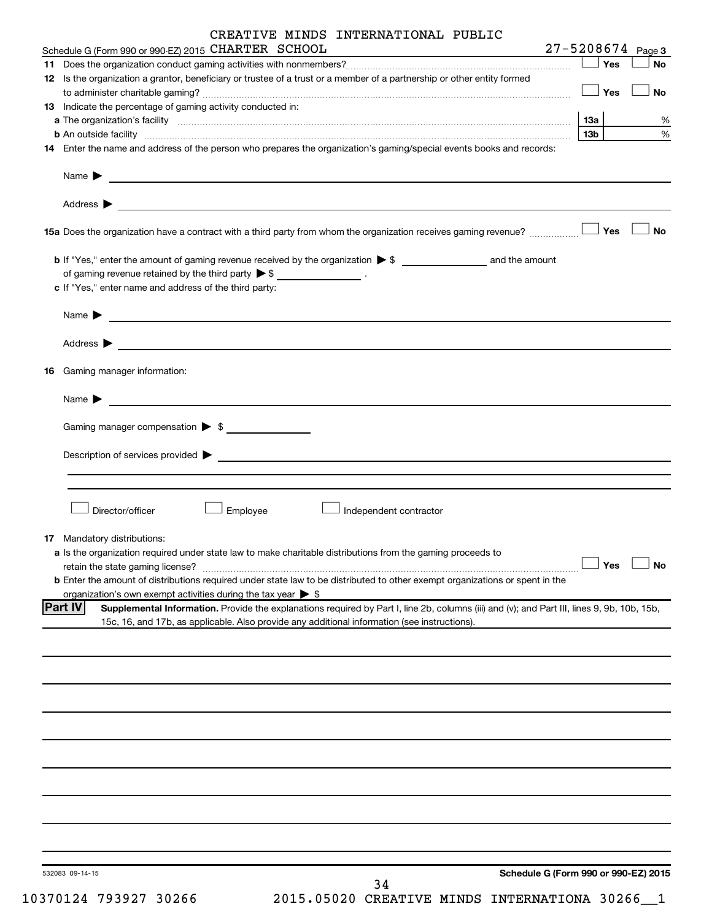CREATIVE MINDS INTERNATIONAL PUBLIC

Schedule G (Form 990 or 990-EZ) 2015 CHARTER SCHOOL 27-5208674 Page 3

**11** Does the organization conduct gaming activities with nonmembers? ☐ Yes ☐ No

**12** Is the organization a grantor, beneficiary or trustee of a trust or a member of a partnership or other entity formed to administer charitable gaming? ☐ Yes ☐ No

**13** Indicate the percentage of gaming activity conducted in:

**a** The organization's facility **13a** %

**b** An outside facility **13b** %

**14** Enter the name and address of the person who prepares the organization's gaming/special events books and records:

Name ▶

Address ▶

**15a** Does the organization have a contract with a third party from whom the organization receives gaming revenue? ☐ Yes ☐ No

**b** If "Yes," enter the amount of gaming revenue received by the organization ▶ $ ______ and the amount of gaming revenue retained by the third party ▶ $ ______ .

**c** If "Yes," enter name and address of the third party:

Name ▶

Address ▶

**16** Gaming manager information:

Name ▶

Gaming manager compensation ▶ $

Description of services provided ▶

☐ Director/officer ☐ Employee ☐ Independent contractor

**17** Mandatory distributions:

**a** Is the organization required under state law to make charitable distributions from the gaming proceeds to retain the state gaming license? ☐ Yes ☐ No

**b** Enter the amount of distributions required under state law to be distributed to other exempt organizations or spent in the organization's own exempt activities during the tax year ▶ $

**Part IV** **Supplemental Information.** Provide the explanations required by Part I, line 2b, columns (iii) and (v); and Part III, lines 9, 9b, 10b, 15b, 15c, 16, and 17b, as applicable. Also provide any additional information (see instructions).

532083 09-14-15 **Schedule G (Form 990 or 990-EZ) 2015**

10370124 793927 30266 2015.05020 CREATIVE MINDS INTERNATIONA 30266__1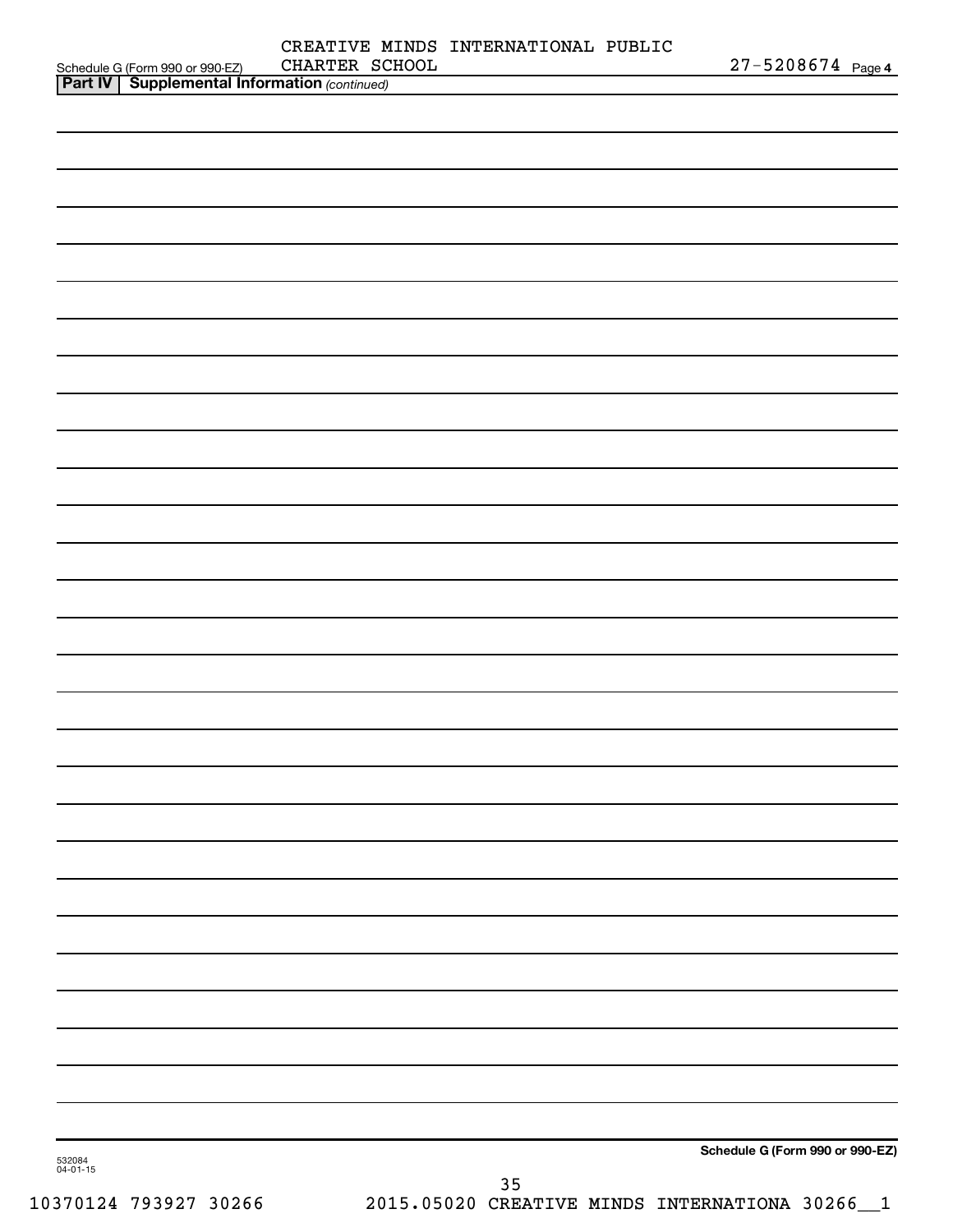CREATIVE MINDS INTERNATIONAL PUBLIC CHARTER SCHOOL 27-5208674

**Part IV | Supplemental Information** *(continued)*

Schedule G (Form 990 or 990-EZ)

532084 04-01-15

10370124 793927 30266 2015.05020 CREATIVE MINDS INTERNATIONA 30266__1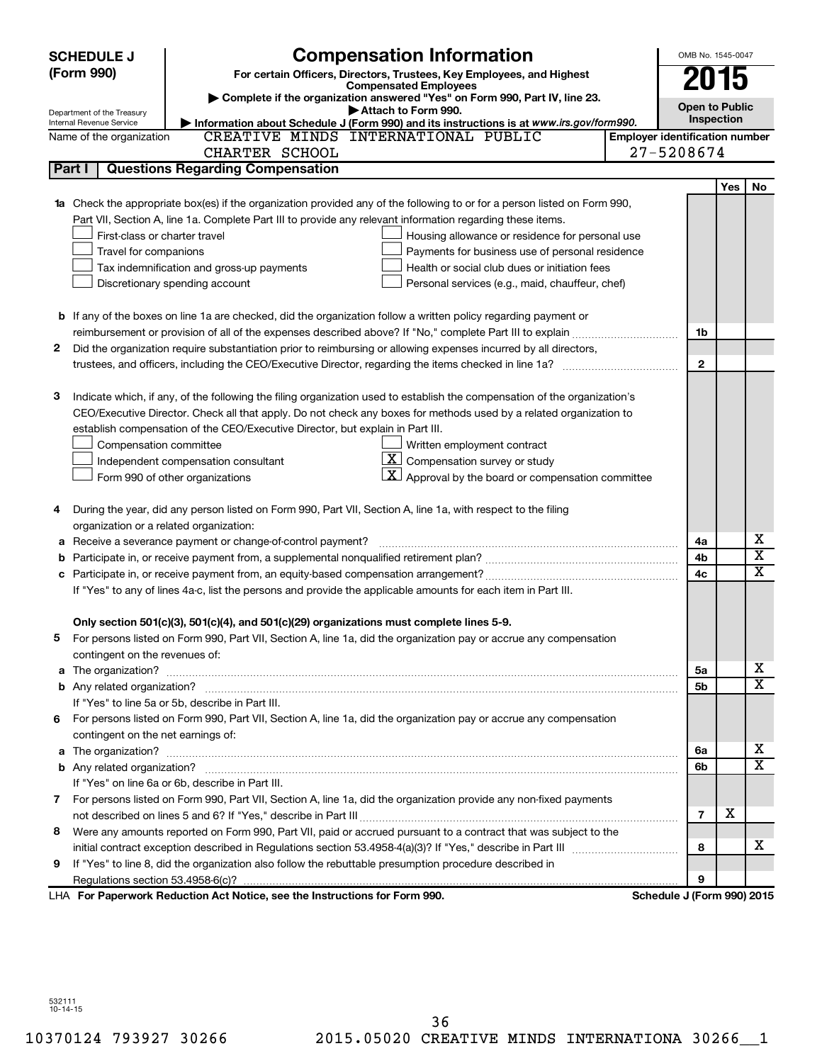**SCHEDULE J (Form 990)**

Department of the Treasury
Internal Revenue Service

# Compensation Information

**For certain Officers, Directors, Trustees, Key Employees, and Highest Compensated Employees**

▶ Complete if the organization answered "Yes" on Form 990, Part IV, line 23.
▶ Attach to Form 990.
▶ Information about Schedule J (Form 990) and its instructions is at *www.irs.gov/form990.*

OMB No. 1545-0047

**2015**

**Open to Public Inspection**

Name of the organization: CREATIVE MINDS INTERNATIONAL PUBLIC CHARTER SCHOOL

**Employer identification number:** 27-5208674

## Part I — Questions Regarding Compensation

| | | | Yes | No |
|---|---|---|---|---|
| **1a** | Check the appropriate box(es) if the organization provided any of the following to or for a person listed on Form 990, Part VII, Section A, line 1a. Complete Part III to provide any relevant information regarding these items.<br>☐ First-class or charter travel ☐ Housing allowance or residence for personal use<br>☐ Travel for companions ☐ Payments for business use of personal residence<br>☐ Tax indemnification and gross-up payments ☐ Health or social club dues or initiation fees<br>☐ Discretionary spending account ☐ Personal services (e.g., maid, chauffeur, chef) | | | |
| **b** | If any of the boxes on line 1a are checked, did the organization follow a written policy regarding payment or reimbursement or provision of all of the expenses described above? If "No," complete Part III to explain | 1b | | |
| **2** | Did the organization require substantiation prior to reimbursing or allowing expenses incurred by all directors, trustees, and officers, including the CEO/Executive Director, regarding the items checked in line 1a? | 2 | | |
| **3** | Indicate which, if any, of the following the filing organization used to establish the compensation of the organization's CEO/Executive Director. Check all that apply. Do not check any boxes for methods used by a related organization to establish compensation of the CEO/Executive Director, but explain in Part III.<br>☐ Compensation committee ☐ Written employment contract<br>☐ Independent compensation consultant ☒ Compensation survey or study<br>☐ Form 990 of other organizations ☒ Approval by the board or compensation committee | | | |
| **4** | During the year, did any person listed on Form 990, Part VII, Section A, line 1a, with respect to the filing organization or a related organization: | | | |
| **a** | Receive a severance payment or change-of-control payment? | 4a | | X |
| **b** | Participate in, or receive payment from, a supplemental nonqualified retirement plan? | 4b | | X |
| **c** | Participate in, or receive payment from, an equity-based compensation arrangement? | 4c | | X |
| | If "Yes" to any of lines 4a-c, list the persons and provide the applicable amounts for each item in Part III. | | | |
| | **Only section 501(c)(3), 501(c)(4), and 501(c)(29) organizations must complete lines 5-9.** | | | |
| **5** | For persons listed on Form 990, Part VII, Section A, line 1a, did the organization pay or accrue any compensation contingent on the revenues of: | | | |
| **a** | The organization? | 5a | | X |
| **b** | Any related organization? | 5b | | X |
| | If "Yes" to line 5a or 5b, describe in Part III. | | | |
| **6** | For persons listed on Form 990, Part VII, Section A, line 1a, did the organization pay or accrue any compensation contingent on the net earnings of: | | | |
| **a** | The organization? | 6a | | X |
| **b** | Any related organization? | 6b | | X |
| | If "Yes" on line 6a or 6b, describe in Part III. | | | |
| **7** | For persons listed on Form 990, Part VII, Section A, line 1a, did the organization provide any non-fixed payments not described on lines 5 and 6? If "Yes," describe in Part III | 7 | X | |
| **8** | Were any amounts reported on Form 990, Part VII, paid or accrued pursuant to a contract that was subject to the initial contract exception described in Regulations section 53.4958-4(a)(3)? If "Yes," describe in Part III | 8 | | X |
| **9** | If "Yes" to line 8, did the organization also follow the rebuttable presumption procedure described in Regulations section 53.4958-6(c)? | 9 | | |

LHA **For Paperwork Reduction Act Notice, see the Instructions for Form 990.** **Schedule J (Form 990) 2015**

532111
10-14-15

10370124 793927 30266 2015.05020 CREATIVE MINDS INTERNATIONA 30266__1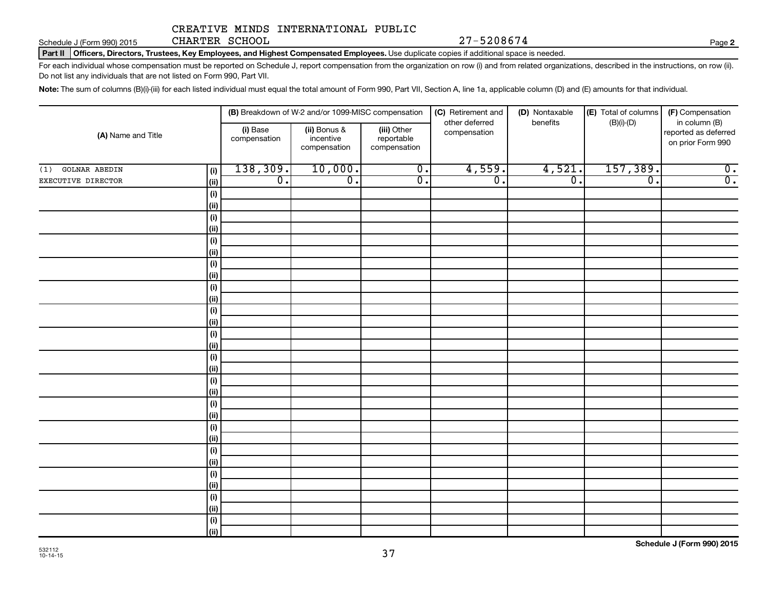CREATIVE MINDS INTERNATIONAL PUBLIC CHARTER SCHOOL 27-5208674

Schedule J (Form 990) 2015 Page 2

**Part II** **Officers, Directors, Trustees, Key Employees, and Highest Compensated Employees.** Use duplicate copies if additional space is needed.

For each individual whose compensation must be reported on Schedule J, report compensation from the organization on row (i) and from related organizations, described in the instructions, on row (ii). Do not list any individuals that are not listed on Form 990, Part VII.

**Note:** The sum of columns (B)(i)-(iii) for each listed individual must equal the total amount of Form 990, Part VII, Section A, line 1a, applicable column (D) and (E) amounts for that individual.

| (A) Name and Title | | (B) Breakdown of W-2 and/or 1099-MISC compensation | | | (C) Retirement and other deferred compensation | (D) Nontaxable benefits | (E) Total of columns (B)(i)-(D) | (F) Compensation in column (B) reported as deferred on prior Form 990 |
|---|---|---|---|---|---|---|---|---|
| | | (i) Base compensation | (ii) Bonus & incentive compensation | (iii) Other reportable compensation | | | | |
| (1) GOLNAR ABEDIN | (i) | 138,309. | 10,000. | 0. | 4,559. | 4,521. | 157,389. | 0. |
| EXECUTIVE DIRECTOR | (ii) | 0. | 0. | 0. | 0. | 0. | 0. | 0. |
| | (i) | | | | | | | |
| | (ii) | | | | | | | |
| | (i) | | | | | | | |
| | (ii) | | | | | | | |
| | (i) | | | | | | | |
| | (ii) | | | | | | | |
| | (i) | | | | | | | |
| | (ii) | | | | | | | |
| | (i) | | | | | | | |
| | (ii) | | | | | | | |
| | (i) | | | | | | | |
| | (ii) | | | | | | | |
| | (i) | | | | | | | |
| | (ii) | | | | | | | |
| | (i) | | | | | | | |
| | (ii) | | | | | | | |
| | (i) | | | | | | | |
| | (ii) | | | | | | | |
| | (i) | | | | | | | |
| | (ii) | | | | | | | |
| | (i) | | | | | | | |
| | (ii) | | | | | | | |
| | (i) | | | | | | | |
| | (ii) | | | | | | | |
| | (i) | | | | | | | |
| | (ii) | | | | | | | |
| | (i) | | | | | | | |
| | (ii) | | | | | | | |
| | (i) | | | | | | | |
| | (ii) | | | | | | | |

532112 10-14-15

**Schedule J (Form 990) 2015**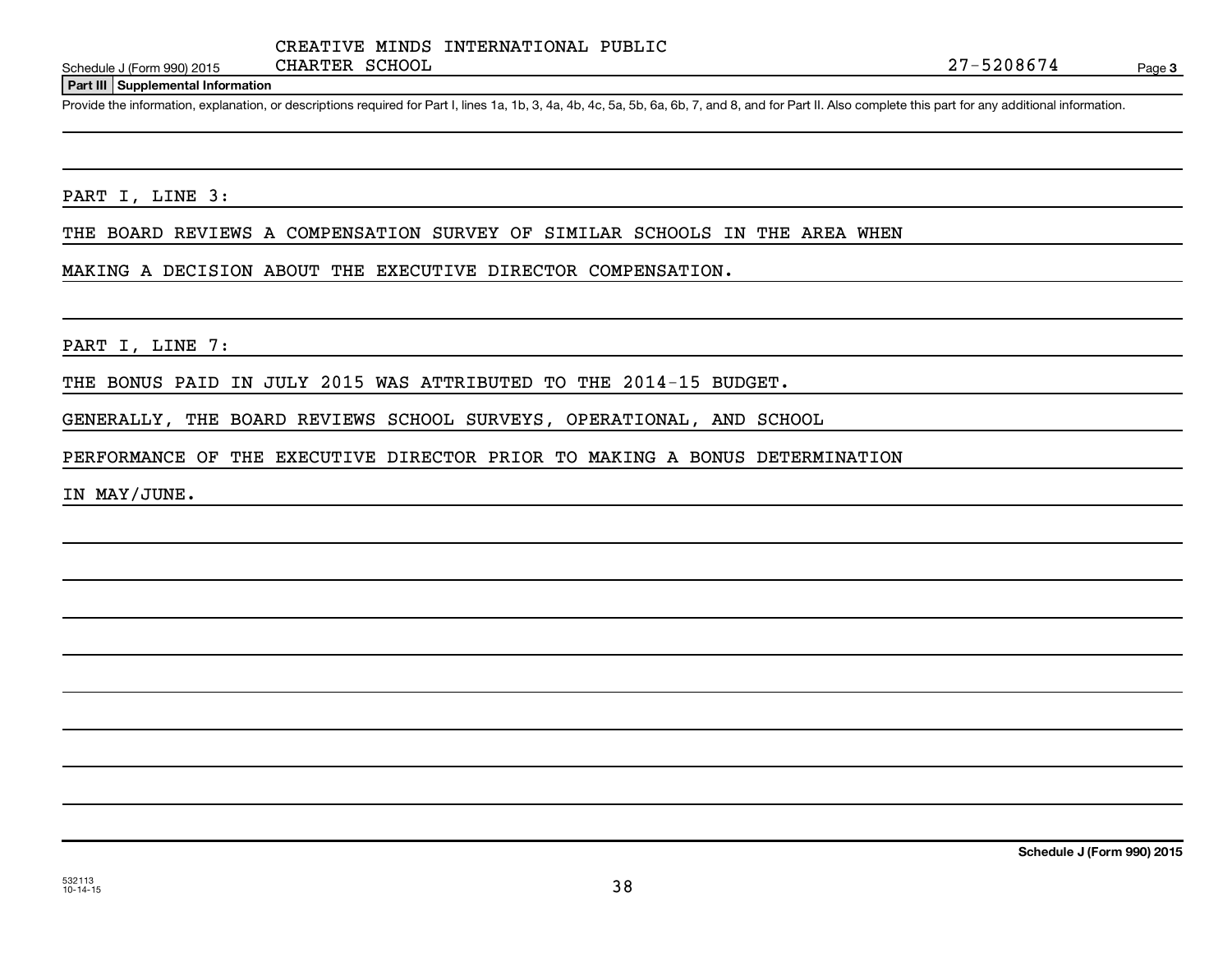CREATIVE MINDS INTERNATIONAL PUBLIC CHARTER SCHOOL

Schedule J (Form 990) 2015 — 27-5208674 — Page 3

**Part III | Supplemental Information**

Provide the information, explanation, or descriptions required for Part I, lines 1a, 1b, 3, 4a, 4b, 4c, 5a, 5b, 6a, 6b, 7, and 8, and for Part II. Also complete this part for any additional information.

PART I, LINE 3:

THE BOARD REVIEWS A COMPENSATION SURVEY OF SIMILAR SCHOOLS IN THE AREA WHEN MAKING A DECISION ABOUT THE EXECUTIVE DIRECTOR COMPENSATION.

PART I, LINE 7:

THE BONUS PAID IN JULY 2015 WAS ATTRIBUTED TO THE 2014-15 BUDGET.

GENERALLY, THE BOARD REVIEWS SCHOOL SURVEYS, OPERATIONAL, AND SCHOOL PERFORMANCE OF THE EXECUTIVE DIRECTOR PRIOR TO MAKING A BONUS DETERMINATION IN MAY/JUNE.

**Schedule J (Form 990) 2015**

532113
10-14-15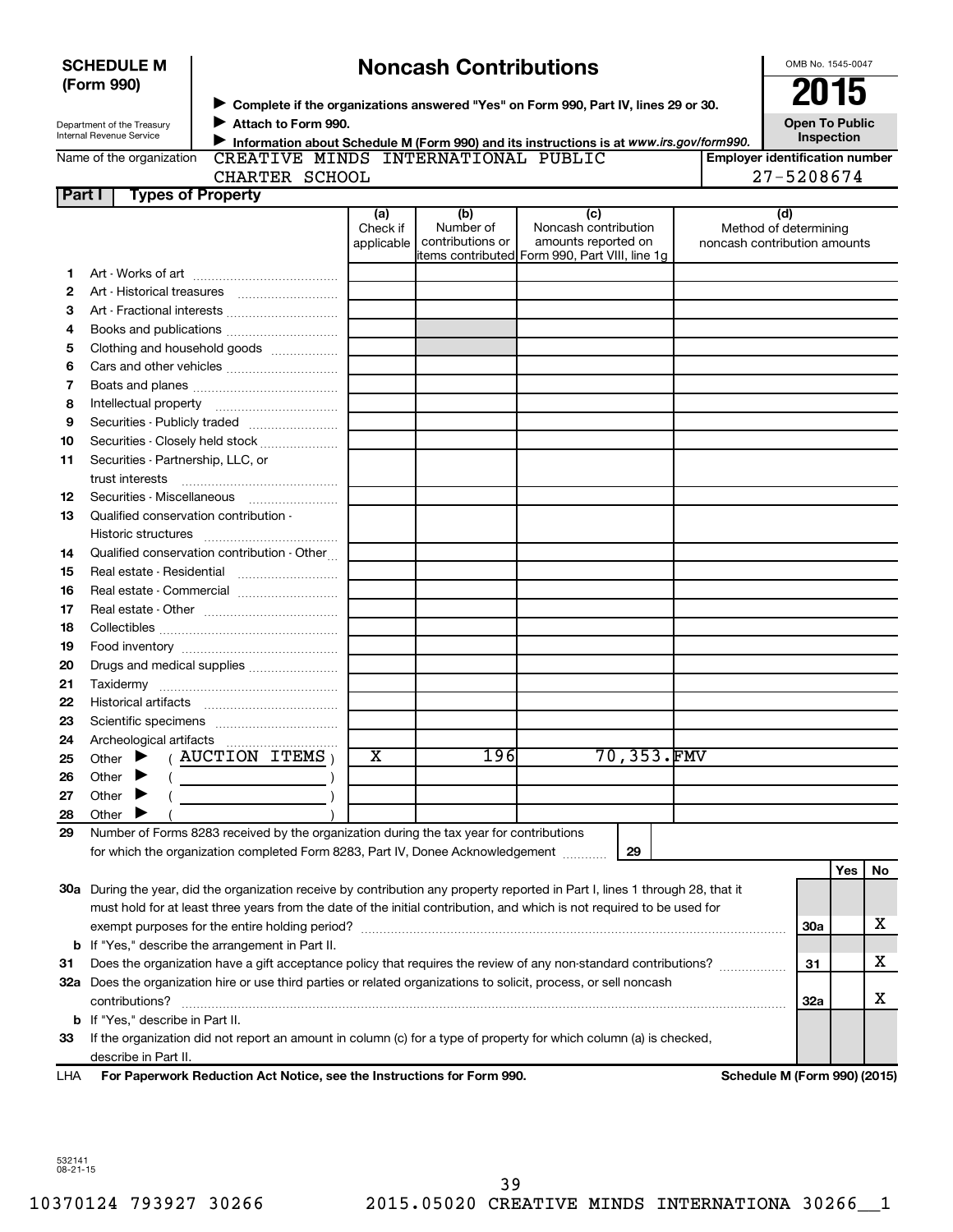**SCHEDULE M (Form 990)**

Department of the Treasury
Internal Revenue Service

# Noncash Contributions

▶ Complete if the organizations answered "Yes" on Form 990, Part IV, lines 29 or 30.
▶ Attach to Form 990.
▶ Information about Schedule M (Form 990) and its instructions is at www.irs.gov/form990.

OMB No. 1545-0047

**2015**

**Open To Public Inspection**

Name of the organization: CREATIVE MINDS INTERNATIONAL PUBLIC CHARTER SCHOOL

Employer identification number: 27-5208674

**Part I — Types of Property**

| | | (a) Check if applicable | (b) Number of contributions or items contributed | (c) Noncash contribution amounts reported on Form 990, Part VIII, line 1g | (d) Method of determining noncash contribution amounts |
|---|---|---|---|---|---|
| 1 | Art - Works of art | | | | |
| 2 | Art - Historical treasures | | | | |
| 3 | Art - Fractional interests | | | | |
| 4 | Books and publications | | | | |
| 5 | Clothing and household goods | | | | |
| 6 | Cars and other vehicles | | | | |
| 7 | Boats and planes | | | | |
| 8 | Intellectual property | | | | |
| 9 | Securities - Publicly traded | | | | |
| 10 | Securities - Closely held stock | | | | |
| 11 | Securities - Partnership, LLC, or trust interests | | | | |
| 12 | Securities - Miscellaneous | | | | |
| 13 | Qualified conservation contribution - Historic structures | | | | |
| 14 | Qualified conservation contribution - Other | | | | |
| 15 | Real estate - Residential | | | | |
| 16 | Real estate - Commercial | | | | |
| 17 | Real estate - Other | | | | |
| 18 | Collectibles | | | | |
| 19 | Food inventory | | | | |
| 20 | Drugs and medical supplies | | | | |
| 21 | Taxidermy | | | | |
| 22 | Historical artifacts | | | | |
| 23 | Scientific specimens | | | | |
| 24 | Archeological artifacts | | | | |
| 25 | Other ▶ ( AUCTION ITEMS ) | X | 196 | 70,353. | FMV |
| 26 | Other ▶ ( ) | | | | |
| 27 | Other ▶ ( ) | | | | |
| 28 | Other ▶ ( ) | | | | |

29 Number of Forms 8283 received by the organization during the tax year for contributions for which the organization completed Form 8283, Part IV, Donee Acknowledgement ..... 29

| | | | Yes | No |
|---|---|---|---|---|
| 30a | During the year, did the organization receive by contribution any property reported in Part I, lines 1 through 28, that it must hold for at least three years from the date of the initial contribution, and which is not required to be used for exempt purposes for the entire holding period? | 30a | | X |
| b | If "Yes," describe the arrangement in Part II. | | | |
| 31 | Does the organization have a gift acceptance policy that requires the review of any non-standard contributions? | 31 | | X |
| 32a | Does the organization hire or use third parties or related organizations to solicit, process, or sell noncash contributions? | 32a | | X |
| b | If "Yes," describe in Part II. | | | |
| 33 | If the organization did not report an amount in column (c) for a type of property for which column (a) is checked, describe in Part II. | | | |

LHA **For Paperwork Reduction Act Notice, see the Instructions for Form 990.** **Schedule M (Form 990) (2015)**

532141
08-21-15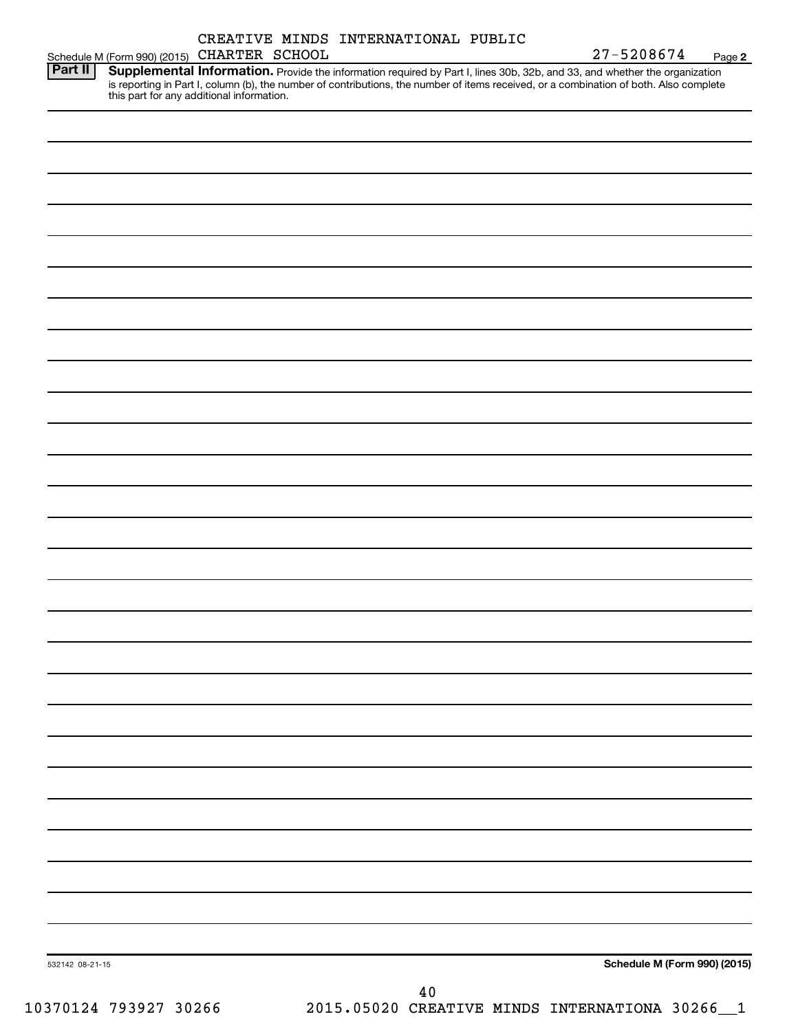CREATIVE MINDS INTERNATIONAL PUBLIC CHARTER SCHOOL

27-5208674

**Part II** **Supplemental Information.** Provide the information required by Part I, lines 30b, 32b, and 33, and whether the organization is reporting in Part I, column (b), the number of contributions, the number of items received, or a combination of both. Also complete this part for any additional information.

532142 08-21-15

**Schedule M (Form 990) (2015)**

10370124 793927 30266 2015.05020 CREATIVE MINDS INTERNATIONA 30266__1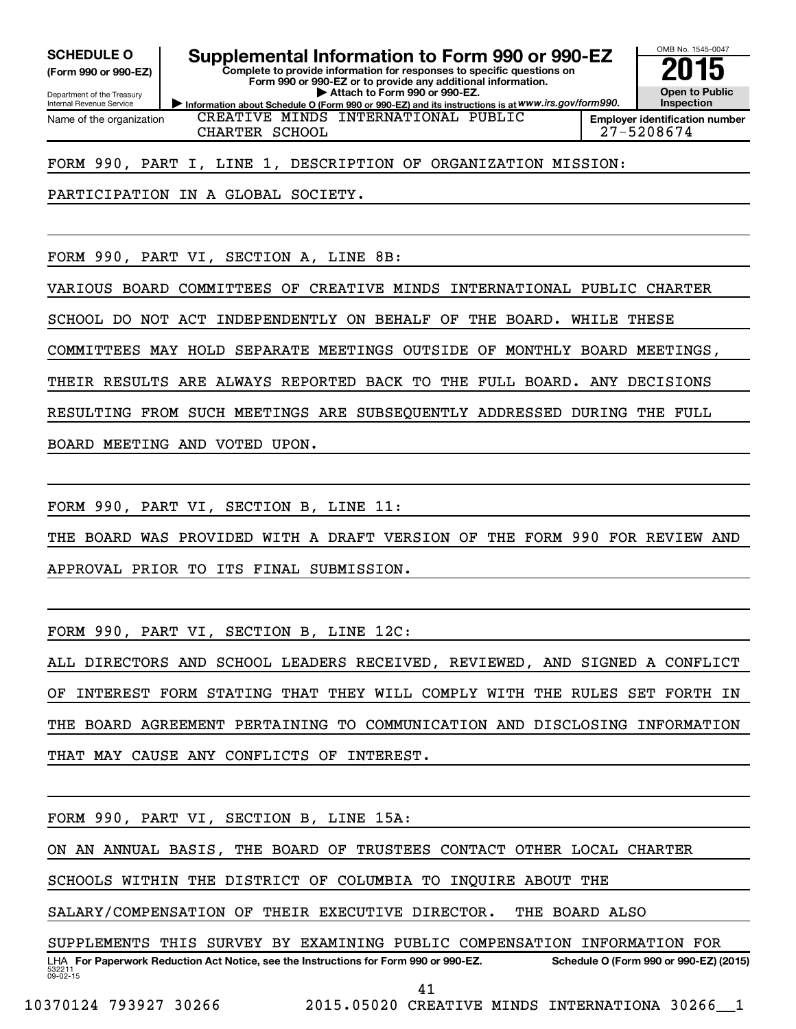**SCHEDULE O**
**(Form 990 or 990-EZ)**

Department of the Treasury
Internal Revenue Service

# Supplemental Information to Form 990 or 990-EZ

**Complete to provide information for responses to specific questions on Form 990 or 990-EZ or to provide any additional information.**
**▶ Attach to Form 990 or 990-EZ.**
**▶ Information about Schedule O (Form 990 or 990-EZ) and its instructions is at** ***www.irs.gov/form990.***

OMB No. 1545-0047

**2015**

**Open to Public Inspection**

Name of the organization: CREATIVE MINDS INTERNATIONAL PUBLIC CHARTER SCHOOL

**Employer identification number** 27-5208674

FORM 990, PART I, LINE 1, DESCRIPTION OF ORGANIZATION MISSION:

PARTICIPATION IN A GLOBAL SOCIETY.

FORM 990, PART VI, SECTION A, LINE 8B:

VARIOUS BOARD COMMITTEES OF CREATIVE MINDS INTERNATIONAL PUBLIC CHARTER SCHOOL DO NOT ACT INDEPENDENTLY ON BEHALF OF THE BOARD. WHILE THESE COMMITTEES MAY HOLD SEPARATE MEETINGS OUTSIDE OF MONTHLY BOARD MEETINGS, THEIR RESULTS ARE ALWAYS REPORTED BACK TO THE FULL BOARD. ANY DECISIONS RESULTING FROM SUCH MEETINGS ARE SUBSEQUENTLY ADDRESSED DURING THE FULL BOARD MEETING AND VOTED UPON.

FORM 990, PART VI, SECTION B, LINE 11:

THE BOARD WAS PROVIDED WITH A DRAFT VERSION OF THE FORM 990 FOR REVIEW AND APPROVAL PRIOR TO ITS FINAL SUBMISSION.

FORM 990, PART VI, SECTION B, LINE 12C:

ALL DIRECTORS AND SCHOOL LEADERS RECEIVED, REVIEWED, AND SIGNED A CONFLICT OF INTEREST FORM STATING THAT THEY WILL COMPLY WITH THE RULES SET FORTH IN THE BOARD AGREEMENT PERTAINING TO COMMUNICATION AND DISCLOSING INFORMATION THAT MAY CAUSE ANY CONFLICTS OF INTEREST.

FORM 990, PART VI, SECTION B, LINE 15A:

ON AN ANNUAL BASIS, THE BOARD OF TRUSTEES CONTACT OTHER LOCAL CHARTER SCHOOLS WITHIN THE DISTRICT OF COLUMBIA TO INQUIRE ABOUT THE SALARY/COMPENSATION OF THEIR EXECUTIVE DIRECTOR. THE BOARD ALSO SUPPLEMENTS THIS SURVEY BY EXAMINING PUBLIC COMPENSATION INFORMATION FOR

LHA **For Paperwork Reduction Act Notice, see the Instructions for Form 990 or 990-EZ.** **Schedule O (Form 990 or 990-EZ) (2015)**
532211 09-02-15

10370124 793927 30266 2015.05020 CREATIVE MINDS INTERNATIONA 30266__1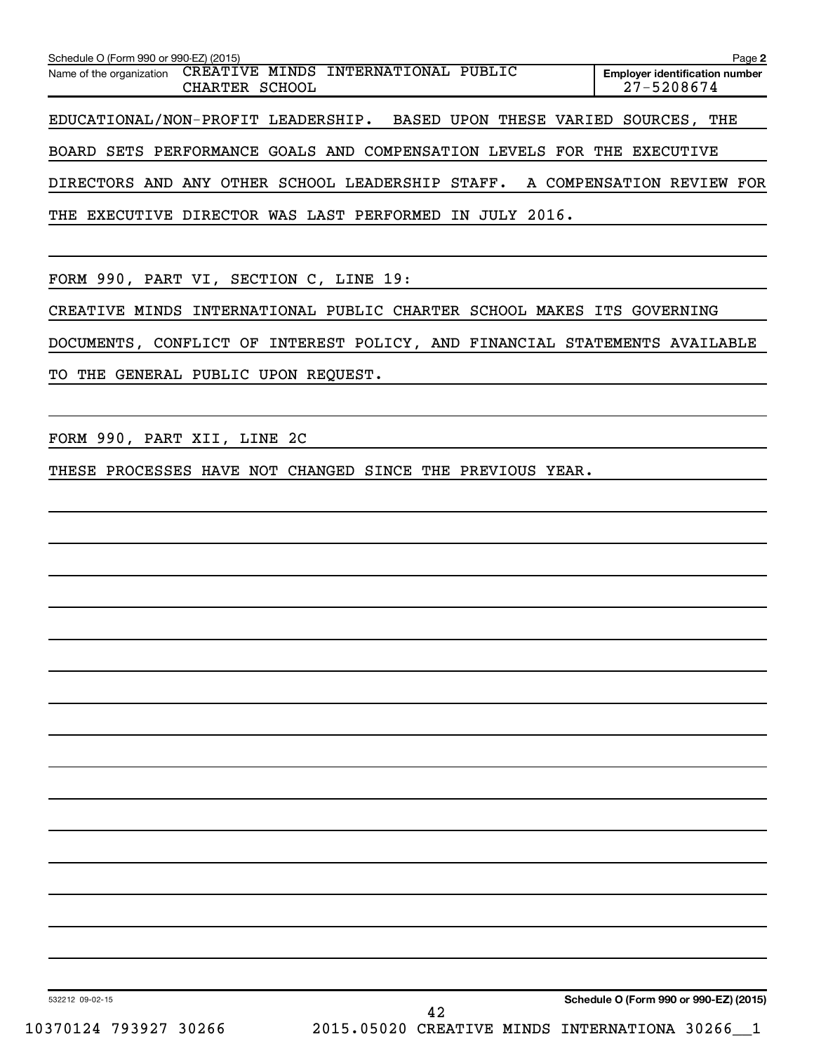Schedule O (Form 990 or 990-EZ) (2015)

Name of the organization: CREATIVE MINDS INTERNATIONAL PUBLIC CHARTER SCHOOL

**Employer identification number** 27-5208674

EDUCATIONAL/NON-PROFIT LEADERSHIP. BASED UPON THESE VARIED SOURCES, THE BOARD SETS PERFORMANCE GOALS AND COMPENSATION LEVELS FOR THE EXECUTIVE DIRECTORS AND ANY OTHER SCHOOL LEADERSHIP STAFF. A COMPENSATION REVIEW FOR THE EXECUTIVE DIRECTOR WAS LAST PERFORMED IN JULY 2016.

FORM 990, PART VI, SECTION C, LINE 19:

CREATIVE MINDS INTERNATIONAL PUBLIC CHARTER SCHOOL MAKES ITS GOVERNING DOCUMENTS, CONFLICT OF INTEREST POLICY, AND FINANCIAL STATEMENTS AVAILABLE TO THE GENERAL PUBLIC UPON REQUEST.

FORM 990, PART XII, LINE 2C

THESE PROCESSES HAVE NOT CHANGED SINCE THE PREVIOUS YEAR.

532212 09-02-15

**Schedule O (Form 990 or 990-EZ) (2015)**

10370124 793927 30266 2015.05020 CREATIVE MINDS INTERNATIONA 30266__1